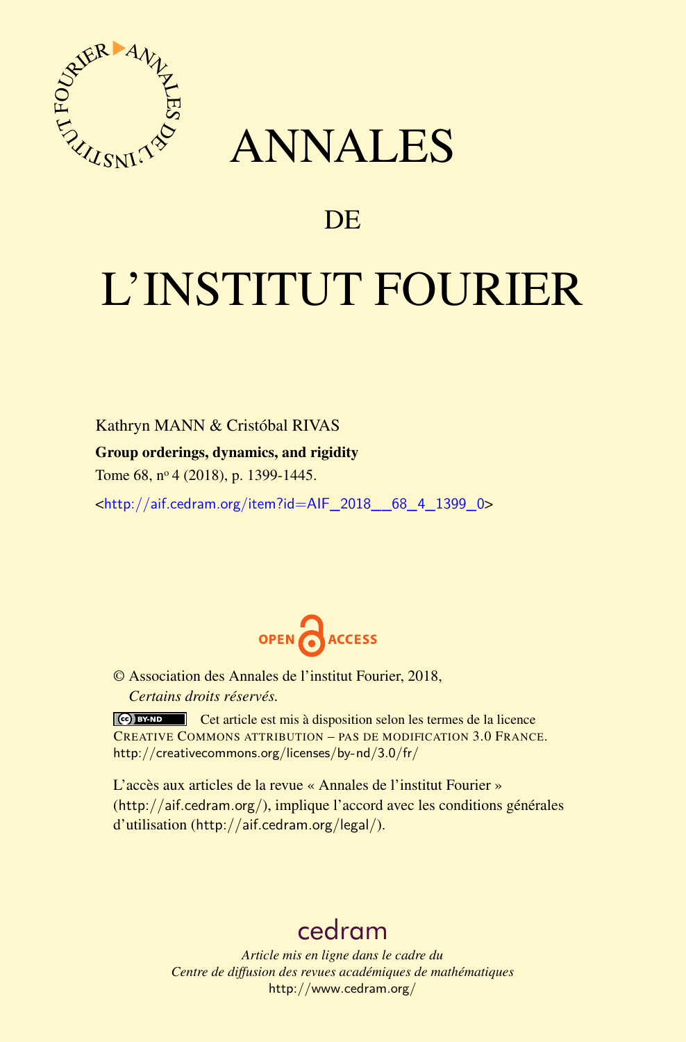# ANNALES

## DE

# L'INSTITUT FOURIER

Kathryn MANN & Cristóbal RIVAS

**Group orderings, dynamics, and rigidity**

Tome 68, nº 4 (2018), p. 1399-1445.

<http://aif.cedram.org/item?id=AIF_2018__68_4_1399_0>

OPEN ACCESS

© Association des Annales de l'institut Fourier, 2018,
*Certains droits réservés.*

Cet article est mis à disposition selon les termes de la licence CREATIVE COMMONS ATTRIBUTION – PAS DE MODIFICATION 3.0 FRANCE.
http://creativecommons.org/licenses/by-nd/3.0/fr/

L'accès aux articles de la revue « Annales de l'institut Fourier » (http://aif.cedram.org/), implique l'accord avec les conditions générales d'utilisation (http://aif.cedram.org/legal/).

cedram

*Article mis en ligne dans le cadre du*
*Centre de diffusion des revues académiques de mathématiques*
http://www.cedram.org/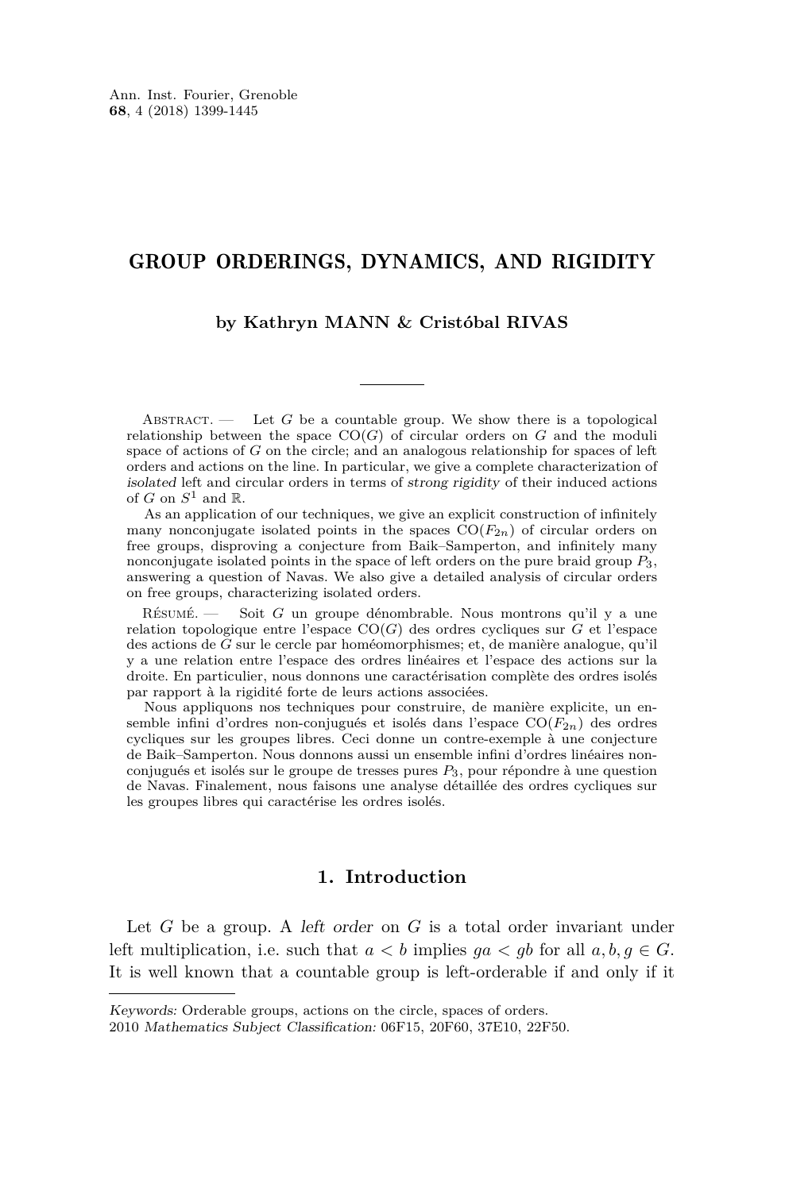# GROUP ORDERINGS, DYNAMICS, AND RIGIDITY

**by Kathryn MANN & Cristóbal RIVAS**

Abstract. — Let $G$ be a countable group. We show there is a topological relationship between the space $\mathrm{CO}(G)$ of circular orders on $G$ and the moduli space of actions of $G$ on the circle; and an analogous relationship for spaces of left orders and actions on the line. In particular, we give a complete characterization of *isolated* left and circular orders in terms of *strong rigidity* of their induced actions of $G$ on $S^1$ and $\mathbb{R}$.

As an application of our techniques, we give an explicit construction of infinitely many nonconjugate isolated points in the spaces $\mathrm{CO}(F_{2n})$ of circular orders on free groups, disproving a conjecture from Baik–Samperton, and infinitely many nonconjugate isolated points in the space of left orders on the pure braid group $P_3$, answering a question of Navas. We also give a detailed analysis of circular orders on free groups, characterizing isolated orders.

Résumé. — Soit $G$ un groupe dénombrable. Nous montrons qu'il y a une relation topologique entre l'espace $\mathrm{CO}(G)$ des ordres cycliques sur $G$ et l'espace des actions de $G$ sur le cercle par homéomorphismes; et, de manière analogue, qu'il y a une relation entre l'espace des ordres linéaires et l'espace des actions sur la droite. En particulier, nous donnons une caractérisation complète des ordres isolés par rapport à la rigidité forte de leurs actions associées.

Nous appliquons nos techniques pour construire, de manière explicite, un ensemble infini d'ordres non-conjugés et isolés dans l'espace $\mathrm{CO}(F_{2n})$ des ordres cycliques sur les groupes libres. Ceci donne un contre-exemple à une conjecture de Baik–Samperton. Nous donnons aussi un ensemble infini d'ordres linéaires non-conjugés et isolés sur le groupe de tresses pures $P_3$, pour répondre à une question de Navas. Finalement, nous faisons une analyse détaillée des ordres cycliques sur les groupes libres qui caractérise les ordres isolés.

## 1. Introduction

Let $G$ be a group. A *left order* on $G$ is a total order invariant under left multiplication, i.e. such that $a < b$ implies $ga < gb$ for all $a, b, g \in G$. It is well known that a countable group is left-orderable if and only if it

*Keywords:* Orderable groups, actions on the circle, spaces of orders.
2010 *Mathematics Subject Classification:* 06F15, 20F60, 37E10, 22F50.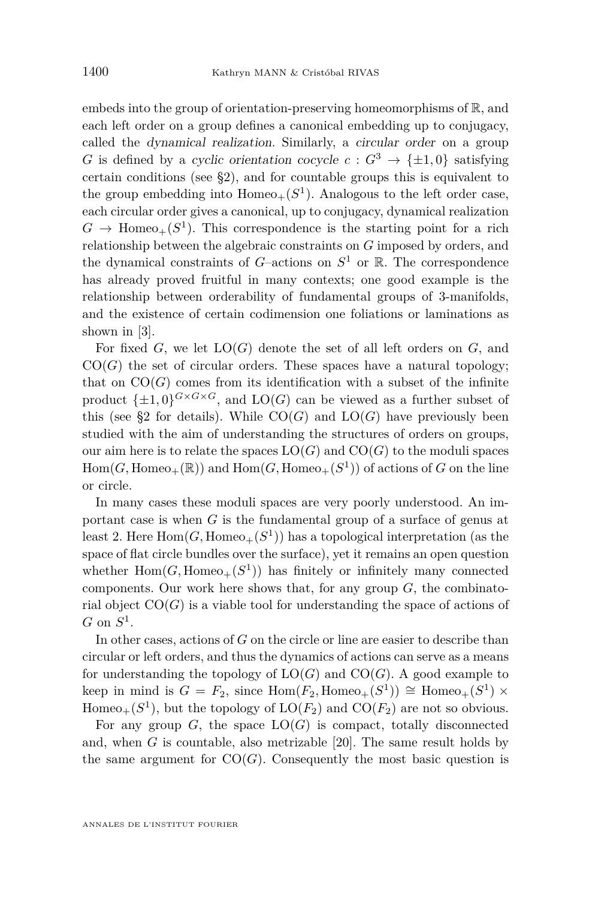embeds into the group of orientation-preserving homeomorphisms of $\mathbb{R}$, and each left order on a group defines a canonical embedding up to conjugacy, called the *dynamical realization*. Similarly, a *circular order* on a group $G$ is defined by a *cyclic orientation cocycle* $c : G^3 \to \{\pm 1, 0\}$ satisfying certain conditions (see §2), and for countable groups this is equivalent to the group embedding into $\mathrm{Homeo}_+(S^1)$. Analogous to the left order case, each circular order gives a canonical, up to conjugacy, dynamical realization $G \to \mathrm{Homeo}_+(S^1)$. This correspondence is the starting point for a rich relationship between the algebraic constraints on $G$ imposed by orders, and the dynamical constraints of $G$–actions on $S^1$ or $\mathbb{R}$. The correspondence has already proved fruitful in many contexts; one good example is the relationship between orderability of fundamental groups of 3-manifolds, and the existence of certain codimension one foliations or laminations as shown in [3].

For fixed $G$, we let $\mathrm{LO}(G)$ denote the set of all left orders on $G$, and $\mathrm{CO}(G)$ the set of circular orders. These spaces have a natural topology; that on $\mathrm{CO}(G)$ comes from its identification with a subset of the infinite product $\{\pm 1, 0\}^{G\times G\times G}$, and $\mathrm{LO}(G)$ can be viewed as a further subset of this (see §2 for details). While $\mathrm{CO}(G)$ and $\mathrm{LO}(G)$ have previously been studied with the aim of understanding the structures of orders on groups, our aim here is to relate the spaces $\mathrm{LO}(G)$ and $\mathrm{CO}(G)$ to the moduli spaces $\mathrm{Hom}(G, \mathrm{Homeo}_+(\mathbb{R}))$ and $\mathrm{Hom}(G, \mathrm{Homeo}_+(S^1))$ of actions of $G$ on the line or circle.

In many cases these moduli spaces are very poorly understood. An important case is when $G$ is the fundamental group of a surface of genus at least 2. Here $\mathrm{Hom}(G, \mathrm{Homeo}_+(S^1))$ has a topological interpretation (as the space of flat circle bundles over the surface), yet it remains an open question whether $\mathrm{Hom}(G, \mathrm{Homeo}_+(S^1))$ has finitely or infinitely many connected components. Our work here shows that, for any group $G$, the combinatorial object $\mathrm{CO}(G)$ is a viable tool for understanding the space of actions of $G$ on $S^1$.

In other cases, actions of $G$ on the circle or line are easier to describe than circular or left orders, and thus the dynamics of actions can serve as a means for understanding the topology of $\mathrm{LO}(G)$ and $\mathrm{CO}(G)$. A good example to keep in mind is $G = F_2$, since $\mathrm{Hom}(F_2, \mathrm{Homeo}_+(S^1)) \cong \mathrm{Homeo}_+(S^1) \times \mathrm{Homeo}_+(S^1)$, but the topology of $\mathrm{LO}(F_2)$ and $\mathrm{CO}(F_2)$ are not so obvious.

For any group $G$, the space $\mathrm{LO}(G)$ is compact, totally disconnected and, when $G$ is countable, also metrizable [20]. The same result holds by the same argument for $\mathrm{CO}(G)$. Consequently the most basic question is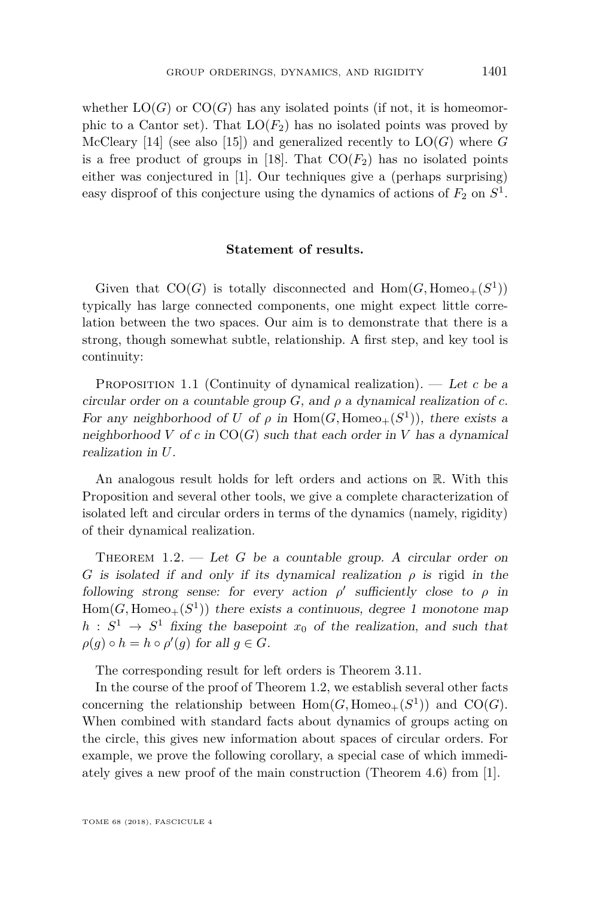whether $\mathrm{LO}(G)$ or $\mathrm{CO}(G)$ has any isolated points (if not, it is homeomorphic to a Cantor set). That $\mathrm{LO}(F_2)$ has no isolated points was proved by McCleary [14] (see also [15]) and generalized recently to $\mathrm{LO}(G)$ where $G$ is a free product of groups in [18]. That $\mathrm{CO}(F_2)$ has no isolated points either was conjectured in [1]. Our techniques give a (perhaps surprising) easy disproof of this conjecture using the dynamics of actions of $F_2$ on $S^1$.

### Statement of results.

Given that $\mathrm{CO}(G)$ is totally disconnected and $\mathrm{Hom}(G, \mathrm{Homeo}_+(S^1))$ typically has large connected components, one might expect little correlation between the two spaces. Our aim is to demonstrate that there is a strong, though somewhat subtle, relationship. A first step, and key tool is continuity:

Proposition 1.1 (Continuity of dynamical realization). — *Let $c$ be a circular order on a countable group $G$, and $\rho$ a dynamical realization of $c$. For any neighborhood of $U$ of $\rho$ in $\mathrm{Hom}(G, \mathrm{Homeo}_+(S^1))$, there exists a neighborhood $V$ of $c$ in $\mathrm{CO}(G)$ such that each order in $V$ has a dynamical realization in $U$.*

An analogous result holds for left orders and actions on $\mathbb{R}$. With this Proposition and several other tools, we give a complete characterization of isolated left and circular orders in terms of the dynamics (namely, rigidity) of their dynamical realization.

Theorem 1.2. — *Let $G$ be a countable group. A circular order on $G$ is isolated if and only if its dynamical realization $\rho$ is* rigid *in the following strong sense: for every action $\rho'$ sufficiently close to $\rho$ in $\mathrm{Hom}(G, \mathrm{Homeo}_+(S^1))$ there exists a continuous, degree 1 monotone map $h : S^1 \to S^1$ fixing the basepoint $x_0$ of the realization, and such that $\rho(g) \circ h = h \circ \rho'(g)$ for all $g \in G$.*

The corresponding result for left orders is Theorem 3.11.

In the course of the proof of Theorem 1.2, we establish several other facts concerning the relationship between $\mathrm{Hom}(G, \mathrm{Homeo}_+(S^1))$ and $\mathrm{CO}(G)$. When combined with standard facts about dynamics of groups acting on the circle, this gives new information about spaces of circular orders. For example, we prove the following corollary, a special case of which immediately gives a new proof of the main construction (Theorem 4.6) from [1].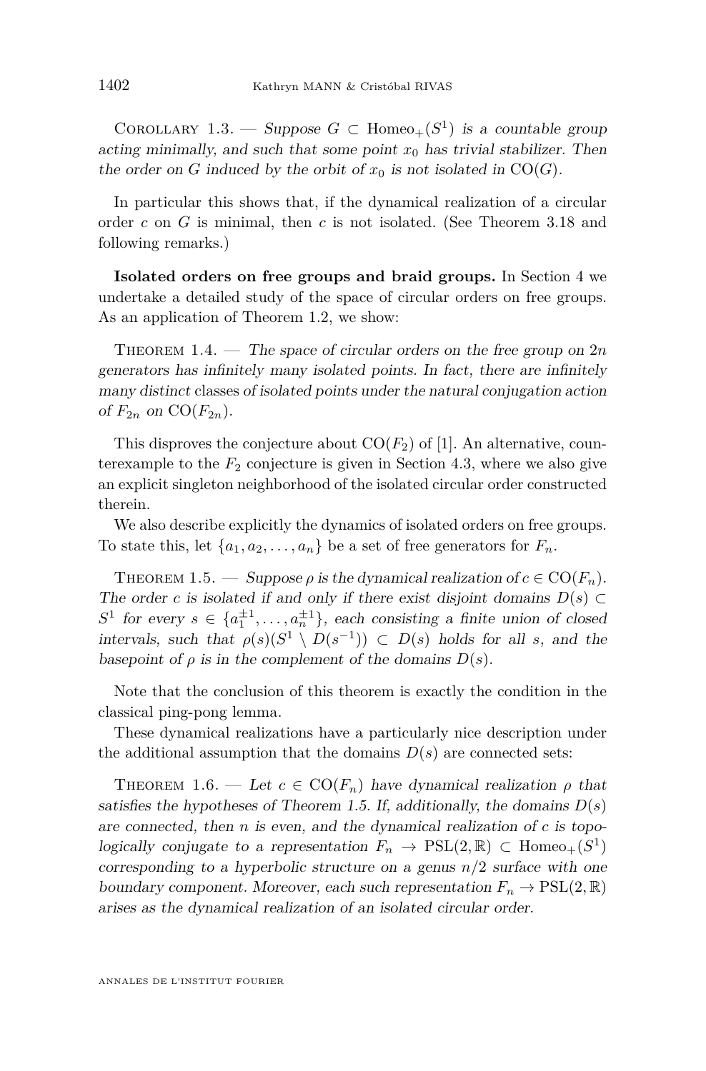Corollary 1.3. — *Suppose $G \subset \mathrm{Homeo}_+(S^1)$ is a countable group acting minimally, and such that some point $x_0$ has trivial stabilizer. Then the order on $G$ induced by the orbit of $x_0$ is not isolated in $\mathrm{CO}(G)$.*

In particular this shows that, if the dynamical realization of a circular order $c$ on $G$ is minimal, then $c$ is not isolated. (See Theorem 3.18 and following remarks.)

**Isolated orders on free groups and braid groups.** In Section 4 we undertake a detailed study of the space of circular orders on free groups. As an application of Theorem 1.2, we show:

Theorem 1.4. — *The space of circular orders on the free group on $2n$ generators has infinitely many isolated points. In fact, there are infinitely many distinct* classes *of isolated points under the natural conjugation action of $F_{2n}$ on $\mathrm{CO}(F_{2n})$.*

This disproves the conjecture about $\mathrm{CO}(F_2)$ of [1]. An alternative, counterexample to the $F_2$ conjecture is given in Section 4.3, where we also give an explicit singleton neighborhood of the isolated circular order constructed therein.

We also describe explicitly the dynamics of isolated orders on free groups. To state this, let $\{a_1, a_2, \ldots, a_n\}$ be a set of free generators for $F_n$.

Theorem 1.5. — *Suppose $\rho$ is the dynamical realization of $c \in \mathrm{CO}(F_n)$. The order $c$ is isolated if and only if there exist disjoint domains $D(s) \subset S^1$ for every $s \in \{a_1^{\pm 1}, \ldots, a_n^{\pm 1}\}$, each consisting a finite union of closed intervals, such that $\rho(s)(S^1 \setminus D(s^{-1})) \subset D(s)$ holds for all $s$, and the basepoint of $\rho$ is in the complement of the domains $D(s)$.*

Note that the conclusion of this theorem is exactly the condition in the classical ping-pong lemma.

These dynamical realizations have a particularly nice description under the additional assumption that the domains $D(s)$ are connected sets:

Theorem 1.6. — *Let $c \in \mathrm{CO}(F_n)$ have dynamical realization $\rho$ that satisfies the hypotheses of Theorem 1.5. If, additionally, the domains $D(s)$ are connected, then $n$ is even, and the dynamical realization of $c$ is topologically conjugate to a representation $F_n \to \mathrm{PSL}(2, \mathbb{R}) \subset \mathrm{Homeo}_+(S^1)$ corresponding to a hyperbolic structure on a genus $n/2$ surface with one boundary component. Moreover, each such representation $F_n \to \mathrm{PSL}(2, \mathbb{R})$ arises as the dynamical realization of an isolated circular order.*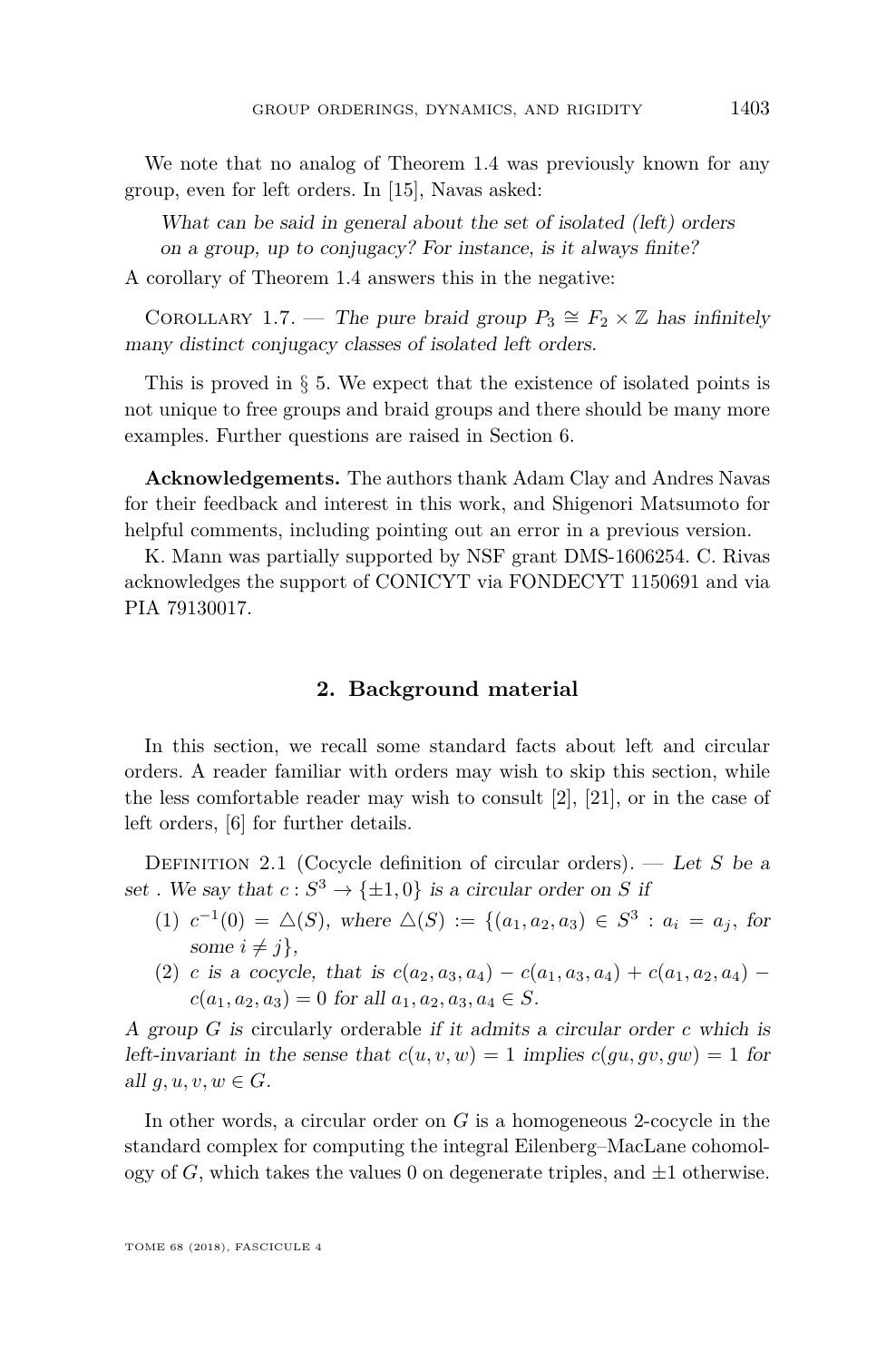We note that no analog of Theorem 1.4 was previously known for any group, even for left orders. In [15], Navas asked:

> *What can be said in general about the set of isolated (left) orders on a group, up to conjugacy? For instance, is it always finite?*

A corollary of Theorem 1.4 answers this in the negative:

Corollary 1.7. — *The pure braid group $P_3 \cong F_2 \times \mathbb{Z}$ has infinitely many distinct conjugacy classes of isolated left orders.*

This is proved in § 5. We expect that the existence of isolated points is not unique to free groups and braid groups and there should be many more examples. Further questions are raised in Section 6.

**Acknowledgements.** The authors thank Adam Clay and Andres Navas for their feedback and interest in this work, and Shigenori Matsumoto for helpful comments, including pointing out an error in a previous version.

K. Mann was partially supported by NSF grant DMS-1606254. C. Rivas acknowledges the support of CONICYT via FONDECYT 1150691 and via PIA 79130017.

## 2. Background material

In this section, we recall some standard facts about left and circular orders. A reader familiar with orders may wish to skip this section, while the less comfortable reader may wish to consult [2], [21], or in the case of left orders, [6] for further details.

Definition 2.1 (Cocycle definition of circular orders). — *Let $S$ be a set . We say that $c : S^3 \to \{\pm 1, 0\}$ is a circular order on $S$ if*

1. $c^{-1}(0) = \triangle(S)$*, where* $\triangle(S) := \{(a_1, a_2, a_3) \in S^3 : a_i = a_j,$ *for some* $i \neq j\}$,
2. *$c$ is a cocycle, that is* $c(a_2, a_3, a_4) - c(a_1, a_3, a_4) + c(a_1, a_2, a_4) - c(a_1, a_2, a_3) = 0$ *for all* $a_1, a_2, a_3, a_4 \in S$.

*A group $G$ is* circularly orderable *if it admits a circular order $c$ which is left-invariant in the sense that $c(u, v, w) = 1$ implies $c(gu, gv, gw) = 1$ for all $g, u, v, w \in G$.*

In other words, a circular order on $G$ is a homogeneous 2-cocycle in the standard complex for computing the integral Eilenberg–MacLane cohomology of $G$, which takes the values 0 on degenerate triples, and $\pm 1$ otherwise.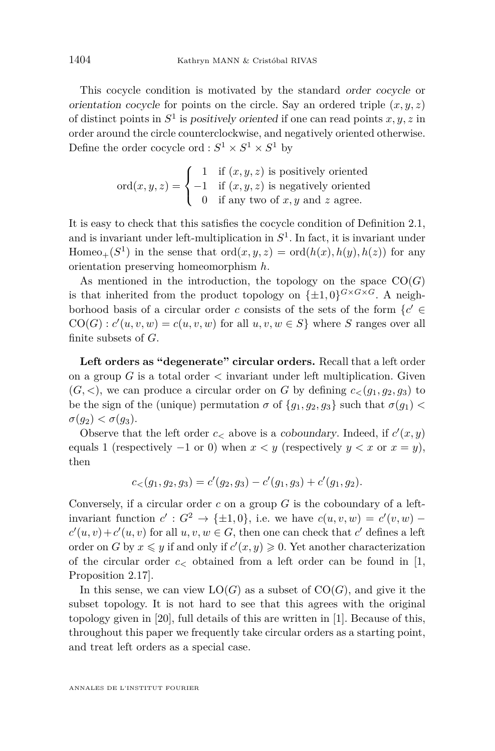This cocycle condition is motivated by the standard *order cocycle* or *orientation cocycle* for points on the circle. Say an ordered triple $(x, y, z)$ of distinct points in $S^1$ is *positively oriented* if one can read points $x, y, z$ in order around the circle counterclockwise, and negatively oriented otherwise. Define the order cocycle $\mathrm{ord} : S^1 \times S^1 \times S^1$ by

$$\mathrm{ord}(x, y, z) = \begin{cases} 1 & \text{if } (x, y, z) \text{ is positively oriented} \\ -1 & \text{if } (x, y, z) \text{ is negatively oriented} \\ 0 & \text{if any two of } x, y \text{ and } z \text{ agree.} \end{cases}$$

It is easy to check that this satisfies the cocycle condition of Definition 2.1, and is invariant under left-multiplication in $S^1$. In fact, it is invariant under $\mathrm{Homeo}_+(S^1)$ in the sense that $\mathrm{ord}(x, y, z) = \mathrm{ord}(h(x), h(y), h(z))$ for any orientation preserving homeomorphism $h$.

As mentioned in the introduction, the topology on the space $\mathrm{CO}(G)$ is that inherited from the product topology on $\{\pm 1, 0\}^{G \times G \times G}$. A neighborhood basis of a circular order $c$ consists of the sets of the form $\{c' \in \mathrm{CO}(G) : c'(u, v, w) = c(u, v, w) \text{ for all } u, v, w \in S\}$ where $S$ ranges over all finite subsets of $G$.

**Left orders as "degenerate" circular orders.** Recall that a left order on a group $G$ is a total order $<$ invariant under left multiplication. Given $(G, <)$, we can produce a circular order on $G$ by defining $c_<(g_1, g_2, g_3)$ to be the sign of the (unique) permutation $\sigma$ of $\{g_1, g_2, g_3\}$ such that $\sigma(g_1) < \sigma(g_2) < \sigma(g_3)$.

Observe that the left order $c_<$ above is a *coboundary*. Indeed, if $c'(x, y)$ equals 1 (respectively $-1$ or 0) when $x < y$ (respectively $y < x$ or $x = y$), then

$$c_<(g_1, g_2, g_3) = c'(g_2, g_3) - c'(g_1, g_3) + c'(g_1, g_2).$$

Conversely, if a circular order $c$ on a group $G$ is the coboundary of a left-invariant function $c' : G^2 \to \{\pm 1, 0\}$, i.e. we have $c(u, v, w) = c'(v, w) - c'(u, v) + c'(u, v)$ for all $u, v, w \in G$, then one can check that $c'$ defines a left order on $G$ by $x \leqslant y$ if and only if $c'(x, y) \geqslant 0$. Yet another characterization of the circular order $c_<$ obtained from a left order can be found in [1, Proposition 2.17].

In this sense, we can view $\mathrm{LO}(G)$ as a subset of $\mathrm{CO}(G)$, and give it the subset topology. It is not hard to see that this agrees with the original topology given in [20], full details of this are written in [1]. Because of this, throughout this paper we frequently take circular orders as a starting point, and treat left orders as a special case.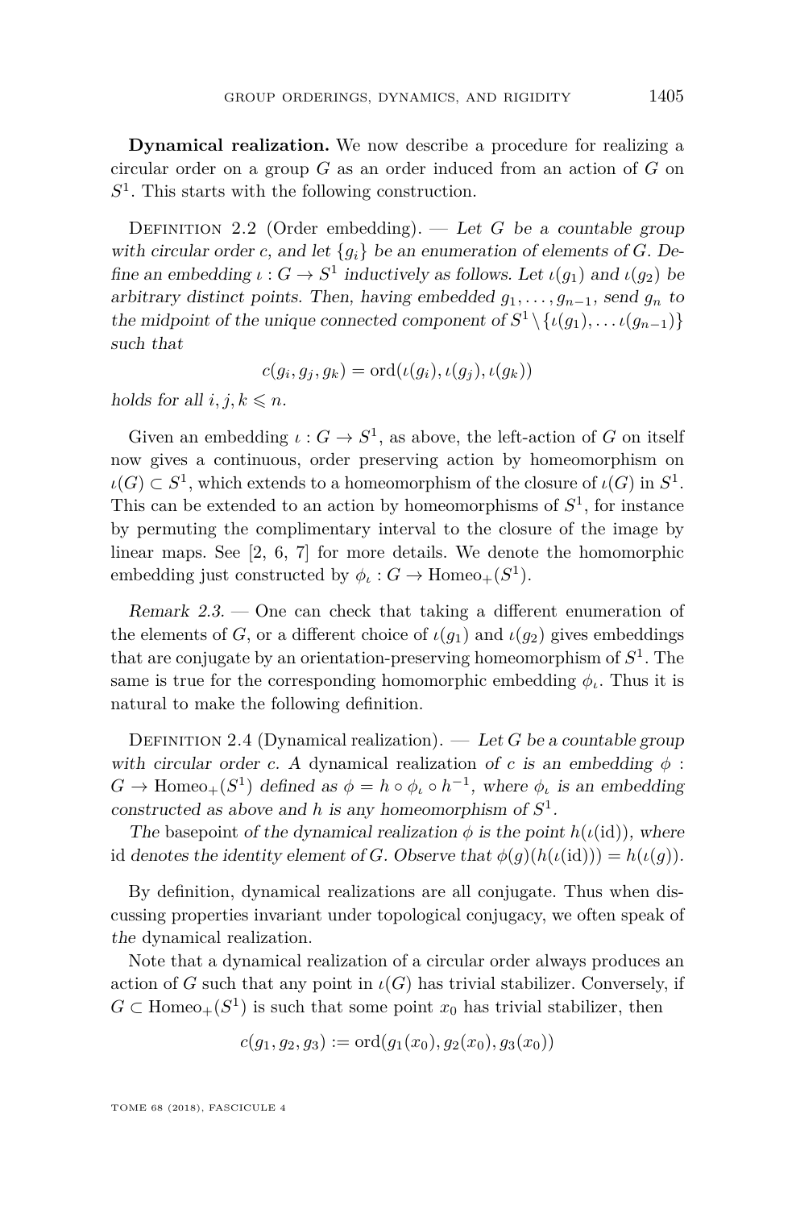**Dynamical realization.** We now describe a procedure for realizing a circular order on a group $G$ as an order induced from an action of $G$ on $S^1$. This starts with the following construction.

Definition 2.2 (Order embedding). — *Let $G$ be a countable group with circular order $c$, and let $\{g_i\}$ be an enumeration of elements of $G$. Define an embedding $\iota : G \to S^1$ inductively as follows. Let $\iota(g_1)$ and $\iota(g_2)$ be arbitrary distinct points. Then, having embedded $g_1, \ldots, g_{n-1}$, send $g_n$ to the midpoint of the unique connected component of $S^1 \setminus \{\iota(g_1), \ldots \iota(g_{n-1})\}$ such that*

$$c(g_i, g_j, g_k) = \operatorname{ord}(\iota(g_i), \iota(g_j), \iota(g_k))$$

*holds for all $i, j, k \leqslant n$.*

Given an embedding $\iota : G \to S^1$, as above, the left-action of $G$ on itself now gives a continuous, order preserving action by homeomorphism on $\iota(G) \subset S^1$, which extends to a homeomorphism of the closure of $\iota(G)$ in $S^1$. This can be extended to an action by homeomorphisms of $S^1$, for instance by permuting the complimentary interval to the closure of the image by linear maps. See [2, 6, 7] for more details. We denote the homomorphic embedding just constructed by $\phi_\iota : G \to \operatorname{Homeo}_+(S^1)$.

*Remark 2.3.* — One can check that taking a different enumeration of the elements of $G$, or a different choice of $\iota(g_1)$ and $\iota(g_2)$ gives embeddings that are conjugate by an orientation-preserving homeomorphism of $S^1$. The same is true for the corresponding homomorphic embedding $\phi_\iota$. Thus it is natural to make the following definition.

Definition 2.4 (Dynamical realization). — *Let $G$ be a countable group with circular order $c$. A* dynamical realization *of $c$ is an embedding $\phi : G \to \operatorname{Homeo}_+(S^1)$ defined as $\phi = h \circ \phi_\iota \circ h^{-1}$, where $\phi_\iota$ is an embedding constructed as above and $h$ is any homeomorphism of $S^1$.*

*The* basepoint *of the dynamical realization $\phi$ is the point $h(\iota(\mathrm{id}))$, where* id *denotes the identity element of $G$. Observe that $\phi(g)(h(\iota(\mathrm{id}))) = h(\iota(g))$.*

By definition, dynamical realizations are all conjugate. Thus when discussing properties invariant under topological conjugacy, we often speak of *the* dynamical realization.

Note that a dynamical realization of a circular order always produces an action of $G$ such that any point in $\iota(G)$ has trivial stabilizer. Conversely, if $G \subset \operatorname{Homeo}_+(S^1)$ is such that some point $x_0$ has trivial stabilizer, then

$$c(g_1, g_2, g_3) := \operatorname{ord}(g_1(x_0), g_2(x_0), g_3(x_0))$$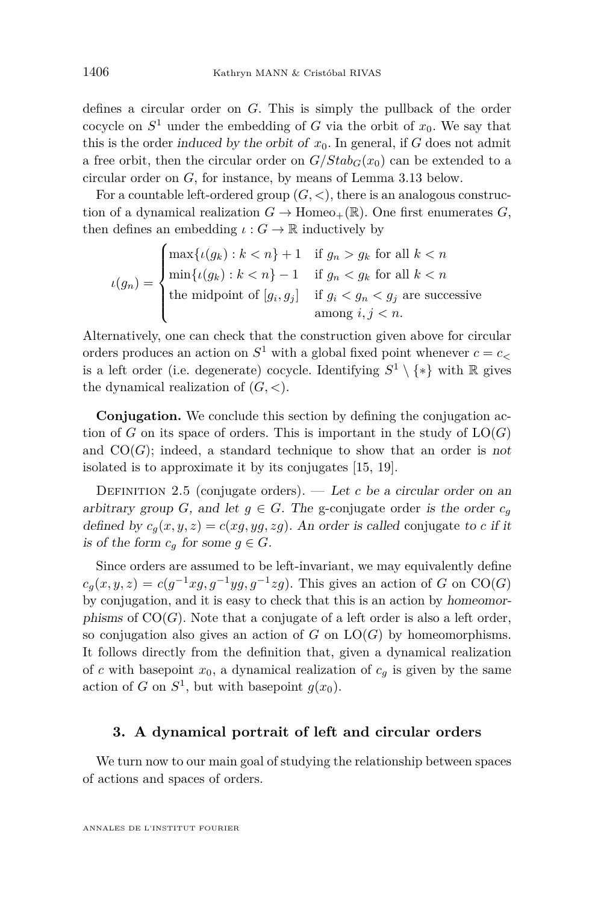defines a circular order on $G$. This is simply the pullback of the order cocycle on $S^1$ under the embedding of $G$ via the orbit of $x_0$. We say that this is the order *induced by the orbit of* $x_0$. In general, if $G$ does not admit a free orbit, then the circular order on $G/Stab_G(x_0)$ can be extended to a circular order on $G$, for instance, by means of Lemma 3.13 below.

For a countable left-ordered group $(G,<)$, there is an analogous construction of a dynamical realization $G \to \mathrm{Homeo}_+(\mathbb{R})$. One first enumerates $G$, then defines an embedding $\iota : G \to \mathbb{R}$ inductively by

$$\iota(g_n) = \begin{cases} \max\{\iota(g_k) : k < n\} + 1 & \text{if } g_n > g_k \text{ for all } k < n \\ \min\{\iota(g_k) : k < n\} - 1 & \text{if } g_n < g_k \text{ for all } k < n \\ \text{the midpoint of } [g_i, g_j] & \text{if } g_i < g_n < g_j \text{ are successive} \\ & \text{among } i, j < n. \end{cases}$$

Alternatively, one can check that the construction given above for circular orders produces an action on $S^1$ with a global fixed point whenever $c = c_<$ is a left order (i.e. degenerate) cocycle. Identifying $S^1 \setminus \{*\}$ with $\mathbb{R}$ gives the dynamical realization of $(G,<)$.

**Conjugation.** We conclude this section by defining the conjugation action of $G$ on its space of orders. This is important in the study of $\mathrm{LO}(G)$ and $\mathrm{CO}(G)$; indeed, a standard technique to show that an order is *not* isolated is to approximate it by its conjugates [15, 19].

Definition 2.5 (conjugate orders). — *Let $c$ be a circular order on an arbitrary group $G$, and let $g \in G$. The* g-conjugate order *is the order $c_g$ defined by $c_g(x,y,z) = c(xg, yg, zg)$. An order is called* conjugate *to $c$ if it is of the form $c_g$ for some $g \in G$.*

Since orders are assumed to be left-invariant, we may equivalently define $c_g(x,y,z) = c(g^{-1}xg, g^{-1}yg, g^{-1}zg)$. This gives an action of $G$ on $\mathrm{CO}(G)$ by conjugation, and it is easy to check that this is an action by *homeomorphisms* of $\mathrm{CO}(G)$. Note that a conjugate of a left order is also a left order, so conjugation also gives an action of $G$ on $\mathrm{LO}(G)$ by homeomorphisms. It follows directly from the definition that, given a dynamical realization of $c$ with basepoint $x_0$, a dynamical realization of $c_g$ is given by the same action of $G$ on $S^1$, but with basepoint $g(x_0)$.

## 3. A dynamical portrait of left and circular orders

We turn now to our main goal of studying the relationship between spaces of actions and spaces of orders.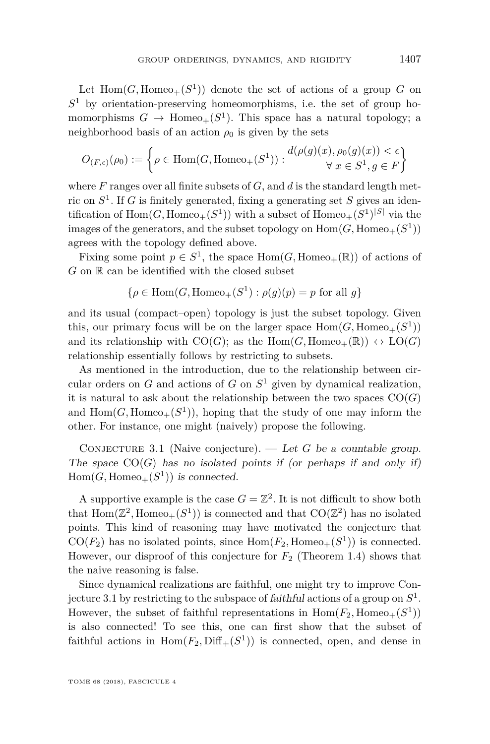Let $\mathrm{Hom}(G, \mathrm{Homeo}_+(S^1))$ denote the set of actions of a group $G$ on $S^1$ by orientation-preserving homeomorphisms, i.e. the set of group homomorphisms $G \to \mathrm{Homeo}_+(S^1)$. This space has a natural topology; a neighborhood basis of an action $\rho_0$ is given by the sets

$$O_{(F,\epsilon)}(\rho_0) := \left\{ \rho \in \mathrm{Hom}(G, \mathrm{Homeo}_+(S^1)) : \begin{array}{r} d(\rho(g)(x), \rho_0(g)(x)) < \epsilon \\ \forall\, x \in S^1, g \in F \end{array} \right\}$$

where $F$ ranges over all finite subsets of $G$, and $d$ is the standard length metric on $S^1$. If $G$ is finitely generated, fixing a generating set $S$ gives an identification of $\mathrm{Hom}(G, \mathrm{Homeo}_+(S^1))$ with a subset of $\mathrm{Homeo}_+(S^1)^{|S|}$ via the images of the generators, and the subset topology on $\mathrm{Hom}(G, \mathrm{Homeo}_+(S^1))$ agrees with the topology defined above.

Fixing some point $p \in S^1$, the space $\mathrm{Hom}(G, \mathrm{Homeo}_+(\mathbb{R}))$ of actions of $G$ on $\mathbb{R}$ can be identified with the closed subset

$$\{\rho \in \mathrm{Hom}(G, \mathrm{Homeo}_+(S^1) : \rho(g)(p) = p \text{ for all } g\}$$

and its usual (compact–open) topology is just the subset topology. Given this, our primary focus will be on the larger space $\mathrm{Hom}(G, \mathrm{Homeo}_+(S^1))$ and its relationship with $\mathrm{CO}(G)$; as the $\mathrm{Hom}(G, \mathrm{Homeo}_+(\mathbb{R})) \leftrightarrow \mathrm{LO}(G)$ relationship essentially follows by restricting to subsets.

As mentioned in the introduction, due to the relationship between circular orders on $G$ and actions of $G$ on $S^1$ given by dynamical realization, it is natural to ask about the relationship between the two spaces $\mathrm{CO}(G)$ and $\mathrm{Hom}(G, \mathrm{Homeo}_+(S^1))$, hoping that the study of one may inform the other. For instance, one might (naively) propose the following.

Conjecture 3.1 (Naive conjecture). — *Let $G$ be a countable group. The space $\mathrm{CO}(G)$ has no isolated points if (or perhaps if and only if) $\mathrm{Hom}(G, \mathrm{Homeo}_+(S^1))$ is connected.*

A supportive example is the case $G = \mathbb{Z}^2$. It is not difficult to show both that $\mathrm{Hom}(\mathbb{Z}^2, \mathrm{Homeo}_+(S^1))$ is connected and that $\mathrm{CO}(\mathbb{Z}^2)$ has no isolated points. This kind of reasoning may have motivated the conjecture that $\mathrm{CO}(F_2)$ has no isolated points, since $\mathrm{Hom}(F_2, \mathrm{Homeo}_+(S^1))$ is connected. However, our disproof of this conjecture for $F_2$ (Theorem 1.4) shows that the naive reasoning is false.

Since dynamical realizations are faithful, one might try to improve Conjecture 3.1 by restricting to the subspace of *faithful* actions of a group on $S^1$. However, the subset of faithful representations in $\mathrm{Hom}(F_2, \mathrm{Homeo}_+(S^1))$ is also connected! To see this, one can first show that the subset of faithful actions in $\mathrm{Hom}(F_2, \mathrm{Diff}_+(S^1))$ is connected, open, and dense in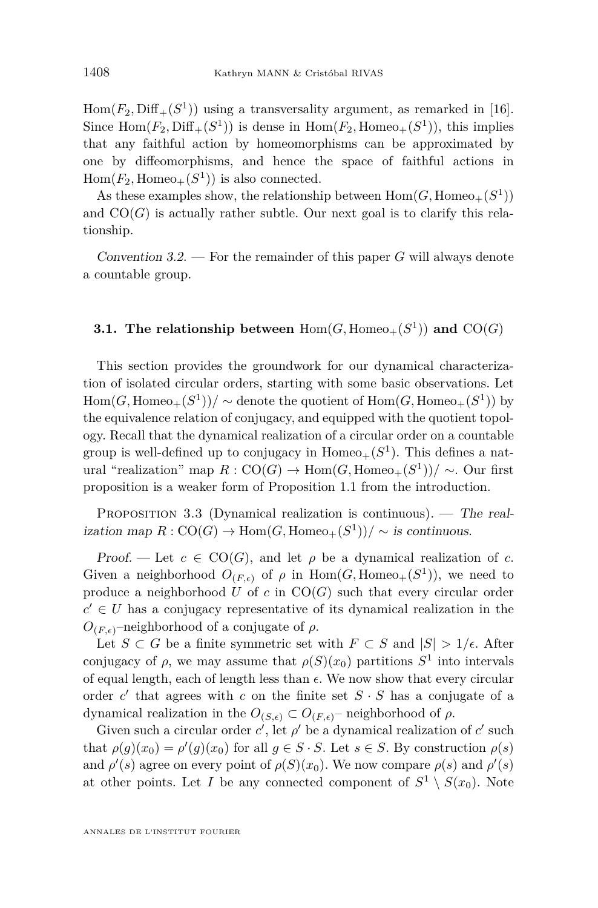$\mathrm{Hom}(F_2, \mathrm{Diff}_+(S^1))$ using a transversality argument, as remarked in [16]. Since $\mathrm{Hom}(F_2, \mathrm{Diff}_+(S^1))$ is dense in $\mathrm{Hom}(F_2, \mathrm{Homeo}_+(S^1))$, this implies that any faithful action by homeomorphisms can be approximated by one by diffeomorphisms, and hence the space of faithful actions in $\mathrm{Hom}(F_2, \mathrm{Homeo}_+(S^1))$ is also connected.

As these examples show, the relationship between $\mathrm{Hom}(G, \mathrm{Homeo}_+(S^1))$ and $\mathrm{CO}(G)$ is actually rather subtle. Our next goal is to clarify this relationship.

*Convention 3.2.* — For the remainder of this paper $G$ will always denote a countable group.

### 3.1. The relationship between $\mathrm{Hom}(G, \mathrm{Homeo}_+(S^1))$ and $\mathrm{CO}(G)$

This section provides the groundwork for our dynamical characterization of isolated circular orders, starting with some basic observations. Let $\mathrm{Hom}(G, \mathrm{Homeo}_+(S^1))/\sim$ denote the quotient of $\mathrm{Hom}(G, \mathrm{Homeo}_+(S^1))$ by the equivalence relation of conjugacy, and equipped with the quotient topology. Recall that the dynamical realization of a circular order on a countable group is well-defined up to conjugacy in $\mathrm{Homeo}_+(S^1)$. This defines a natural "realization" map $R : \mathrm{CO}(G) \to \mathrm{Hom}(G, \mathrm{Homeo}_+(S^1))/\sim$. Our first proposition is a weaker form of Proposition 1.1 from the introduction.

Proposition 3.3 (Dynamical realization is continuous). — *The realization map $R : \mathrm{CO}(G) \to \mathrm{Hom}(G, \mathrm{Homeo}_+(S^1))/\sim$ is continuous.*

*Proof.* — Let $c \in \mathrm{CO}(G)$, and let $\rho$ be a dynamical realization of $c$. Given a neighborhood $O_{(F,\epsilon)}$ of $\rho$ in $\mathrm{Hom}(G, \mathrm{Homeo}_+(S^1))$, we need to produce a neighborhood $U$ of $c$ in $\mathrm{CO}(G)$ such that every circular order $c' \in U$ has a conjugacy representative of its dynamical realization in the $O_{(F,\epsilon)}$–neighborhood of a conjugate of $\rho$.

Let $S \subset G$ be a finite symmetric set with $F \subset S$ and $|S| > 1/\epsilon$. After conjugacy of $\rho$, we may assume that $\rho(S)(x_0)$ partitions $S^1$ into intervals of equal length, each of length less than $\epsilon$. We now show that every circular order $c'$ that agrees with $c$ on the finite set $S \cdot S$ has a conjugate of a dynamical realization in the $O_{(S,\epsilon)} \subset O_{(F,\epsilon)}$– neighborhood of $\rho$.

Given such a circular order $c'$, let $\rho'$ be a dynamical realization of $c'$ such that $\rho(g)(x_0) = \rho'(g)(x_0)$ for all $g \in S \cdot S$. Let $s \in S$. By construction $\rho(s)$ and $\rho'(s)$ agree on every point of $\rho(S)(x_0)$. We now compare $\rho(s)$ and $\rho'(s)$ at other points. Let $I$ be any connected component of $S^1 \setminus S(x_0)$. Note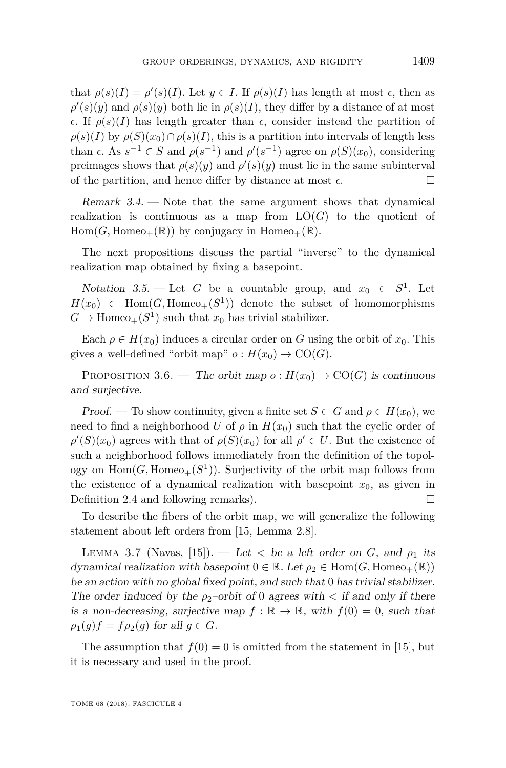that $\rho(s)(I) = \rho'(s)(I)$. Let $y \in I$. If $\rho(s)(I)$ has length at most $\epsilon$, then as $\rho'(s)(y)$ and $\rho(s)(y)$ both lie in $\rho(s)(I)$, they differ by a distance of at most $\epsilon$. If $\rho(s)(I)$ has length greater than $\epsilon$, consider instead the partition of $\rho(s)(I)$ by $\rho(S)(x_0) \cap \rho(s)(I)$, this is a partition into intervals of length less than $\epsilon$. As $s^{-1} \in S$ and $\rho(s^{-1})$ and $\rho'(s^{-1})$ agree on $\rho(S)(x_0)$, considering preimages shows that $\rho(s)(y)$ and $\rho'(s)(y)$ must lie in the same subinterval of the partition, and hence differ by distance at most $\epsilon$. □

*Remark 3.4.* — Note that the same argument shows that dynamical realization is continuous as a map from $\mathrm{LO}(G)$ to the quotient of $\mathrm{Hom}(G, \mathrm{Homeo}_+(\mathbb{R}))$ by conjugacy in $\mathrm{Homeo}_+(\mathbb{R})$.

The next propositions discuss the partial "inverse" to the dynamical realization map obtained by fixing a basepoint.

*Notation 3.5.* — Let $G$ be a countable group, and $x_0 \in S^1$. Let $H(x_0) \subset \mathrm{Hom}(G, \mathrm{Homeo}_+(S^1))$ denote the subset of homomorphisms $G \to \mathrm{Homeo}_+(S^1)$ such that $x_0$ has trivial stabilizer.

Each $\rho \in H(x_0)$ induces a circular order on $G$ using the orbit of $x_0$. This gives a well-defined "orbit map" $o : H(x_0) \to \mathrm{CO}(G)$.

Proposition 3.6. — *The orbit map $o : H(x_0) \to \mathrm{CO}(G)$ is continuous and surjective.*

*Proof.* — To show continuity, given a finite set $S \subset G$ and $\rho \in H(x_0)$, we need to find a neighborhood $U$ of $\rho$ in $H(x_0)$ such that the cyclic order of $\rho'(S)(x_0)$ agrees with that of $\rho(S)(x_0)$ for all $\rho' \in U$. But the existence of such a neighborhood follows immediately from the definition of the topology on $\mathrm{Hom}(G, \mathrm{Homeo}_+(S^1))$. Surjectivity of the orbit map follows from the existence of a dynamical realization with basepoint $x_0$, as given in Definition 2.4 and following remarks). □

To describe the fibers of the orbit map, we will generalize the following statement about left orders from [15, Lemma 2.8].

Lemma 3.7 (Navas, [15]). — *Let $<$ be a left order on $G$, and $\rho_1$ its dynamical realization with basepoint $0 \in \mathbb{R}$. Let $\rho_2 \in \mathrm{Hom}(G, \mathrm{Homeo}_+(\mathbb{R}))$ be an action with no global fixed point, and such that $0$ has trivial stabilizer. The order induced by the $\rho_2$–orbit of $0$ agrees with $<$ if and only if there is a non-decreasing, surjective map $f : \mathbb{R} \to \mathbb{R}$, with $f(0) = 0$, such that $\rho_1(g)f = f\rho_2(g)$ for all $g \in G$.*

The assumption that $f(0) = 0$ is omitted from the statement in [15], but it is necessary and used in the proof.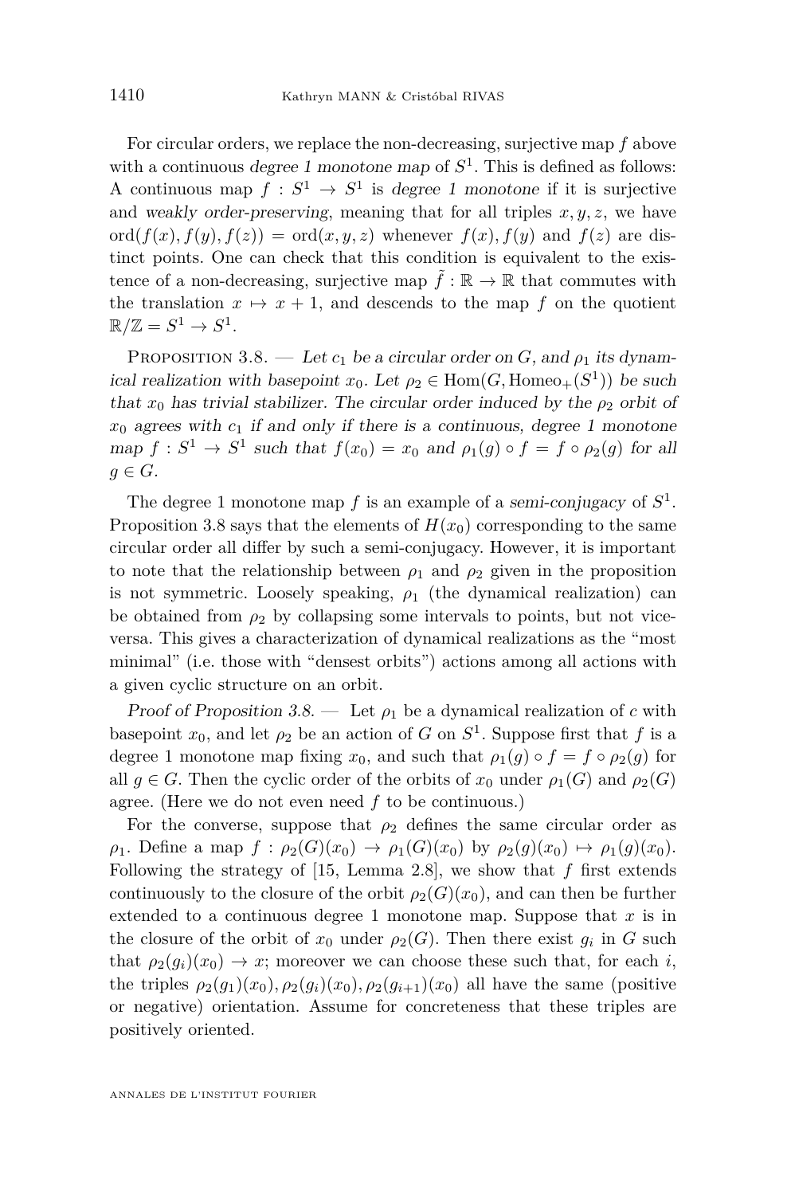For circular orders, we replace the non-decreasing, surjective map $f$ above with a continuous *degree 1 monotone map* of $S^1$. This is defined as follows: A continuous map $f : S^1 \to S^1$ is *degree 1 monotone* if it is surjective and *weakly order-preserving*, meaning that for all triples $x, y, z$, we have $\mathrm{ord}(f(x), f(y), f(z)) = \mathrm{ord}(x, y, z)$ whenever $f(x), f(y)$ and $f(z)$ are distinct points. One can check that this condition is equivalent to the existence of a non-decreasing, surjective map $\tilde{f} : \mathbb{R} \to \mathbb{R}$ that commutes with the translation $x \mapsto x + 1$, and descends to the map $f$ on the quotient $\mathbb{R}/\mathbb{Z} = S^1 \to S^1$.

Proposition 3.8. — *Let $c_1$ be a circular order on $G$, and $\rho_1$ its dynamical realization with basepoint $x_0$. Let $\rho_2 \in \mathrm{Hom}(G, \mathrm{Homeo}_+(S^1))$ be such that $x_0$ has trivial stabilizer. The circular order induced by the $\rho_2$ orbit of $x_0$ agrees with $c_1$ if and only if there is a continuous, degree 1 monotone map $f : S^1 \to S^1$ such that $f(x_0) = x_0$ and $\rho_1(g) \circ f = f \circ \rho_2(g)$ for all $g \in G$.*

The degree 1 monotone map $f$ is an example of a *semi-conjugacy* of $S^1$. Proposition 3.8 says that the elements of $H(x_0)$ corresponding to the same circular order all differ by such a semi-conjugacy. However, it is important to note that the relationship between $\rho_1$ and $\rho_2$ given in the proposition is not symmetric. Loosely speaking, $\rho_1$ (the dynamical realization) can be obtained from $\rho_2$ by collapsing some intervals to points, but not vice-versa. This gives a characterization of dynamical realizations as the "most minimal" (i.e. those with "densest orbits") actions among all actions with a given cyclic structure on an orbit.

*Proof of Proposition 3.8.* — Let $\rho_1$ be a dynamical realization of $c$ with basepoint $x_0$, and let $\rho_2$ be an action of $G$ on $S^1$. Suppose first that $f$ is a degree 1 monotone map fixing $x_0$, and such that $\rho_1(g) \circ f = f \circ \rho_2(g)$ for all $g \in G$. Then the cyclic order of the orbits of $x_0$ under $\rho_1(G)$ and $\rho_2(G)$ agree. (Here we do not even need $f$ to be continuous.)

For the converse, suppose that $\rho_2$ defines the same circular order as $\rho_1$. Define a map $f : \rho_2(G)(x_0) \to \rho_1(G)(x_0)$ by $\rho_2(g)(x_0) \mapsto \rho_1(g)(x_0)$. Following the strategy of [15, Lemma 2.8], we show that $f$ first extends continuously to the closure of the orbit $\rho_2(G)(x_0)$, and can then be further extended to a continuous degree 1 monotone map. Suppose that $x$ is in the closure of the orbit of $x_0$ under $\rho_2(G)$. Then there exist $g_i$ in $G$ such that $\rho_2(g_i)(x_0) \to x$; moreover we can choose these such that, for each $i$, the triples $\rho_2(g_1)(x_0), \rho_2(g_i)(x_0), \rho_2(g_{i+1})(x_0)$ all have the same (positive or negative) orientation. Assume for concreteness that these triples are positively oriented.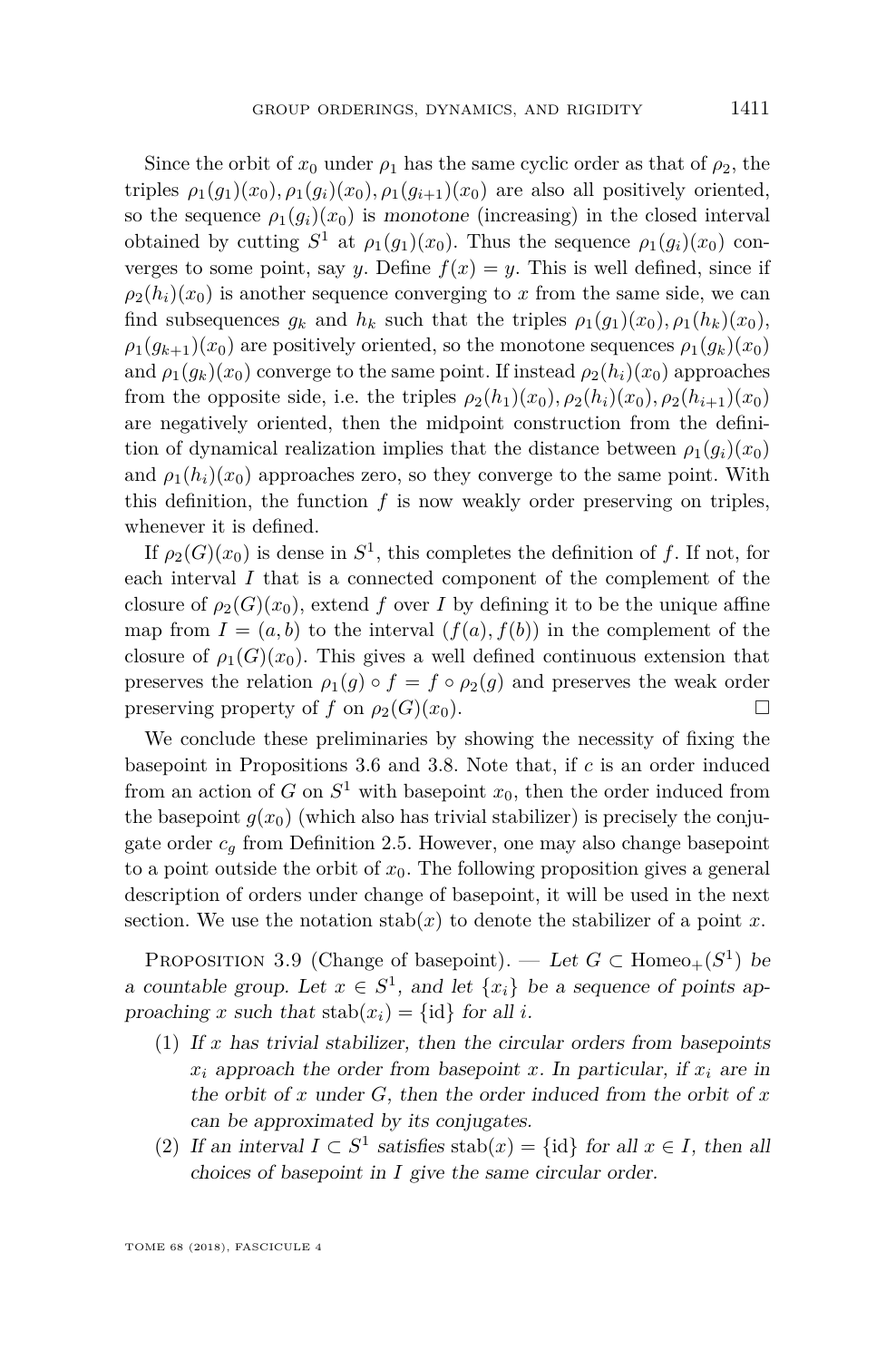Since the orbit of $x_0$ under $\rho_1$ has the same cyclic order as that of $\rho_2$, the triples $\rho_1(g_1)(x_0), \rho_1(g_i)(x_0), \rho_1(g_{i+1})(x_0)$ are also all positively oriented, so the sequence $\rho_1(g_i)(x_0)$ is *monotone* (increasing) in the closed interval obtained by cutting $S^1$ at $\rho_1(g_1)(x_0)$. Thus the sequence $\rho_1(g_i)(x_0)$ converges to some point, say $y$. Define $f(x) = y$. This is well defined, since if $\rho_2(h_i)(x_0)$ is another sequence converging to $x$ from the same side, we can find subsequences $g_k$ and $h_k$ such that the triples $\rho_1(g_1)(x_0), \rho_1(h_k)(x_0), \rho_1(g_{k+1})(x_0)$ are positively oriented, so the monotone sequences $\rho_1(g_k)(x_0)$ and $\rho_1(g_k)(x_0)$ converge to the same point. If instead $\rho_2(h_i)(x_0)$ approaches from the opposite side, i.e. the triples $\rho_2(h_1)(x_0), \rho_2(h_i)(x_0), \rho_2(h_{i+1})(x_0)$ are negatively oriented, then the midpoint construction from the definition of dynamical realization implies that the distance between $\rho_1(g_i)(x_0)$ and $\rho_1(h_i)(x_0)$ approaches zero, so they converge to the same point. With this definition, the function $f$ is now weakly order preserving on triples, whenever it is defined.

If $\rho_2(G)(x_0)$ is dense in $S^1$, this completes the definition of $f$. If not, for each interval $I$ that is a connected component of the complement of the closure of $\rho_2(G)(x_0)$, extend $f$ over $I$ by defining it to be the unique affine map from $I = (a, b)$ to the interval $(f(a), f(b))$ in the complement of the closure of $\rho_1(G)(x_0)$. This gives a well defined continuous extension that preserves the relation $\rho_1(g) \circ f = f \circ \rho_2(g)$ and preserves the weak order preserving property of $f$ on $\rho_2(G)(x_0)$. □

We conclude these preliminaries by showing the necessity of fixing the basepoint in Propositions 3.6 and 3.8. Note that, if $c$ is an order induced from an action of $G$ on $S^1$ with basepoint $x_0$, then the order induced from the basepoint $g(x_0)$ (which also has trivial stabilizer) is precisely the conjugate order $c_g$ from Definition 2.5. However, one may also change basepoint to a point outside the orbit of $x_0$. The following proposition gives a general description of orders under change of basepoint, it will be used in the next section. We use the notation $\mathrm{stab}(x)$ to denote the stabilizer of a point $x$.

Proposition 3.9 (Change of basepoint). — *Let $G \subset \mathrm{Homeo}_+(S^1)$ be a countable group. Let $x \in S^1$, and let $\{x_i\}$ be a sequence of points approaching $x$ such that $\mathrm{stab}(x_i) = \{\mathrm{id}\}$ for all $i$.*

1. *If $x$ has trivial stabilizer, then the circular orders from basepoints $x_i$ approach the order from basepoint $x$. In particular, if $x_i$ are in the orbit of $x$ under $G$, then the order induced from the orbit of $x$ can be approximated by its conjugates.*
2. *If an interval $I \subset S^1$ satisfies $\mathrm{stab}(x) = \{\mathrm{id}\}$ for all $x \in I$, then all choices of basepoint in $I$ give the same circular order.*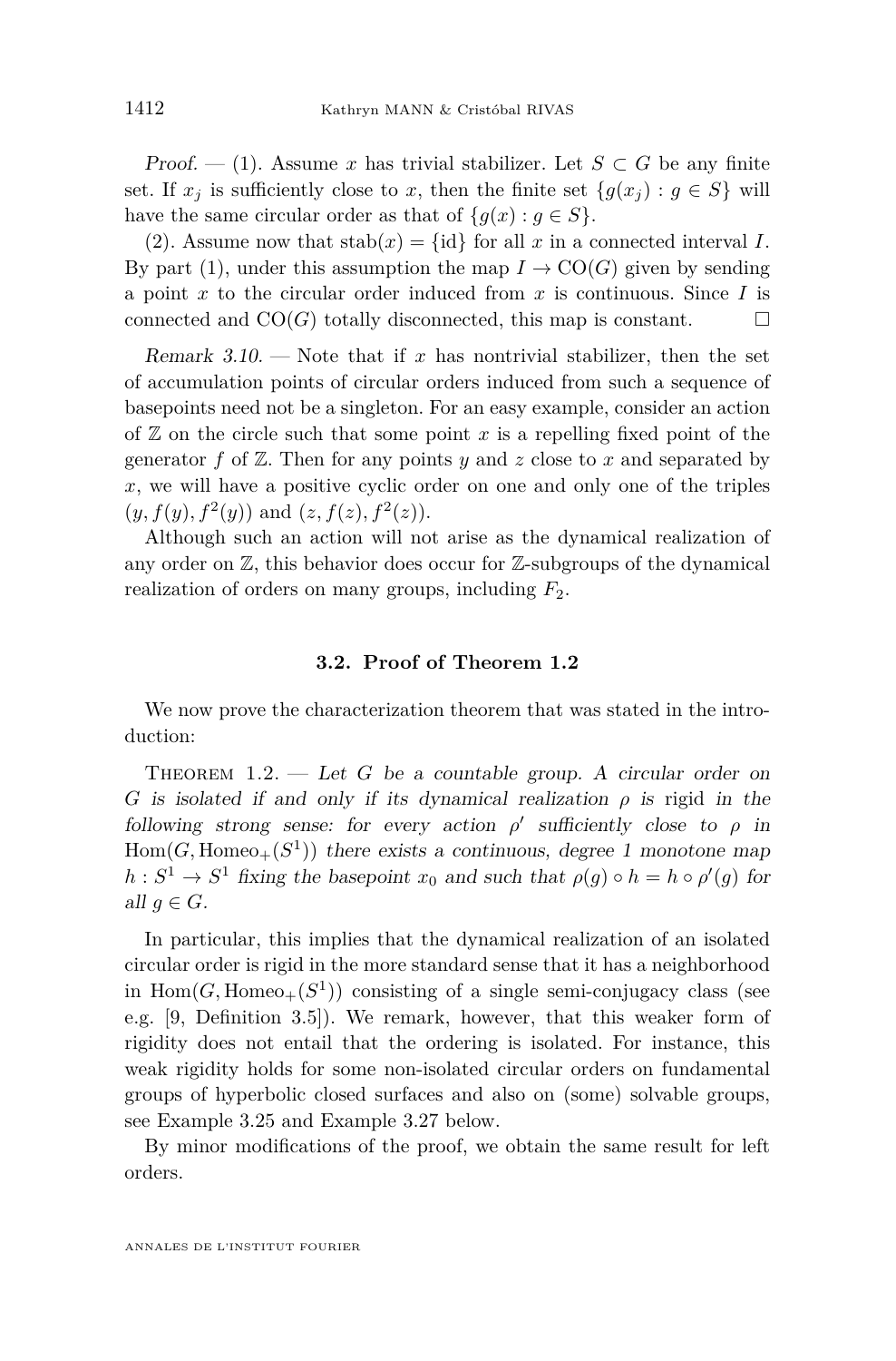*Proof.* — (1). Assume $x$ has trivial stabilizer. Let $S \subset G$ be any finite set. If $x_j$ is sufficiently close to $x$, then the finite set $\{g(x_j) : g \in S\}$ will have the same circular order as that of $\{g(x) : g \in S\}$.

(2). Assume now that $\operatorname{stab}(x) = \{\mathrm{id}\}$ for all $x$ in a connected interval $I$. By part (1), under this assumption the map $I \to \mathrm{CO}(G)$ given by sending a point $x$ to the circular order induced from $x$ is continuous. Since $I$ is connected and $\mathrm{CO}(G)$ totally disconnected, this map is constant. □

*Remark 3.10.* — Note that if $x$ has nontrivial stabilizer, then the set of accumulation points of circular orders induced from such a sequence of basepoints need not be a singleton. For an easy example, consider an action of $\mathbb{Z}$ on the circle such that some point $x$ is a repelling fixed point of the generator $f$ of $\mathbb{Z}$. Then for any points $y$ and $z$ close to $x$ and separated by $x$, we will have a positive cyclic order on one and only one of the triples $(y, f(y), f^2(y))$ and $(z, f(z), f^2(z))$.

Although such an action will not arise as the dynamical realization of any order on $\mathbb{Z}$, this behavior does occur for $\mathbb{Z}$-subgroups of the dynamical realization of orders on many groups, including $F_2$.

### 3.2. Proof of Theorem 1.2

We now prove the characterization theorem that was stated in the introduction:

Theorem 1.2. — *Let $G$ be a countable group. A circular order on $G$ is isolated if and only if its dynamical realization $\rho$ is* rigid *in the following strong sense: for every action $\rho'$ sufficiently close to $\rho$ in $\mathrm{Hom}(G, \mathrm{Homeo}_+(S^1))$ there exists a continuous, degree 1 monotone map $h : S^1 \to S^1$ fixing the basepoint $x_0$ and such that $\rho(g) \circ h = h \circ \rho'(g)$ for all $g \in G$.*

In particular, this implies that the dynamical realization of an isolated circular order is rigid in the more standard sense that it has a neighborhood in $\mathrm{Hom}(G, \mathrm{Homeo}_+(S^1))$ consisting of a single semi-conjugacy class (see e.g. [9, Definition 3.5]). We remark, however, that this weaker form of rigidity does not entail that the ordering is isolated. For instance, this weak rigidity holds for some non-isolated circular orders on fundamental groups of hyperbolic closed surfaces and also on (some) solvable groups, see Example 3.25 and Example 3.27 below.

By minor modifications of the proof, we obtain the same result for left orders.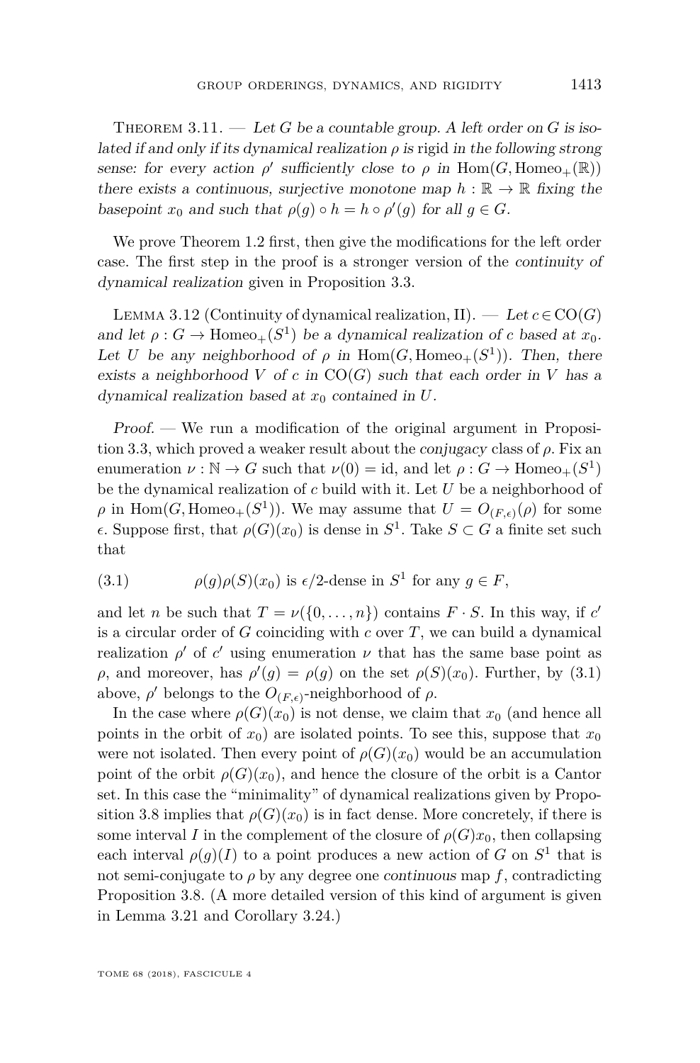Theorem 3.11. — *Let $G$ be a countable group. A left order on $G$ is isolated if and only if its dynamical realization $\rho$ is* rigid *in the following strong sense: for every action $\rho'$ sufficiently close to $\rho$ in $\mathrm{Hom}(G, \mathrm{Homeo}_+(\mathbb{R}))$ there exists a continuous, surjective monotone map $h : \mathbb{R} \to \mathbb{R}$ fixing the basepoint $x_0$ and such that $\rho(g) \circ h = h \circ \rho'(g)$ for all $g \in G$.*

We prove Theorem 1.2 first, then give the modifications for the left order case. The first step in the proof is a stronger version of the *continuity of dynamical realization* given in Proposition 3.3.

Lemma 3.12 (Continuity of dynamical realization, II). — *Let $c \in \mathrm{CO}(G)$ and let $\rho : G \to \mathrm{Homeo}_+(S^1)$ be a dynamical realization of $c$ based at $x_0$. Let $U$ be any neighborhood of $\rho$ in $\mathrm{Hom}(G, \mathrm{Homeo}_+(S^1))$. Then, there exists a neighborhood $V$ of $c$ in $\mathrm{CO}(G)$ such that each order in $V$ has a dynamical realization based at $x_0$ contained in $U$.*

*Proof.* — We run a modification of the original argument in Proposition 3.3, which proved a weaker result about the *conjugacy* class of $\rho$. Fix an enumeration $\nu : \mathbb{N} \to G$ such that $\nu(0) = \mathrm{id}$, and let $\rho : G \to \mathrm{Homeo}_+(S^1)$ be the dynamical realization of $c$ build with it. Let $U$ be a neighborhood of $\rho$ in $\mathrm{Hom}(G, \mathrm{Homeo}_+(S^1))$. We may assume that $U = O_{(F,\epsilon)}(\rho)$ for some $\epsilon$. Suppose first, that $\rho(G)(x_0)$ is dense in $S^1$. Take $S \subset G$ a finite set such that

$$\rho(g)\rho(S)(x_0) \text{ is } \epsilon/2\text{-dense in } S^1 \text{ for any } g \in F, \tag{3.1}$$

and let $n$ be such that $T = \nu(\{0, \ldots, n\})$ contains $F \cdot S$. In this way, if $c'$ is a circular order of $G$ coinciding with $c$ over $T$, we can build a dynamical realization $\rho'$ of $c'$ using enumeration $\nu$ that has the same base point as $\rho$, and moreover, has $\rho'(g) = \rho(g)$ on the set $\rho(S)(x_0)$. Further, by (3.1) above, $\rho'$ belongs to the $O_{(F,\epsilon)}$-neighborhood of $\rho$.

In the case where $\rho(G)(x_0)$ is not dense, we claim that $x_0$ (and hence all points in the orbit of $x_0$) are isolated points. To see this, suppose that $x_0$ were not isolated. Then every point of $\rho(G)(x_0)$ would be an accumulation point of the orbit $\rho(G)(x_0)$, and hence the closure of the orbit is a Cantor set. In this case the "minimality" of dynamical realizations given by Proposition 3.8 implies that $\rho(G)(x_0)$ is in fact dense. More concretely, if there is some interval $I$ in the complement of the closure of $\rho(G)x_0$, then collapsing each interval $\rho(g)(I)$ to a point produces a new action of $G$ on $S^1$ that is not semi-conjugate to $\rho$ by any degree one *continuous* map $f$, contradicting Proposition 3.8. (A more detailed version of this kind of argument is given in Lemma 3.21 and Corollary 3.24.)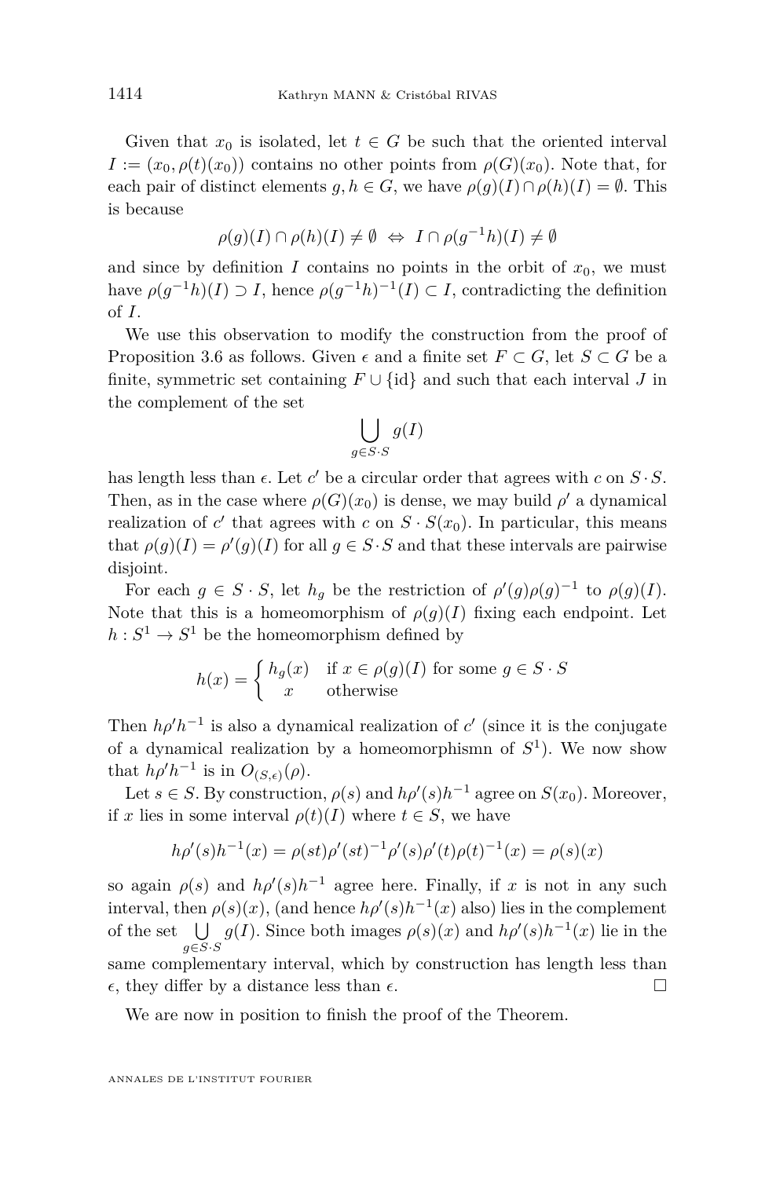Given that $x_0$ is isolated, let $t \in G$ be such that the oriented interval $I := (x_0, \rho(t)(x_0))$ contains no other points from $\rho(G)(x_0)$. Note that, for each pair of distinct elements $g, h \in G$, we have $\rho(g)(I) \cap \rho(h)(I) = \emptyset$. This is because

$$\rho(g)(I) \cap \rho(h)(I) \neq \emptyset \;\Leftrightarrow\; I \cap \rho(g^{-1}h)(I) \neq \emptyset$$

and since by definition $I$ contains no points in the orbit of $x_0$, we must have $\rho(g^{-1}h)(I) \supset I$, hence $\rho(g^{-1}h)^{-1}(I) \subset I$, contradicting the definition of $I$.

We use this observation to modify the construction from the proof of Proposition 3.6 as follows. Given $\epsilon$ and a finite set $F \subset G$, let $S \subset G$ be a finite, symmetric set containing $F \cup \{\mathrm{id}\}$ and such that each interval $J$ in the complement of the set

$$\bigcup_{g \in S \cdot S} g(I)$$

has length less than $\epsilon$. Let $c'$ be a circular order that agrees with $c$ on $S \cdot S$. Then, as in the case where $\rho(G)(x_0)$ is dense, we may build $\rho'$ a dynamical realization of $c'$ that agrees with $c$ on $S \cdot S(x_0)$. In particular, this means that $\rho(g)(I) = \rho'(g)(I)$ for all $g \in S \cdot S$ and that these intervals are pairwise disjoint.

For each $g \in S \cdot S$, let $h_g$ be the restriction of $\rho'(g)\rho(g)^{-1}$ to $\rho(g)(I)$. Note that this is a homeomorphism of $\rho(g)(I)$ fixing each endpoint. Let $h : S^1 \to S^1$ be the homeomorphism defined by

$$h(x) = \begin{cases} h_g(x) & \text{if } x \in \rho(g)(I) \text{ for some } g \in S \cdot S \\ x & \text{otherwise} \end{cases}$$

Then $h\rho'h^{-1}$ is also a dynamical realization of $c'$ (since it is the conjugate of a dynamical realization by a homeomorphismn of $S^1$). We now show that $h\rho'h^{-1}$ is in $O_{(S,\epsilon)}(\rho)$.

Let $s \in S$. By construction, $\rho(s)$ and $h\rho'(s)h^{-1}$ agree on $S(x_0)$. Moreover, if $x$ lies in some interval $\rho(t)(I)$ where $t \in S$, we have

$$h\rho'(s)h^{-1}(x) = \rho(st)\rho'(st)^{-1}\rho'(s)\rho'(t)\rho(t)^{-1}(x) = \rho(s)(x)$$

so again $\rho(s)$ and $h\rho'(s)h^{-1}$ agree here. Finally, if $x$ is not in any such interval, then $\rho(s)(x)$, (and hence $h\rho'(s)h^{-1}(x)$ also) lies in the complement of the set $\bigcup_{g \in S \cdot S} g(I)$. Since both images $\rho(s)(x)$ and $h\rho'(s)h^{-1}(x)$ lie in the same complementary interval, which by construction has length less than $\epsilon$, they differ by a distance less than $\epsilon$. □

We are now in position to finish the proof of the Theorem.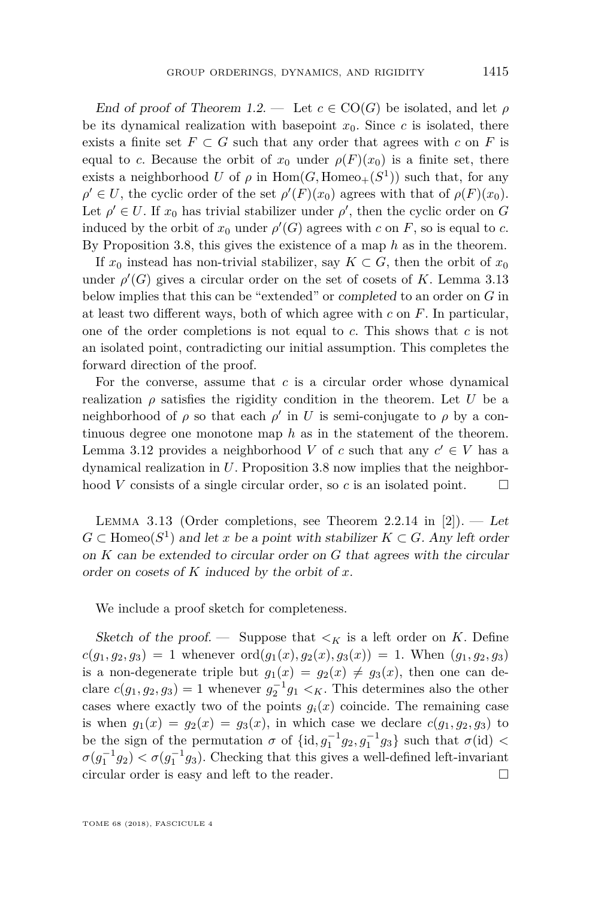*End of proof of Theorem 1.2.* — Let $c \in \mathrm{CO}(G)$ be isolated, and let $\rho$ be its dynamical realization with basepoint $x_0$. Since $c$ is isolated, there exists a finite set $F \subset G$ such that any order that agrees with $c$ on $F$ is equal to $c$. Because the orbit of $x_0$ under $\rho(F)(x_0)$ is a finite set, there exists a neighborhood $U$ of $\rho$ in $\mathrm{Hom}(G, \mathrm{Homeo}_+(S^1))$ such that, for any $\rho' \in U$, the cyclic order of the set $\rho'(F)(x_0)$ agrees with that of $\rho(F)(x_0)$. Let $\rho' \in U$. If $x_0$ has trivial stabilizer under $\rho'$, then the cyclic order on $G$ induced by the orbit of $x_0$ under $\rho'(G)$ agrees with $c$ on $F$, so is equal to $c$. By Proposition 3.8, this gives the existence of a map $h$ as in the theorem.

If $x_0$ instead has non-trivial stabilizer, say $K \subset G$, then the orbit of $x_0$ under $\rho'(G)$ gives a circular order on the set of cosets of $K$. Lemma 3.13 below implies that this can be "extended" or *completed* to an order on $G$ in at least two different ways, both of which agree with $c$ on $F$. In particular, one of the order completions is not equal to $c$. This shows that $c$ is not an isolated point, contradicting our initial assumption. This completes the forward direction of the proof.

For the converse, assume that $c$ is a circular order whose dynamical realization $\rho$ satisfies the rigidity condition in the theorem. Let $U$ be a neighborhood of $\rho$ so that each $\rho'$ in $U$ is semi-conjugate to $\rho$ by a continuous degree one monotone map $h$ as in the statement of the theorem. Lemma 3.12 provides a neighborhood $V$ of $c$ such that any $c' \in V$ has a dynamical realization in $U$. Proposition 3.8 now implies that the neighborhood $V$ consists of a single circular order, so $c$ is an isolated point. □

Lemma 3.13 (Order completions, see Theorem 2.2.14 in [2]). — *Let $G \subset \mathrm{Homeo}(S^1)$ and let $x$ be a point with stabilizer $K \subset G$. Any left order on $K$ can be extended to circular order on $G$ that agrees with the circular order on cosets of $K$ induced by the orbit of $x$.*

We include a proof sketch for completeness.

*Sketch of the proof.* — Suppose that $<_K$ is a left order on $K$. Define $c(g_1, g_2, g_3) = 1$ whenever $\mathrm{ord}(g_1(x), g_2(x), g_3(x)) = 1$. When $(g_1, g_2, g_3)$ is a non-degenerate triple but $g_1(x) = g_2(x) \neq g_3(x)$, then one can declare $c(g_1, g_2, g_3) = 1$ whenever $g_2^{-1}g_1 <_K$. This determines also the other cases where exactly two of the points $g_i(x)$ coincide. The remaining case is when $g_1(x) = g_2(x) = g_3(x)$, in which case we declare $c(g_1, g_2, g_3)$ to be the sign of the permutation $\sigma$ of $\{\mathrm{id}, g_1^{-1}g_2, g_1^{-1}g_3\}$ such that $\sigma(\mathrm{id}) < \sigma(g_1^{-1}g_2) < \sigma(g_1^{-1}g_3)$. Checking that this gives a well-defined left-invariant circular order is easy and left to the reader. □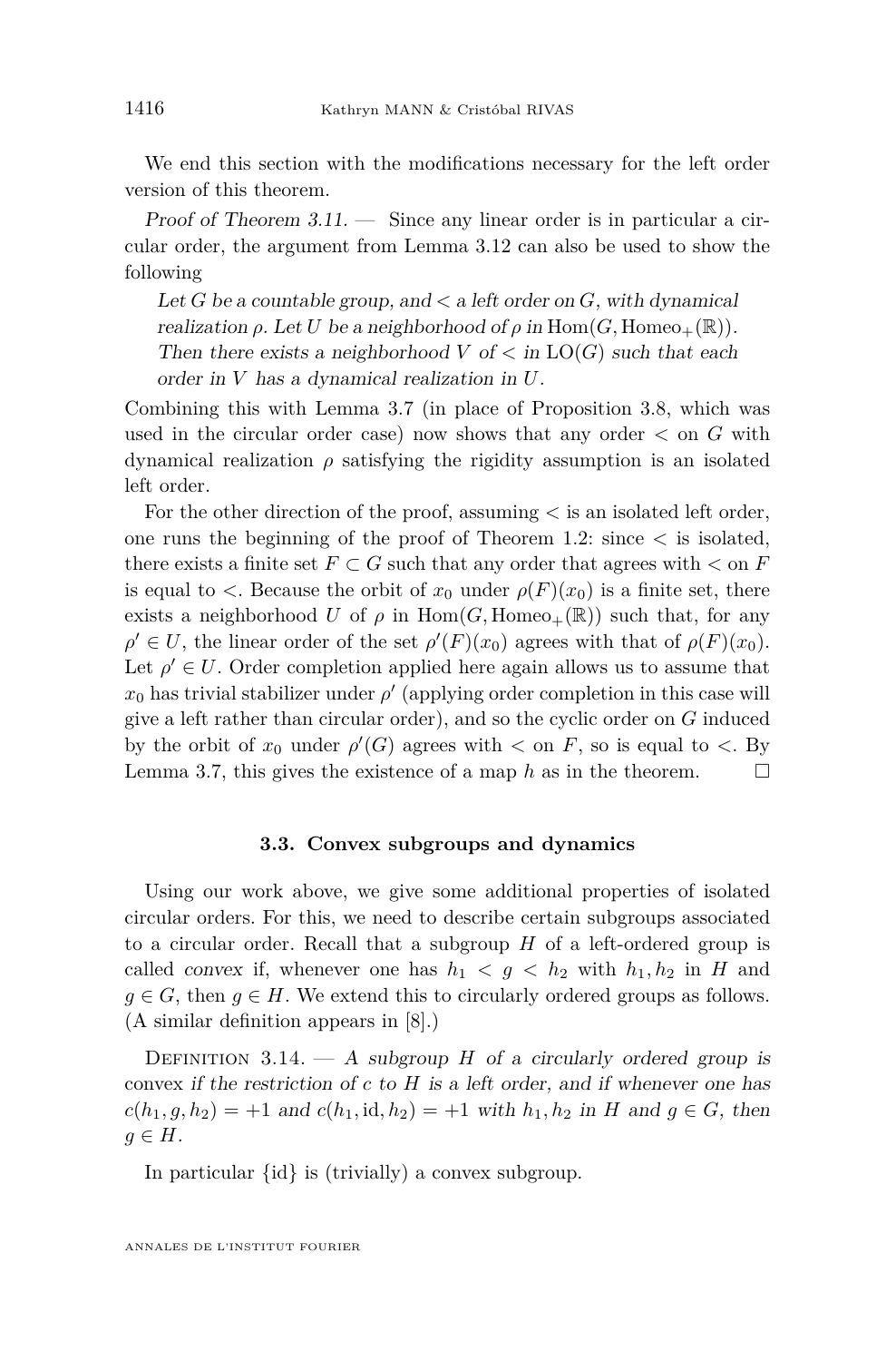We end this section with the modifications necessary for the left order version of this theorem.

*Proof of Theorem 3.11.* — Since any linear order is in particular a circular order, the argument from Lemma 3.12 can also be used to show the following

> *Let $G$ be a countable group, and $<$ a left order on $G$, with dynamical realization $\rho$. Let $U$ be a neighborhood of $\rho$ in $\mathrm{Hom}(G, \mathrm{Homeo}_+(\mathbb{R}))$. Then there exists a neighborhood $V$ of $<$ in $\mathrm{LO}(G)$ such that each order in $V$ has a dynamical realization in $U$.*

Combining this with Lemma 3.7 (in place of Proposition 3.8, which was used in the circular order case) now shows that any order $<$ on $G$ with dynamical realization $\rho$ satisfying the rigidity assumption is an isolated left order.

For the other direction of the proof, assuming $<$ is an isolated left order, one runs the beginning of the proof of Theorem 1.2: since $<$ is isolated, there exists a finite set $F \subset G$ such that any order that agrees with $<$ on $F$ is equal to $<$. Because the orbit of $x_0$ under $\rho(F)(x_0)$ is a finite set, there exists a neighborhood $U$ of $\rho$ in $\mathrm{Hom}(G, \mathrm{Homeo}_+(\mathbb{R}))$ such that, for any $\rho' \in U$, the linear order of the set $\rho'(F)(x_0)$ agrees with that of $\rho(F)(x_0)$. Let $\rho' \in U$. Order completion applied here again allows us to assume that $x_0$ has trivial stabilizer under $\rho'$ (applying order completion in this case will give a left rather than circular order), and so the cyclic order on $G$ induced by the orbit of $x_0$ under $\rho'(G)$ agrees with $<$ on $F$, so is equal to $<$. By Lemma 3.7, this gives the existence of a map $h$ as in the theorem. □

### 3.3. Convex subgroups and dynamics

Using our work above, we give some additional properties of isolated circular orders. For this, we need to describe certain subgroups associated to a circular order. Recall that a subgroup $H$ of a left-ordered group is called *convex* if, whenever one has $h_1 < g < h_2$ with $h_1, h_2$ in $H$ and $g \in G$, then $g \in H$. We extend this to circularly ordered groups as follows. (A similar definition appears in [8].)

Definition 3.14. — *A subgroup $H$ of a circularly ordered group is* convex *if the restriction of $c$ to $H$ is a left order, and if whenever one has $c(h_1, g, h_2) = +1$ and $c(h_1, \mathrm{id}, h_2) = +1$ with $h_1, h_2$ in $H$ and $g \in G$, then $g \in H$.*

In particular $\{\mathrm{id}\}$ is (trivially) a convex subgroup.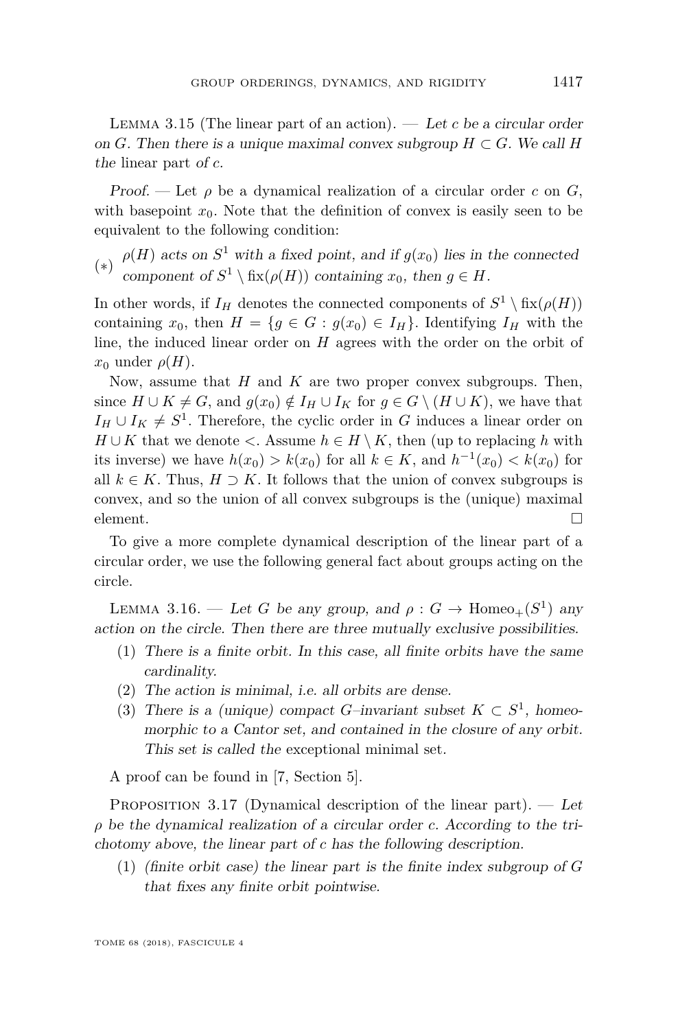Lemma 3.15 (The linear part of an action). — *Let $c$ be a circular order on $G$. Then there is a unique maximal convex subgroup $H \subset G$. We call $H$ the* linear part *of $c$.*

*Proof.* — Let $\rho$ be a dynamical realization of a circular order $c$ on $G$, with basepoint $x_0$. Note that the definition of convex is easily seen to be equivalent to the following condition:

$(*)$ *$\rho(H)$ acts on $S^1$ with a fixed point, and if $g(x_0)$ lies in the connected component of $S^1 \setminus \text{fix}(\rho(H))$ containing $x_0$, then $g \in H$.*

In other words, if $I_H$ denotes the connected components of $S^1 \setminus \text{fix}(\rho(H))$ containing $x_0$, then $H = \{g \in G : g(x_0) \in I_H\}$. Identifying $I_H$ with the line, the induced linear order on $H$ agrees with the order on the orbit of $x_0$ under $\rho(H)$.

Now, assume that $H$ and $K$ are two proper convex subgroups. Then, since $H \cup K \neq G$, and $g(x_0) \notin I_H \cup I_K$ for $g \in G \setminus (H \cup K)$, we have that $I_H \cup I_K \neq S^1$. Therefore, the cyclic order in $G$ induces a linear order on $H \cup K$ that we denote $<$. Assume $h \in H \setminus K$, then (up to replacing $h$ with its inverse) we have $h(x_0) > k(x_0)$ for all $k \in K$, and $h^{-1}(x_0) < k(x_0)$ for all $k \in K$. Thus, $H \supset K$. It follows that the union of convex subgroups is convex, and so the union of all convex subgroups is the (unique) maximal element. □

To give a more complete dynamical description of the linear part of a circular order, we use the following general fact about groups acting on the circle.

Lemma 3.16. — *Let $G$ be any group, and $\rho : G \to \text{Homeo}_+(S^1)$ any action on the circle. Then there are three mutually exclusive possibilities.*

1. *There is a finite orbit. In this case, all finite orbits have the same cardinality.*
2. *The action is minimal, i.e. all orbits are dense.*
3. *There is a (unique) compact $G$–invariant subset $K \subset S^1$, homeomorphic to a Cantor set, and contained in the closure of any orbit. This set is called the* exceptional minimal set.

A proof can be found in [7, Section 5].

Proposition 3.17 (Dynamical description of the linear part). — *Let $\rho$ be the dynamical realization of a circular order $c$. According to the trichotomy above, the linear part of $c$ has the following description.*

1. *(finite orbit case) the linear part is the finite index subgroup of $G$ that fixes any finite orbit pointwise.*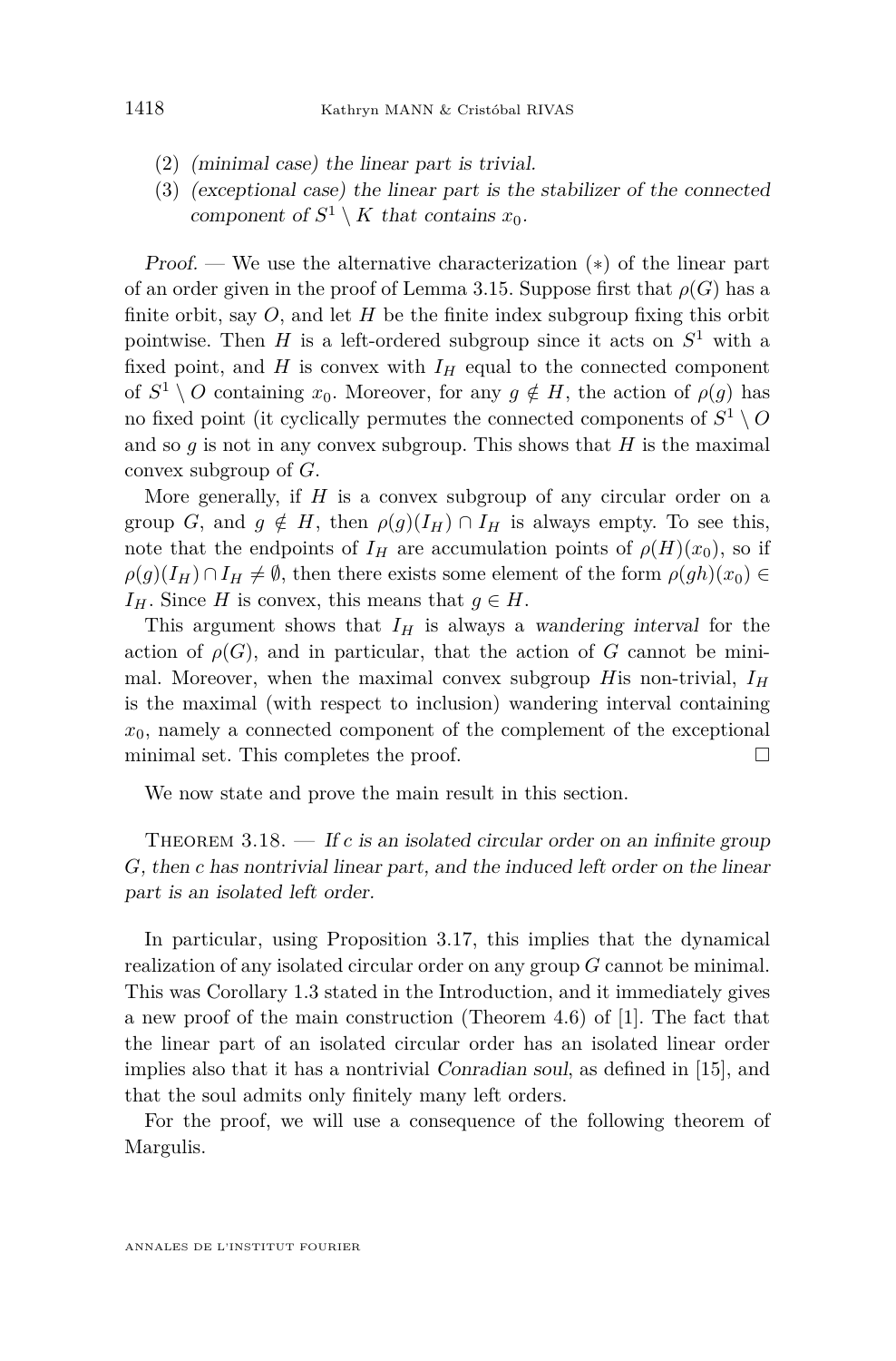(2) *(minimal case) the linear part is trivial.*
(3) *(exceptional case) the linear part is the stabilizer of the connected component of $S^1 \setminus K$ that contains $x_0$.*

*Proof.* — We use the alternative characterization $(*)$ of the linear part of an order given in the proof of Lemma 3.15. Suppose first that $\rho(G)$ has a finite orbit, say $O$, and let $H$ be the finite index subgroup fixing this orbit pointwise. Then $H$ is a left-ordered subgroup since it acts on $S^1$ with a fixed point, and $H$ is convex with $I_H$ equal to the connected component of $S^1 \setminus O$ containing $x_0$. Moreover, for any $g \notin H$, the action of $\rho(g)$ has no fixed point (it cyclically permutes the connected components of $S^1 \setminus O$ and so $g$ is not in any convex subgroup. This shows that $H$ is the maximal convex subgroup of $G$.

More generally, if $H$ is a convex subgroup of any circular order on a group $G$, and $g \notin H$, then $\rho(g)(I_H) \cap I_H$ is always empty. To see this, note that the endpoints of $I_H$ are accumulation points of $\rho(H)(x_0)$, so if $\rho(g)(I_H) \cap I_H \neq \emptyset$, then there exists some element of the form $\rho(gh)(x_0) \in I_H$. Since $H$ is convex, this means that $g \in H$.

This argument shows that $I_H$ is always a *wandering interval* for the action of $\rho(G)$, and in particular, that the action of $G$ cannot be minimal. Moreover, when the maximal convex subgroup $H$is non-trivial, $I_H$ is the maximal (with respect to inclusion) wandering interval containing $x_0$, namely a connected component of the complement of the exceptional minimal set. This completes the proof. □

We now state and prove the main result in this section.

Theorem 3.18. — *If $c$ is an isolated circular order on an infinite group $G$, then $c$ has nontrivial linear part, and the induced left order on the linear part is an isolated left order.*

In particular, using Proposition 3.17, this implies that the dynamical realization of any isolated circular order on any group $G$ cannot be minimal. This was Corollary 1.3 stated in the Introduction, and it immediately gives a new proof of the main construction (Theorem 4.6) of [1]. The fact that the linear part of an isolated circular order has an isolated linear order implies also that it has a nontrivial *Conradian soul*, as defined in [15], and that the soul admits only finitely many left orders.

For the proof, we will use a consequence of the following theorem of Margulis.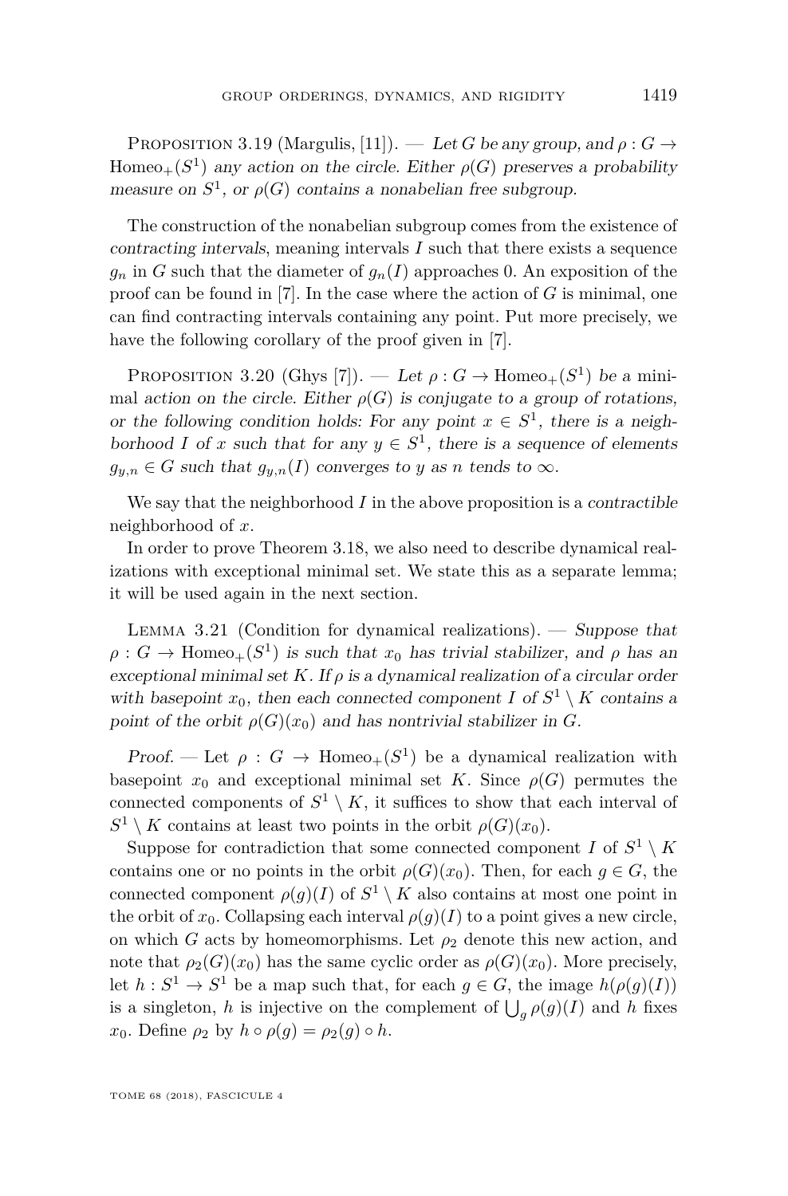Proposition 3.19 (Margulis, [11]). — *Let $G$ be any group, and $\rho : G \to \mathrm{Homeo}_+(S^1)$ any action on the circle. Either $\rho(G)$ preserves a probability measure on $S^1$, or $\rho(G)$ contains a nonabelian free subgroup.*

The construction of the nonabelian subgroup comes from the existence of *contracting intervals*, meaning intervals $I$ such that there exists a sequence $g_n$ in $G$ such that the diameter of $g_n(I)$ approaches 0. An exposition of the proof can be found in [7]. In the case where the action of $G$ is minimal, one can find contracting intervals containing any point. Put more precisely, we have the following corollary of the proof given in [7].

Proposition 3.20 (Ghys [7]). — *Let $\rho : G \to \mathrm{Homeo}_+(S^1)$ be a minimal action on the circle. Either $\rho(G)$ is conjugate to a group of rotations, or the following condition holds: For any point $x \in S^1$, there is a neighborhood $I$ of $x$ such that for any $y \in S^1$, there is a sequence of elements $g_{y,n} \in G$ such that $g_{y,n}(I)$ converges to $y$ as $n$ tends to $\infty$.*

We say that the neighborhood $I$ in the above proposition is a *contractible* neighborhood of $x$.

In order to prove Theorem 3.18, we also need to describe dynamical realizations with exceptional minimal set. We state this as a separate lemma; it will be used again in the next section.

Lemma 3.21 (Condition for dynamical realizations). — *Suppose that $\rho : G \to \mathrm{Homeo}_+(S^1)$ is such that $x_0$ has trivial stabilizer, and $\rho$ has an exceptional minimal set $K$. If $\rho$ is a dynamical realization of a circular order with basepoint $x_0$, then each connected component $I$ of $S^1 \setminus K$ contains a point of the orbit $\rho(G)(x_0)$ and has nontrivial stabilizer in $G$.*

*Proof.* — Let $\rho : G \to \mathrm{Homeo}_+(S^1)$ be a dynamical realization with basepoint $x_0$ and exceptional minimal set $K$. Since $\rho(G)$ permutes the connected components of $S^1 \setminus K$, it suffices to show that each interval of $S^1 \setminus K$ contains at least two points in the orbit $\rho(G)(x_0)$.

Suppose for contradiction that some connected component $I$ of $S^1 \setminus K$ contains one or no points in the orbit $\rho(G)(x_0)$. Then, for each $g \in G$, the connected component $\rho(g)(I)$ of $S^1 \setminus K$ also contains at most one point in the orbit of $x_0$. Collapsing each interval $\rho(g)(I)$ to a point gives a new circle, on which $G$ acts by homeomorphisms. Let $\rho_2$ denote this new action, and note that $\rho_2(G)(x_0)$ has the same cyclic order as $\rho(G)(x_0)$. More precisely, let $h : S^1 \to S^1$ be a map such that, for each $g \in G$, the image $h(\rho(g)(I))$ is a singleton, $h$ is injective on the complement of $\bigcup_g \rho(g)(I)$ and $h$ fixes $x_0$. Define $\rho_2$ by $h \circ \rho(g) = \rho_2(g) \circ h$.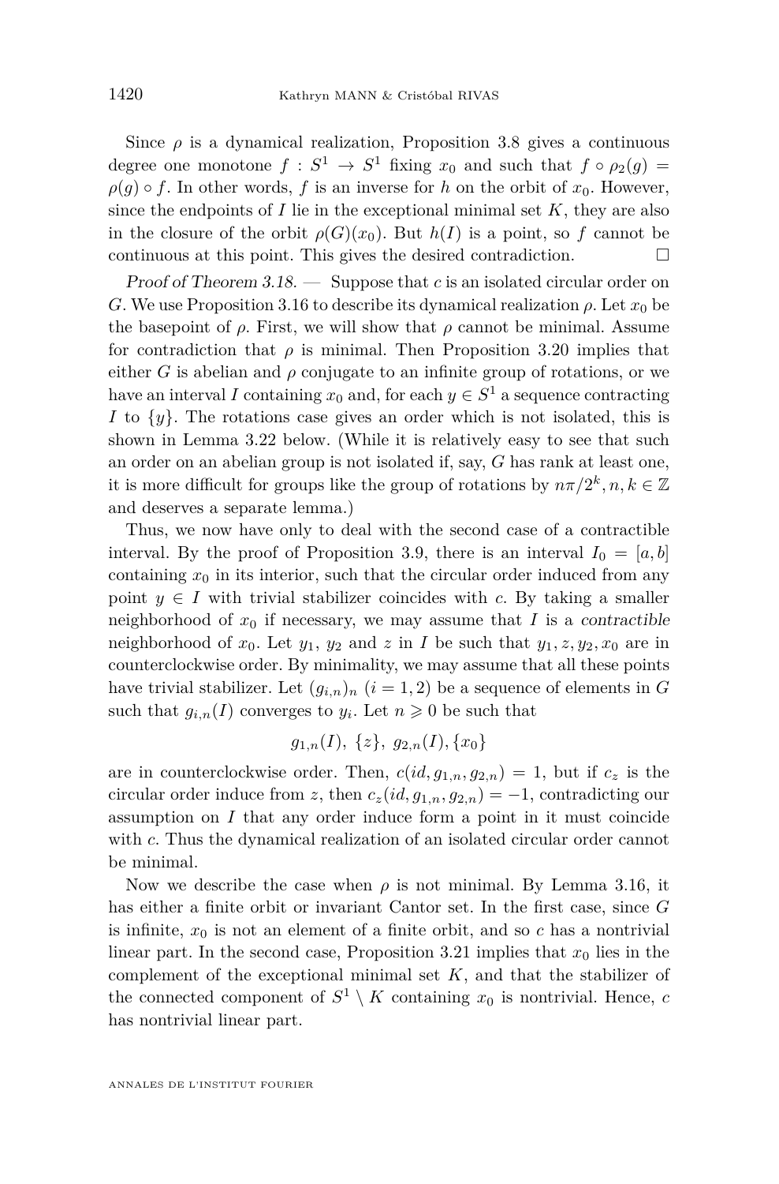Since $\rho$ is a dynamical realization, Proposition 3.8 gives a continuous degree one monotone $f : S^1 \to S^1$ fixing $x_0$ and such that $f \circ \rho_2(g) = \rho(g) \circ f$. In other words, $f$ is an inverse for $h$ on the orbit of $x_0$. However, since the endpoints of $I$ lie in the exceptional minimal set $K$, they are also in the closure of the orbit $\rho(G)(x_0)$. But $h(I)$ is a point, so $f$ cannot be continuous at this point. This gives the desired contradiction. □

*Proof of Theorem 3.18.* — Suppose that $c$ is an isolated circular order on $G$. We use Proposition 3.16 to describe its dynamical realization $\rho$. Let $x_0$ be the basepoint of $\rho$. First, we will show that $\rho$ cannot be minimal. Assume for contradiction that $\rho$ is minimal. Then Proposition 3.20 implies that either $G$ is abelian and $\rho$ conjugate to an infinite group of rotations, or we have an interval $I$ containing $x_0$ and, for each $y \in S^1$ a sequence contracting $I$ to $\{y\}$. The rotations case gives an order which is not isolated, this is shown in Lemma 3.22 below. (While it is relatively easy to see that such an order on an abelian group is not isolated if, say, $G$ has rank at least one, it is more difficult for groups like the group of rotations by $n\pi/2^k, n, k \in \mathbb{Z}$ and deserves a separate lemma.)

Thus, we now have only to deal with the second case of a contractible interval. By the proof of Proposition 3.9, there is an interval $I_0 = [a, b]$ containing $x_0$ in its interior, such that the circular order induced from any point $y \in I$ with trivial stabilizer coincides with $c$. By taking a smaller neighborhood of $x_0$ if necessary, we may assume that $I$ is a *contractible* neighborhood of $x_0$. Let $y_1$, $y_2$ and $z$ in $I$ be such that $y_1, z, y_2, x_0$ are in counterclockwise order. By minimality, we may assume that all these points have trivial stabilizer. Let $(g_{i,n})_n$ $(i = 1, 2)$ be a sequence of elements in $G$ such that $g_{i,n}(I)$ converges to $y_i$. Let $n \geqslant 0$ be such that

$$g_{1,n}(I),\ \{z\},\ g_{2,n}(I), \{x_0\}$$

are in counterclockwise order. Then, $c(id, g_{1,n}, g_{2,n}) = 1$, but if $c_z$ is the circular order induce from $z$, then $c_z(id, g_{1,n}, g_{2,n}) = -1$, contradicting our assumption on $I$ that any order induce form a point in it must coincide with $c$. Thus the dynamical realization of an isolated circular order cannot be minimal.

Now we describe the case when $\rho$ is not minimal. By Lemma 3.16, it has either a finite orbit or invariant Cantor set. In the first case, since $G$ is infinite, $x_0$ is not an element of a finite orbit, and so $c$ has a nontrivial linear part. In the second case, Proposition 3.21 implies that $x_0$ lies in the complement of the exceptional minimal set $K$, and that the stabilizer of the connected component of $S^1 \setminus K$ containing $x_0$ is nontrivial. Hence, $c$ has nontrivial linear part.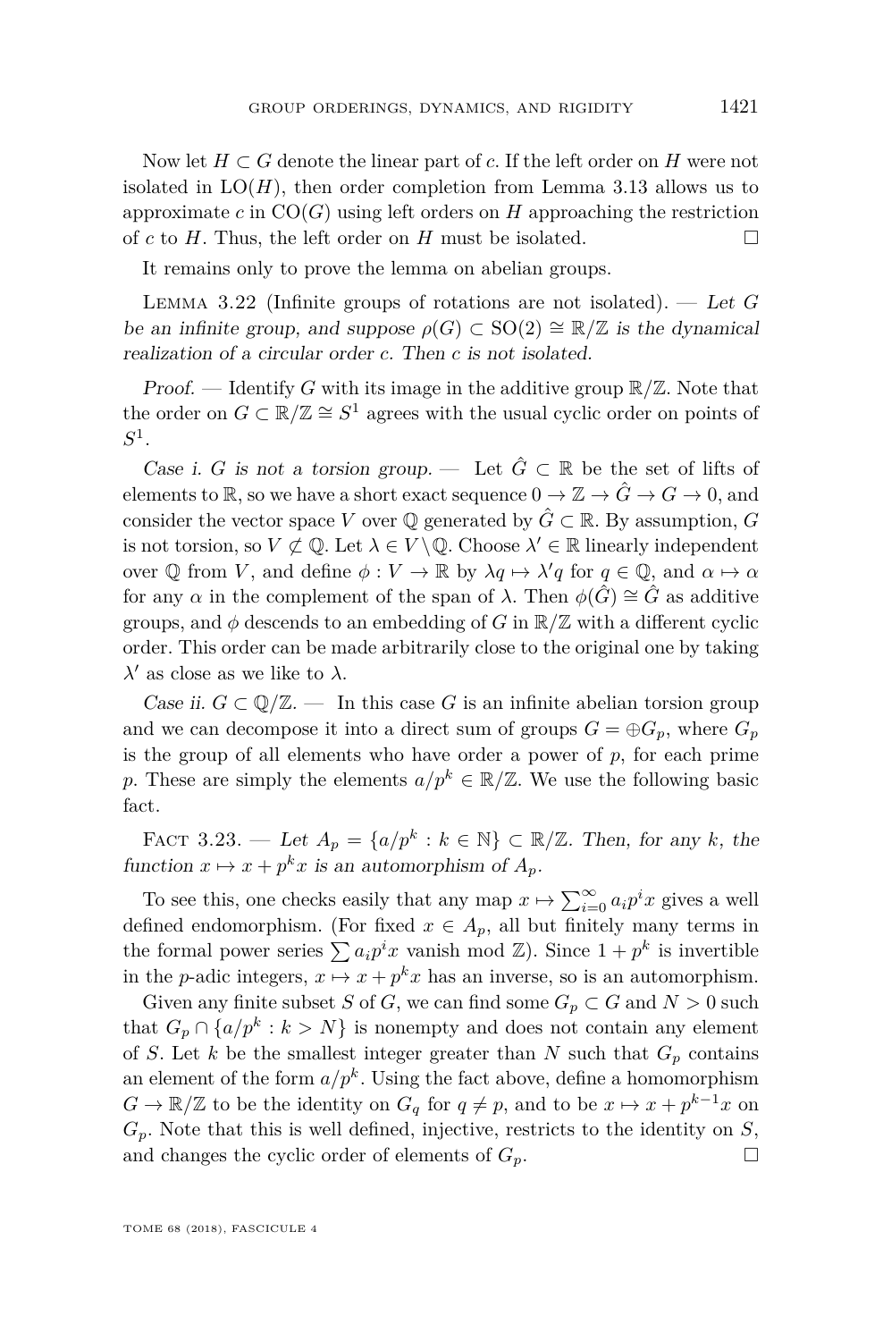Now let $H \subset G$ denote the linear part of $c$. If the left order on $H$ were not isolated in $\mathrm{LO}(H)$, then order completion from Lemma 3.13 allows us to approximate $c$ in $\mathrm{CO}(G)$ using left orders on $H$ approaching the restriction of $c$ to $H$. Thus, the left order on $H$ must be isolated. □

It remains only to prove the lemma on abelian groups.

Lemma 3.22 (Infinite groups of rotations are not isolated). — *Let $G$ be an infinite group, and suppose $\rho(G) \subset \mathrm{SO}(2) \cong \mathbb{R}/\mathbb{Z}$ is the dynamical realization of a circular order $c$. Then $c$ is not isolated.*

*Proof.* — Identify $G$ with its image in the additive group $\mathbb{R}/\mathbb{Z}$. Note that the order on $G \subset \mathbb{R}/\mathbb{Z} \cong S^1$ agrees with the usual cyclic order on points of $S^1$.

*Case i. $G$ is not a torsion group.* — Let $\hat{G} \subset \mathbb{R}$ be the set of lifts of elements to $\mathbb{R}$, so we have a short exact sequence $0 \to \mathbb{Z} \to \hat{G} \to G \to 0$, and consider the vector space $V$ over $\mathbb{Q}$ generated by $\hat{G} \subset \mathbb{R}$. By assumption, $G$ is not torsion, so $V \not\subset \mathbb{Q}$. Let $\lambda \in V \setminus \mathbb{Q}$. Choose $\lambda' \in \mathbb{R}$ linearly independent over $\mathbb{Q}$ from $V$, and define $\phi : V \to \mathbb{R}$ by $\lambda q \mapsto \lambda' q$ for $q \in \mathbb{Q}$, and $\alpha \mapsto \alpha$ for any $\alpha$ in the complement of the span of $\lambda$. Then $\phi(\hat{G}) \cong \hat{G}$ as additive groups, and $\phi$ descends to an embedding of $G$ in $\mathbb{R}/\mathbb{Z}$ with a different cyclic order. This order can be made arbitrarily close to the original one by taking $\lambda'$ as close as we like to $\lambda$.

*Case ii. $G \subset \mathbb{Q}/\mathbb{Z}$.* — In this case $G$ is an infinite abelian torsion group and we can decompose it into a direct sum of groups $G = \oplus G_p$, where $G_p$ is the group of all elements who have order a power of $p$, for each prime $p$. These are simply the elements $a/p^k \in \mathbb{R}/\mathbb{Z}$. We use the following basic fact.

Fact 3.23. — *Let $A_p = \{a/p^k : k \in \mathbb{N}\} \subset \mathbb{R}/\mathbb{Z}$. Then, for any $k$, the function $x \mapsto x + p^k x$ is an automorphism of $A_p$.*

To see this, one checks easily that any map $x \mapsto \sum_{i=0}^{\infty} a_i p^i x$ gives a well defined endomorphism. (For fixed $x \in A_p$, all but finitely many terms in the formal power series $\sum a_i p^i x$ vanish mod $\mathbb{Z}$). Since $1 + p^k$ is invertible in the $p$-adic integers, $x \mapsto x + p^k x$ has an inverse, so is an automorphism.

Given any finite subset $S$ of $G$, we can find some $G_p \subset G$ and $N > 0$ such that $G_p \cap \{a/p^k : k > N\}$ is nonempty and does not contain any element of $S$. Let $k$ be the smallest integer greater than $N$ such that $G_p$ contains an element of the form $a/p^k$. Using the fact above, define a homomorphism $G \to \mathbb{R}/\mathbb{Z}$ to be the identity on $G_q$ for $q \neq p$, and to be $x \mapsto x + p^{k-1}x$ on $G_p$. Note that this is well defined, injective, restricts to the identity on $S$, and changes the cyclic order of elements of $G_p$. □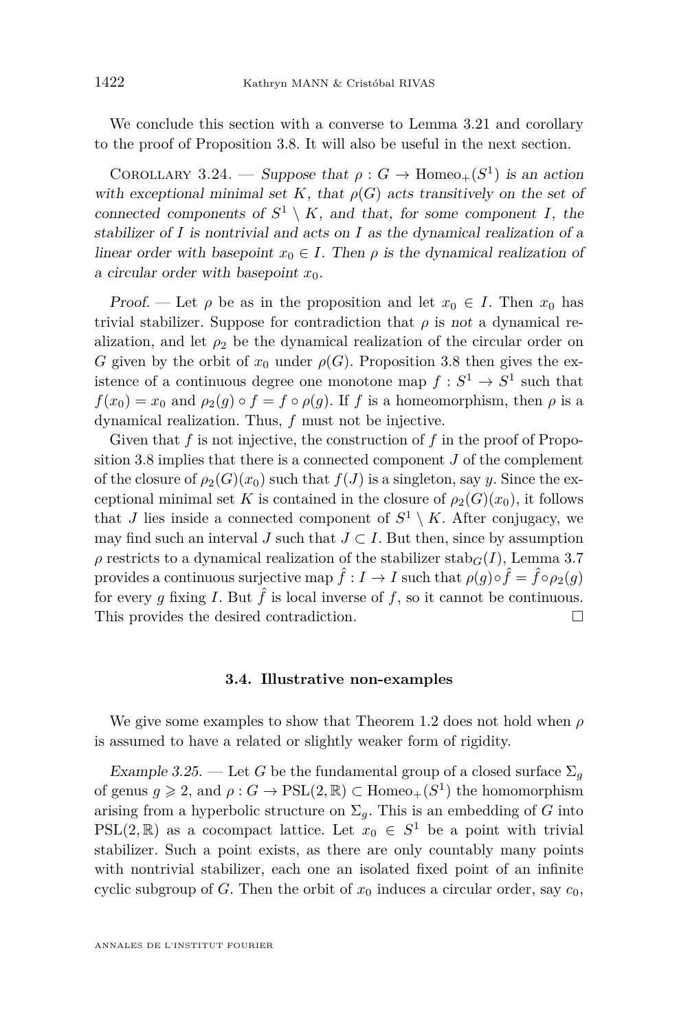We conclude this section with a converse to Lemma 3.21 and corollary to the proof of Proposition 3.8. It will also be useful in the next section.

Corollary 3.24. — *Suppose that $\rho : G \to \mathrm{Homeo}_+(S^1)$ is an action with exceptional minimal set $K$, that $\rho(G)$ acts transitively on the set of connected components of $S^1 \setminus K$, and that, for some component $I$, the stabilizer of $I$ is nontrivial and acts on $I$ as the dynamical realization of a linear order with basepoint $x_0 \in I$. Then $\rho$ is the dynamical realization of a circular order with basepoint $x_0$.*

*Proof.* — Let $\rho$ be as in the proposition and let $x_0 \in I$. Then $x_0$ has trivial stabilizer. Suppose for contradiction that $\rho$ is *not* a dynamical realization, and let $\rho_2$ be the dynamical realization of the circular order on $G$ given by the orbit of $x_0$ under $\rho(G)$. Proposition 3.8 then gives the existence of a continuous degree one monotone map $f : S^1 \to S^1$ such that $f(x_0) = x_0$ and $\rho_2(g) \circ f = f \circ \rho(g)$. If $f$ is a homeomorphism, then $\rho$ is a dynamical realization. Thus, $f$ must not be injective.

Given that $f$ is not injective, the construction of $f$ in the proof of Proposition 3.8 implies that there is a connected component $J$ of the complement of the closure of $\rho_2(G)(x_0)$ such that $f(J)$ is a singleton, say $y$. Since the exceptional minimal set $K$ is contained in the closure of $\rho_2(G)(x_0)$, it follows that $J$ lies inside a connected component of $S^1 \setminus K$. After conjugacy, we may find such an interval $J$ such that $J \subset I$. But then, since by assumption $\rho$ restricts to a dynamical realization of the stabilizer $\mathrm{stab}_G(I)$, Lemma 3.7 provides a continuous surjective map $\hat{f} : I \to I$ such that $\rho(g) \circ \hat{f} = \hat{f} \circ \rho_2(g)$ for every $g$ fixing $I$. But $\hat{f}$ is local inverse of $f$, so it cannot be continuous. This provides the desired contradiction. $\square$

### 3.4. Illustrative non-examples

We give some examples to show that Theorem 1.2 does not hold when $\rho$ is assumed to have a related or slightly weaker form of rigidity.

*Example 3.25.* — Let $G$ be the fundamental group of a closed surface $\Sigma_g$ of genus $g \geqslant 2$, and $\rho : G \to \mathrm{PSL}(2, \mathbb{R}) \subset \mathrm{Homeo}_+(S^1)$ the homomorphism arising from a hyperbolic structure on $\Sigma_g$. This is an embedding of $G$ into $\mathrm{PSL}(2, \mathbb{R})$ as a cocompact lattice. Let $x_0 \in S^1$ be a point with trivial stabilizer. Such a point exists, as there are only countably many points with nontrivial stabilizer, each one an isolated fixed point of an infinite cyclic subgroup of $G$. Then the orbit of $x_0$ induces a circular order, say $c_0$,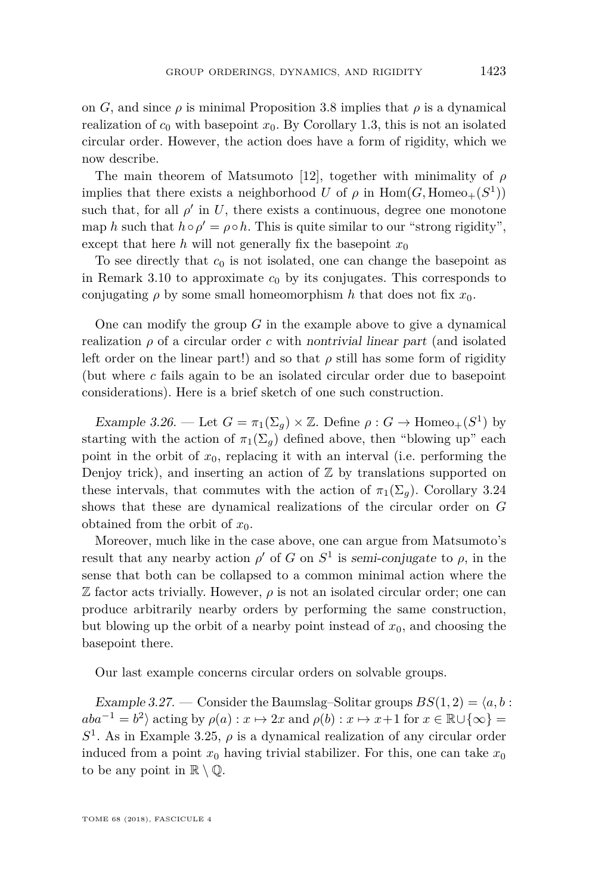on $G$, and since $\rho$ is minimal Proposition 3.8 implies that $\rho$ is a dynamical realization of $c_0$ with basepoint $x_0$. By Corollary 1.3, this is not an isolated circular order. However, the action does have a form of rigidity, which we now describe.

The main theorem of Matsumoto [12], together with minimality of $\rho$ implies that there exists a neighborhood $U$ of $\rho$ in $\mathrm{Hom}(G, \mathrm{Homeo}_+(S^1))$ such that, for all $\rho'$ in $U$, there exists a continuous, degree one monotone map $h$ such that $h \circ \rho' = \rho \circ h$. This is quite similar to our "strong rigidity", except that here $h$ will not generally fix the basepoint $x_0$

To see directly that $c_0$ is not isolated, one can change the basepoint as in Remark 3.10 to approximate $c_0$ by its conjugates. This corresponds to conjugating $\rho$ by some small homeomorphism $h$ that does not fix $x_0$.

One can modify the group $G$ in the example above to give a dynamical realization $\rho$ of a circular order $c$ with *nontrivial linear part* (and isolated left order on the linear part!) and so that $\rho$ still has some form of rigidity (but where $c$ fails again to be an isolated circular order due to basepoint considerations). Here is a brief sketch of one such construction.

*Example 3.26.* — Let $G = \pi_1(\Sigma_g) \times \mathbb{Z}$. Define $\rho : G \to \mathrm{Homeo}_+(S^1)$ by starting with the action of $\pi_1(\Sigma_g)$ defined above, then "blowing up" each point in the orbit of $x_0$, replacing it with an interval (i.e. performing the Denjoy trick), and inserting an action of $\mathbb{Z}$ by translations supported on these intervals, that commutes with the action of $\pi_1(\Sigma_g)$. Corollary 3.24 shows that these are dynamical realizations of the circular order on $G$ obtained from the orbit of $x_0$.

Moreover, much like in the case above, one can argue from Matsumoto's result that any nearby action $\rho'$ of $G$ on $S^1$ is *semi-conjugate* to $\rho$, in the sense that both can be collapsed to a common minimal action where the $\mathbb{Z}$ factor acts trivially. However, $\rho$ is not an isolated circular order; one can produce arbitrarily nearby orders by performing the same construction, but blowing up the orbit of a nearby point instead of $x_0$, and choosing the basepoint there.

Our last example concerns circular orders on solvable groups.

*Example 3.27.* — Consider the Baumslag–Solitar groups $BS(1,2) = \langle a, b : aba^{-1} = b^2 \rangle$ acting by $\rho(a) : x \mapsto 2x$ and $\rho(b) : x \mapsto x+1$ for $x \in \mathbb{R} \cup \{\infty\} = S^1$. As in Example 3.25, $\rho$ is a dynamical realization of any circular order induced from a point $x_0$ having trivial stabilizer. For this, one can take $x_0$ to be any point in $\mathbb{R} \setminus \mathbb{Q}$.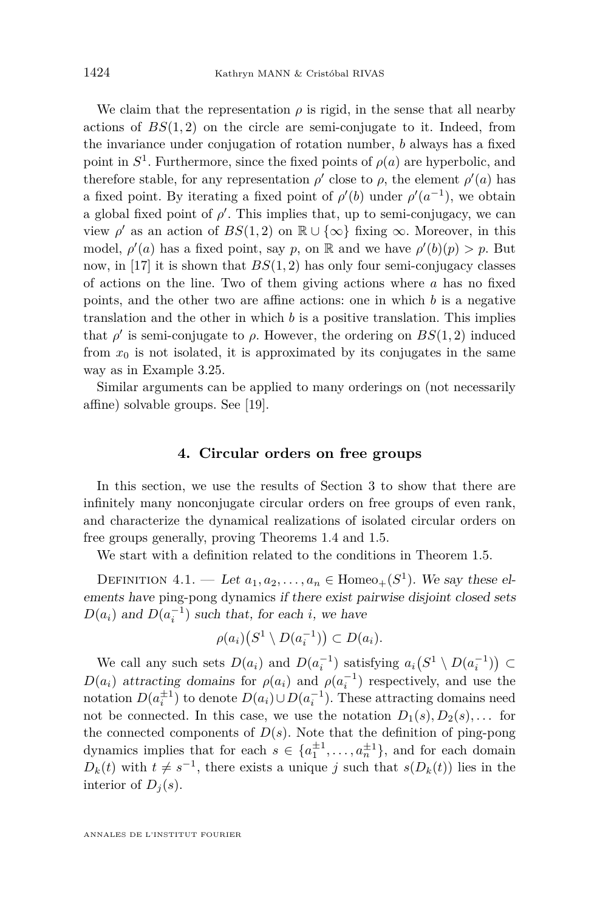We claim that the representation $\rho$ is rigid, in the sense that all nearby actions of $BS(1,2)$ on the circle are semi-conjugate to it. Indeed, from the invariance under conjugation of rotation number, $b$ always has a fixed point in $S^1$. Furthermore, since the fixed points of $\rho(a)$ are hyperbolic, and therefore stable, for any representation $\rho'$ close to $\rho$, the element $\rho'(a)$ has a fixed point. By iterating a fixed point of $\rho'(b)$ under $\rho'(a^{-1})$, we obtain a global fixed point of $\rho'$. This implies that, up to semi-conjugacy, we can view $\rho'$ as an action of $BS(1,2)$ on $\mathbb{R} \cup \{\infty\}$ fixing $\infty$. Moreover, in this model, $\rho'(a)$ has a fixed point, say $p$, on $\mathbb{R}$ and we have $\rho'(b)(p) > p$. But now, in [17] it is shown that $BS(1,2)$ has only four semi-conjugacy classes of actions on the line. Two of them giving actions where $a$ has no fixed points, and the other two are affine actions: one in which $b$ is a negative translation and the other in which $b$ is a positive translation. This implies that $\rho'$ is semi-conjugate to $\rho$. However, the ordering on $BS(1,2)$ induced from $x_0$ is not isolated, it is approximated by its conjugates in the same way as in Example 3.25.

Similar arguments can be applied to many orderings on (not necessarily affine) solvable groups. See [19].

## 4. Circular orders on free groups

In this section, we use the results of Section 3 to show that there are infinitely many nonconjugate circular orders on free groups of even rank, and characterize the dynamical realizations of isolated circular orders on free groups generally, proving Theorems 1.4 and 1.5.

We start with a definition related to the conditions in Theorem 1.5.

Definition 4.1. — *Let $a_1, a_2, \ldots, a_n \in \mathrm{Homeo}_+(S^1)$. We say these elements have* ping-pong dynamics *if there exist pairwise disjoint closed sets $D(a_i)$ and $D(a_i^{-1})$ such that, for each $i$, we have*

$$\rho(a_i)\big(S^1 \setminus D(a_i^{-1})\big) \subset D(a_i).$$

We call any such sets $D(a_i)$ and $D(a_i^{-1})$ satisfying $a_i\big(S^1 \setminus D(a_i^{-1})\big) \subset D(a_i)$ *attracting domains* for $\rho(a_i)$ and $\rho(a_i^{-1})$ respectively, and use the notation $D(a_i^{\pm 1})$ to denote $D(a_i) \cup D(a_i^{-1})$. These attracting domains need not be connected. In this case, we use the notation $D_1(s), D_2(s), \ldots$ for the connected components of $D(s)$. Note that the definition of ping-pong dynamics implies that for each $s \in \{a_1^{\pm 1}, \ldots, a_n^{\pm 1}\}$, and for each domain $D_k(t)$ with $t \neq s^{-1}$, there exists a unique $j$ such that $s(D_k(t))$ lies in the interior of $D_j(s)$.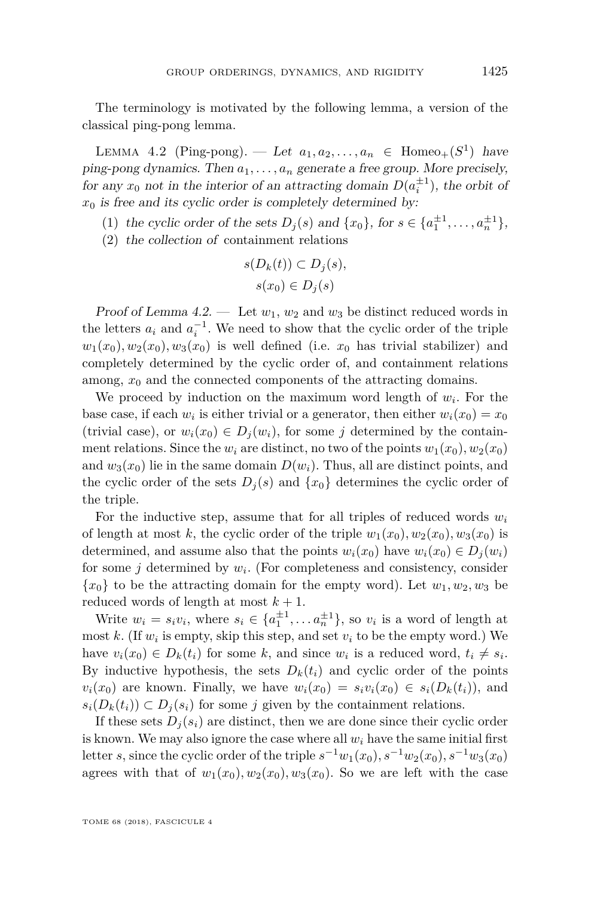The terminology is motivated by the following lemma, a version of the classical ping-pong lemma.

Lemma 4.2 (Ping-pong). — *Let $a_1, a_2, \ldots, a_n \in \mathrm{Homeo}_+(S^1)$ have ping-pong dynamics. Then $a_1, \ldots, a_n$ generate a free group. More precisely, for any $x_0$ not in the interior of an attracting domain $D(a_i^{\pm 1})$, the orbit of $x_0$ is free and its cyclic order is completely determined by:*

1. *the cyclic order of the sets $D_j(s)$ and $\{x_0\}$, for $s \in \{a_1^{\pm 1}, \ldots, a_n^{\pm 1}\}$,*
2. *the collection of* containment relations

$$s(D_k(t)) \subset D_j(s),$$
$$s(x_0) \in D_j(s)$$

*Proof of Lemma 4.2.* — Let $w_1$, $w_2$ and $w_3$ be distinct reduced words in the letters $a_i$ and $a_i^{-1}$. We need to show that the cyclic order of the triple $w_1(x_0), w_2(x_0), w_3(x_0)$ is well defined (i.e. $x_0$ has trivial stabilizer) and completely determined by the cyclic order of, and containment relations among, $x_0$ and the connected components of the attracting domains.

We proceed by induction on the maximum word length of $w_i$. For the base case, if each $w_i$ is either trivial or a generator, then either $w_i(x_0) = x_0$ (trivial case), or $w_i(x_0) \in D_j(w_i)$, for some $j$ determined by the containment relations. Since the $w_i$ are distinct, no two of the points $w_1(x_0), w_2(x_0)$ and $w_3(x_0)$ lie in the same domain $D(w_i)$. Thus, all are distinct points, and the cyclic order of the sets $D_j(s)$ and $\{x_0\}$ determines the cyclic order of the triple.

For the inductive step, assume that for all triples of reduced words $w_i$ of length at most $k$, the cyclic order of the triple $w_1(x_0), w_2(x_0), w_3(x_0)$ is determined, and assume also that the points $w_i(x_0)$ have $w_i(x_0) \in D_j(w_i)$ for some $j$ determined by $w_i$. (For completeness and consistency, consider $\{x_0\}$ to be the attracting domain for the empty word). Let $w_1, w_2, w_3$ be reduced words of length at most $k+1$.

Write $w_i = s_i v_i$, where $s_i \in \{a_1^{\pm 1}, \ldots a_n^{\pm 1}\}$, so $v_i$ is a word of length at most $k$. (If $w_i$ is empty, skip this step, and set $v_i$ to be the empty word.) We have $v_i(x_0) \in D_k(t_i)$ for some $k$, and since $w_i$ is a reduced word, $t_i \neq s_i$. By inductive hypothesis, the sets $D_k(t_i)$ and cyclic order of the points $v_i(x_0)$ are known. Finally, we have $w_i(x_0) = s_i v_i(x_0) \in s_i(D_k(t_i))$, and $s_i(D_k(t_i)) \subset D_j(s_i)$ for some $j$ given by the containment relations.

If these sets $D_j(s_i)$ are distinct, then we are done since their cyclic order is known. We may also ignore the case where all $w_i$ have the same initial first letter $s$, since the cyclic order of the triple $s^{-1}w_1(x_0), s^{-1}w_2(x_0), s^{-1}w_3(x_0)$ agrees with that of $w_1(x_0), w_2(x_0), w_3(x_0)$. So we are left with the case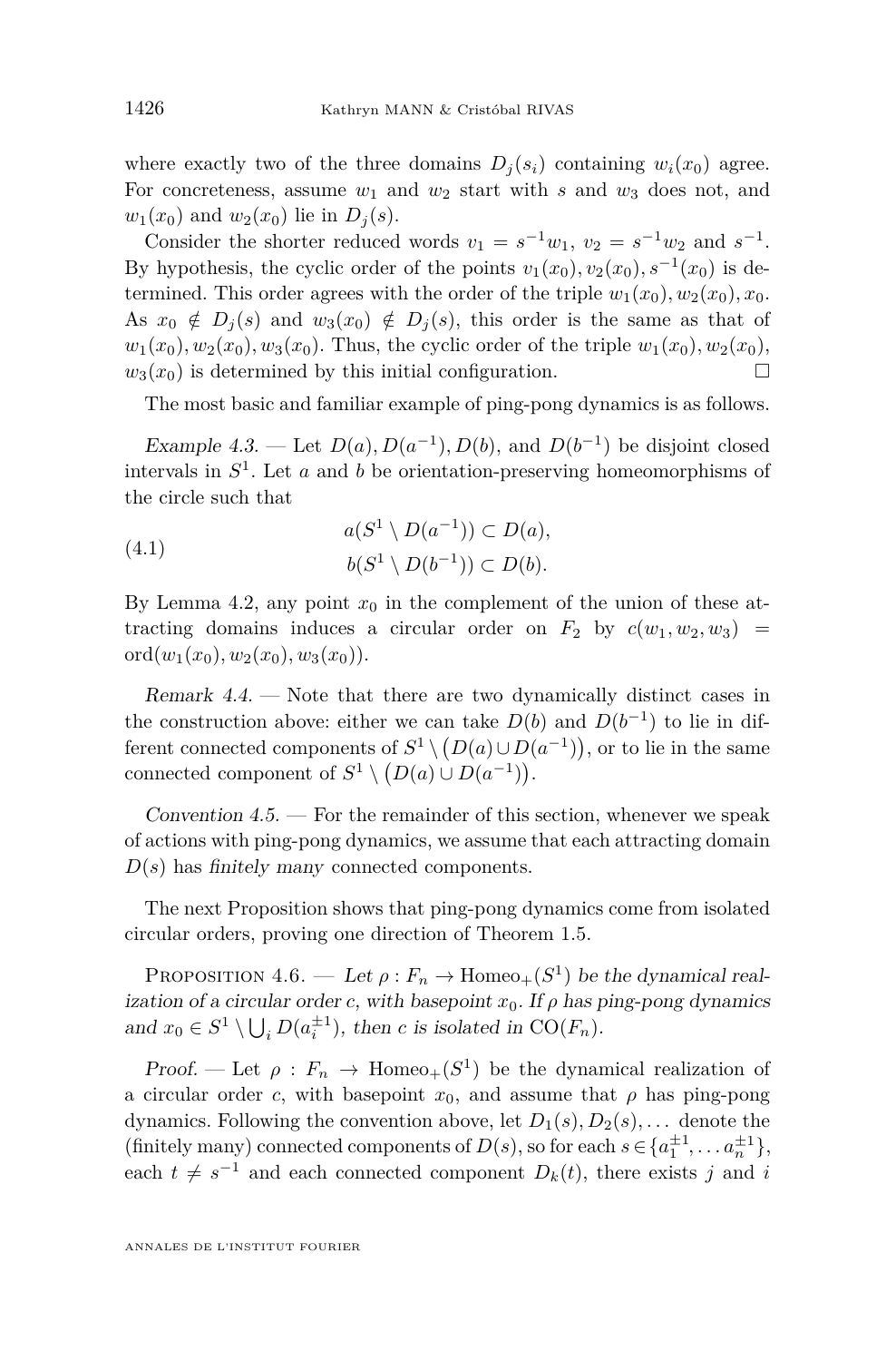where exactly two of the three domains $D_j(s_i)$ containing $w_i(x_0)$ agree. For concreteness, assume $w_1$ and $w_2$ start with $s$ and $w_3$ does not, and $w_1(x_0)$ and $w_2(x_0)$ lie in $D_j(s)$.

Consider the shorter reduced words $v_1 = s^{-1}w_1$, $v_2 = s^{-1}w_2$ and $s^{-1}$. By hypothesis, the cyclic order of the points $v_1(x_0), v_2(x_0), s^{-1}(x_0)$ is determined. This order agrees with the order of the triple $w_1(x_0), w_2(x_0), x_0$. As $x_0 \notin D_j(s)$ and $w_3(x_0) \notin D_j(s)$, this order is the same as that of $w_1(x_0), w_2(x_0), w_3(x_0)$. Thus, the cyclic order of the triple $w_1(x_0), w_2(x_0), w_3(x_0)$ is determined by this initial configuration. $\square$

The most basic and familiar example of ping-pong dynamics is as follows.

*Example 4.3.* — Let $D(a), D(a^{-1}), D(b)$, and $D(b^{-1})$ be disjoint closed intervals in $S^1$. Let $a$ and $b$ be orientation-preserving homeomorphisms of the circle such that

$$a(S^1 \setminus D(a^{-1})) \subset D(a),$$
$$b(S^1 \setminus D(b^{-1})) \subset D(b). \tag{4.1}$$

By Lemma 4.2, any point $x_0$ in the complement of the union of these attracting domains induces a circular order on $F_2$ by $c(w_1, w_2, w_3) = \mathrm{ord}(w_1(x_0), w_2(x_0), w_3(x_0))$.

*Remark 4.4.* — Note that there are two dynamically distinct cases in the construction above: either we can take $D(b)$ and $D(b^{-1})$ to lie in different connected components of $S^1 \setminus \big(D(a) \cup D(a^{-1})\big)$, or to lie in the same connected component of $S^1 \setminus \big(D(a) \cup D(a^{-1})\big)$.

*Convention 4.5.* — For the remainder of this section, whenever we speak of actions with ping-pong dynamics, we assume that each attracting domain $D(s)$ has *finitely many* connected components.

The next Proposition shows that ping-pong dynamics come from isolated circular orders, proving one direction of Theorem 1.5.

Proposition 4.6. — *Let $\rho : F_n \to \mathrm{Homeo}_+(S^1)$ be the dynamical realization of a circular order $c$, with basepoint $x_0$. If $\rho$ has ping-pong dynamics and $x_0 \in S^1 \setminus \bigcup_i D(a_i^{\pm 1})$, then $c$ is isolated in $\mathrm{CO}(F_n)$.*

*Proof.* — Let $\rho : F_n \to \mathrm{Homeo}_+(S^1)$ be the dynamical realization of a circular order $c$, with basepoint $x_0$, and assume that $\rho$ has ping-pong dynamics. Following the convention above, let $D_1(s), D_2(s), \dots$ denote the (finitely many) connected components of $D(s)$, so for each $s \in \{a_1^{\pm 1}, \dots a_n^{\pm 1}\}$, each $t \neq s^{-1}$ and each connected component $D_k(t)$, there exists $j$ and $i$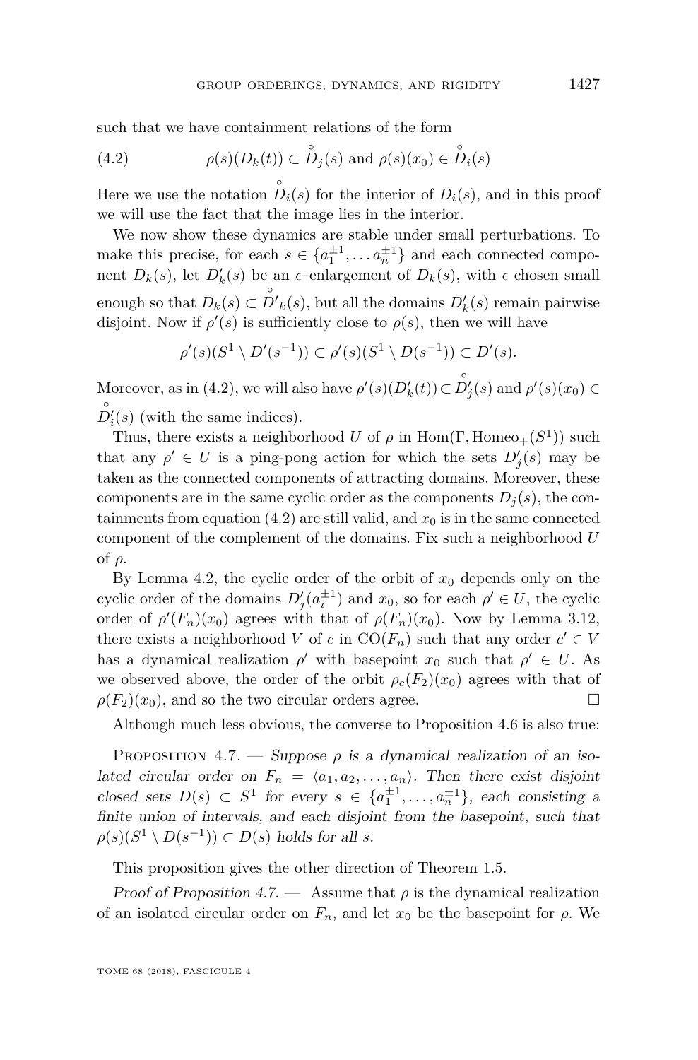such that we have containment relations of the form

$$\rho(s)(D_k(t)) \subset \mathring{D}_j(s) \text{ and } \rho(s)(x_0) \in \mathring{D}_i(s) \tag{4.2}$$

Here we use the notation $\mathring{D}_i(s)$ for the interior of $D_i(s)$, and in this proof we will use the fact that the image lies in the interior.

We now show these dynamics are stable under small perturbations. To make this precise, for each $s \in \{a_1^{\pm 1}, \dots a_n^{\pm 1}\}$ and each connected component $D_k(s)$, let $D'_k(s)$ be an $\epsilon$–enlargement of $D_k(s)$, with $\epsilon$ chosen small enough so that $D_k(s) \subset \mathring{D'}_k(s)$, but all the domains $D'_k(s)$ remain pairwise disjoint. Now if $\rho'(s)$ is sufficiently close to $\rho(s)$, then we will have

$$\rho'(s)(S^1 \setminus D'(s^{-1})) \subset \rho'(s)(S^1 \setminus D(s^{-1})) \subset D'(s).$$

Moreover, as in (4.2), we will also have $\rho'(s)(D'_k(t)) \subset \mathring{D}'_j(s)$ and $\rho'(s)(x_0) \in \mathring{D}'_i(s)$ (with the same indices).

Thus, there exists a neighborhood $U$ of $\rho$ in $\mathrm{Hom}(\Gamma, \mathrm{Homeo}_+(S^1))$ such that any $\rho' \in U$ is a ping-pong action for which the sets $D'_j(s)$ may be taken as the connected components of attracting domains. Moreover, these components are in the same cyclic order as the components $D_j(s)$, the containments from equation (4.2) are still valid, and $x_0$ is in the same connected component of the complement of the domains. Fix such a neighborhood $U$ of $\rho$.

By Lemma 4.2, the cyclic order of the orbit of $x_0$ depends only on the cyclic order of the domains $D'_j(a_i^{\pm 1})$ and $x_0$, so for each $\rho' \in U$, the cyclic order of $\rho'(F_n)(x_0)$ agrees with that of $\rho(F_n)(x_0)$. Now by Lemma 3.12, there exists a neighborhood $V$ of $c$ in $\mathrm{CO}(F_n)$ such that any order $c' \in V$ has a dynamical realization $\rho'$ with basepoint $x_0$ such that $\rho' \in U$. As we observed above, the order of the orbit $\rho_c(F_2)(x_0)$ agrees with that of $\rho(F_2)(x_0)$, and so the two circular orders agree. □

Although much less obvious, the converse to Proposition 4.6 is also true:

Proposition 4.7. — *Suppose $\rho$ is a dynamical realization of an isolated circular order on $F_n = \langle a_1, a_2, \dots, a_n\rangle$. Then there exist disjoint closed sets $D(s) \subset S^1$ for every $s \in \{a_1^{\pm 1}, \dots, a_n^{\pm 1}\}$, each consisting a finite union of intervals, and each disjoint from the basepoint, such that $\rho(s)(S^1 \setminus D(s^{-1})) \subset D(s)$ holds for all $s$.*

This proposition gives the other direction of Theorem 1.5.

*Proof of Proposition 4.7.* — Assume that $\rho$ is the dynamical realization of an isolated circular order on $F_n$, and let $x_0$ be the basepoint for $\rho$. We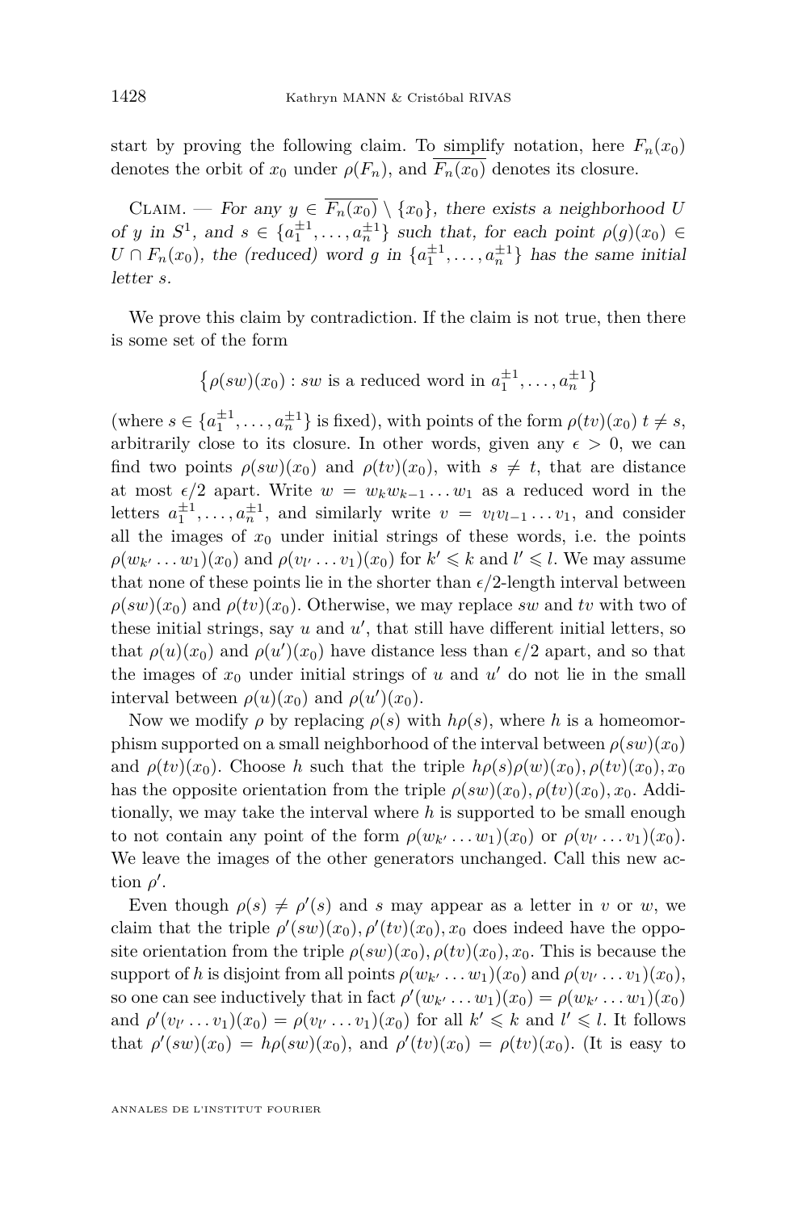start by proving the following claim. To simplify notation, here $F_n(x_0)$ denotes the orbit of $x_0$ under $\rho(F_n)$, and $\overline{F_n(x_0)}$ denotes its closure.

Claim. — *For any $y \in \overline{F_n(x_0)} \setminus \{x_0\}$, there exists a neighborhood $U$ of $y$ in $S^1$, and $s \in \{a_1^{\pm 1}, \ldots, a_n^{\pm 1}\}$ such that, for each point $\rho(g)(x_0) \in U \cap F_n(x_0)$, the (reduced) word $g$ in $\{a_1^{\pm 1}, \ldots, a_n^{\pm 1}\}$ has the same initial letter $s$.*

We prove this claim by contradiction. If the claim is not true, then there is some set of the form

$$\left\{\rho(sw)(x_0) : sw \text{ is a reduced word in } a_1^{\pm 1}, \ldots, a_n^{\pm 1}\right\}$$

(where $s \in \{a_1^{\pm 1}, \ldots, a_n^{\pm 1}\}$ is fixed), with points of the form $\rho(tv)(x_0)$ $t \neq s$, arbitrarily close to its closure. In other words, given any $\epsilon > 0$, we can find two points $\rho(sw)(x_0)$ and $\rho(tv)(x_0)$, with $s \neq t$, that are distance at most $\epsilon/2$ apart. Write $w = w_k w_{k-1} \ldots w_1$ as a reduced word in the letters $a_1^{\pm 1}, \ldots, a_n^{\pm 1}$, and similarly write $v = v_l v_{l-1} \ldots v_1$, and consider all the images of $x_0$ under initial strings of these words, i.e. the points $\rho(w_{k'} \ldots w_1)(x_0)$ and $\rho(v_{l'} \ldots v_1)(x_0)$ for $k' \leqslant k$ and $l' \leqslant l$. We may assume that none of these points lie in the shorter than $\epsilon/2$-length interval between $\rho(sw)(x_0)$ and $\rho(tv)(x_0)$. Otherwise, we may replace $sw$ and $tv$ with two of these initial strings, say $u$ and $u'$, that still have different initial letters, so that $\rho(u)(x_0)$ and $\rho(u')(x_0)$ have distance less than $\epsilon/2$ apart, and so that the images of $x_0$ under initial strings of $u$ and $u'$ do not lie in the small interval between $\rho(u)(x_0)$ and $\rho(u')(x_0)$.

Now we modify $\rho$ by replacing $\rho(s)$ with $h\rho(s)$, where $h$ is a homeomorphism supported on a small neighborhood of the interval between $\rho(sw)(x_0)$ and $\rho(tv)(x_0)$. Choose $h$ such that the triple $h\rho(s)\rho(w)(x_0), \rho(tv)(x_0), x_0$ has the opposite orientation from the triple $\rho(sw)(x_0), \rho(tv)(x_0), x_0$. Additionally, we may take the interval where $h$ is supported to be small enough to not contain any point of the form $\rho(w_{k'} \ldots w_1)(x_0)$ or $\rho(v_{l'} \ldots v_1)(x_0)$. We leave the images of the other generators unchanged. Call this new action $\rho'$.

Even though $\rho(s) \neq \rho'(s)$ and $s$ may appear as a letter in $v$ or $w$, we claim that the triple $\rho'(sw)(x_0), \rho'(tv)(x_0), x_0$ does indeed have the opposite orientation from the triple $\rho(sw)(x_0), \rho(tv)(x_0), x_0$. This is because the support of $h$ is disjoint from all points $\rho(w_{k'} \ldots w_1)(x_0)$ and $\rho(v_{l'} \ldots v_1)(x_0)$, so one can see inductively that in fact $\rho'(w_{k'} \ldots w_1)(x_0) = \rho(w_{k'} \ldots w_1)(x_0)$ and $\rho'(v_{l'} \ldots v_1)(x_0) = \rho(v_{l'} \ldots v_1)(x_0)$ for all $k' \leqslant k$ and $l' \leqslant l$. It follows that $\rho'(sw)(x_0) = h\rho(sw)(x_0)$, and $\rho'(tv)(x_0) = \rho(tv)(x_0)$. (It is easy to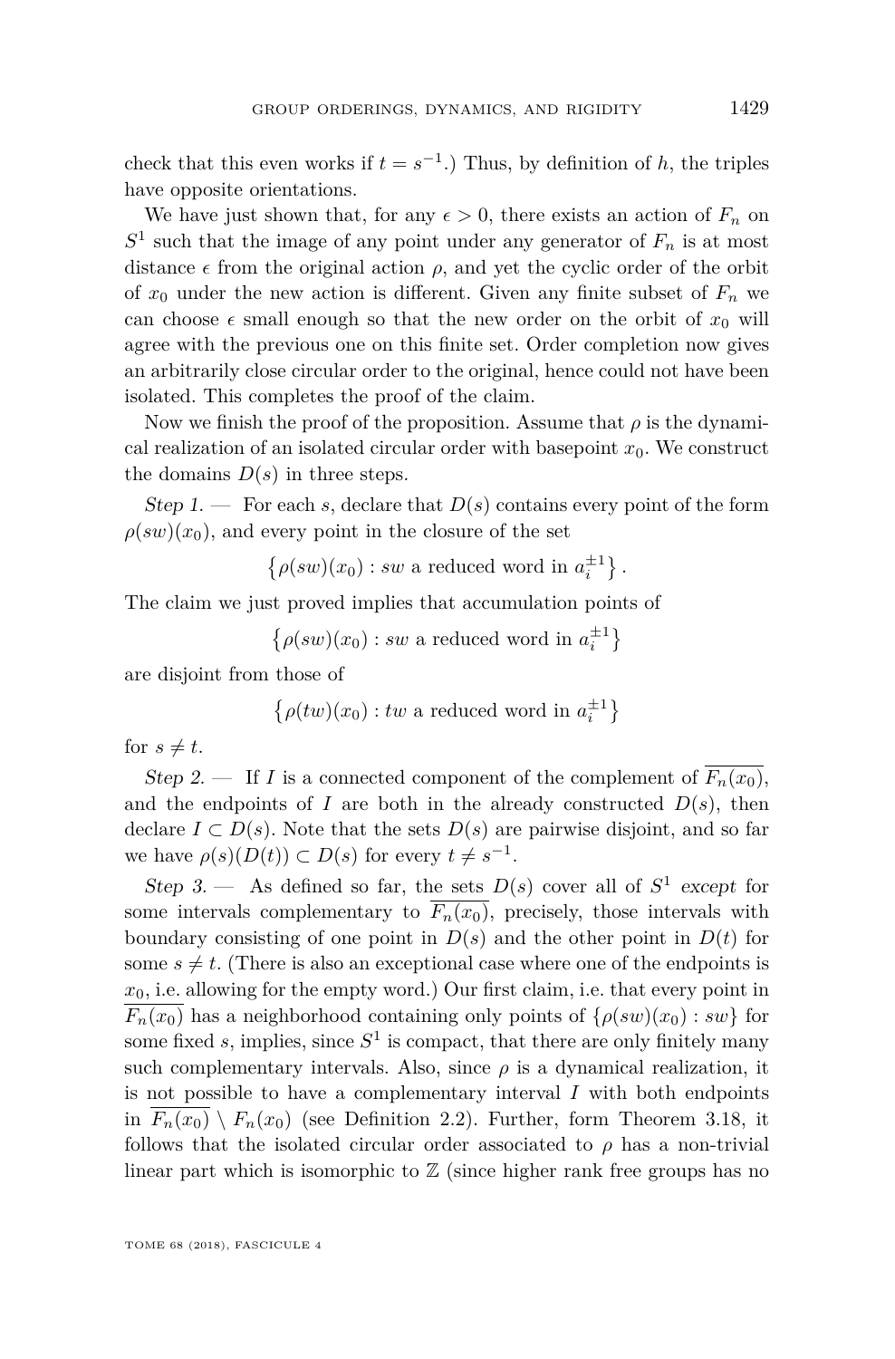check that this even works if $t = s^{-1}$.) Thus, by definition of $h$, the triples have opposite orientations.

We have just shown that, for any $\epsilon > 0$, there exists an action of $F_n$ on $S^1$ such that the image of any point under any generator of $F_n$ is at most distance $\epsilon$ from the original action $\rho$, and yet the cyclic order of the orbit of $x_0$ under the new action is different. Given any finite subset of $F_n$ we can choose $\epsilon$ small enough so that the new order on the orbit of $x_0$ will agree with the previous one on this finite set. Order completion now gives an arbitrarily close circular order to the original, hence could not have been isolated. This completes the proof of the claim.

Now we finish the proof of the proposition. Assume that $\rho$ is the dynamical realization of an isolated circular order with basepoint $x_0$. We construct the domains $D(s)$ in three steps.

*Step 1.* — For each $s$, declare that $D(s)$ contains every point of the form $\rho(sw)(x_0)$, and every point in the closure of the set

$$\left\{\rho(sw)(x_0) : sw \text{ a reduced word in } a_i^{\pm 1}\right\}.$$

The claim we just proved implies that accumulation points of

$$\left\{\rho(sw)(x_0) : sw \text{ a reduced word in } a_i^{\pm 1}\right\}$$

are disjoint from those of

$$\left\{\rho(tw)(x_0) : tw \text{ a reduced word in } a_i^{\pm 1}\right\}$$

for $s \neq t$.

*Step 2.* — If $I$ is a connected component of the complement of $\overline{F_n(x_0)}$, and the endpoints of $I$ are both in the already constructed $D(s)$, then declare $I \subset D(s)$. Note that the sets $D(s)$ are pairwise disjoint, and so far we have $\rho(s)(D(t)) \subset D(s)$ for every $t \neq s^{-1}$.

*Step 3.* — As defined so far, the sets $D(s)$ cover all of $S^1$ *except* for some intervals complementary to $\overline{F_n(x_0)}$, precisely, those intervals with boundary consisting of one point in $D(s)$ and the other point in $D(t)$ for some $s \neq t$. (There is also an exceptional case where one of the endpoints is $x_0$, i.e. allowing for the empty word.) Our first claim, i.e. that every point in $\overline{F_n(x_0)}$ has a neighborhood containing only points of $\{\rho(sw)(x_0) : sw\}$ for some fixed $s$, implies, since $S^1$ is compact, that there are only finitely many such complementary intervals. Also, since $\rho$ is a dynamical realization, it is not possible to have a complementary interval $I$ with both endpoints in $\overline{F_n(x_0)} \setminus F_n(x_0)$ (see Definition 2.2). Further, form Theorem 3.18, it follows that the isolated circular order associated to $\rho$ has a non-trivial linear part which is isomorphic to $\mathbb{Z}$ (since higher rank free groups has no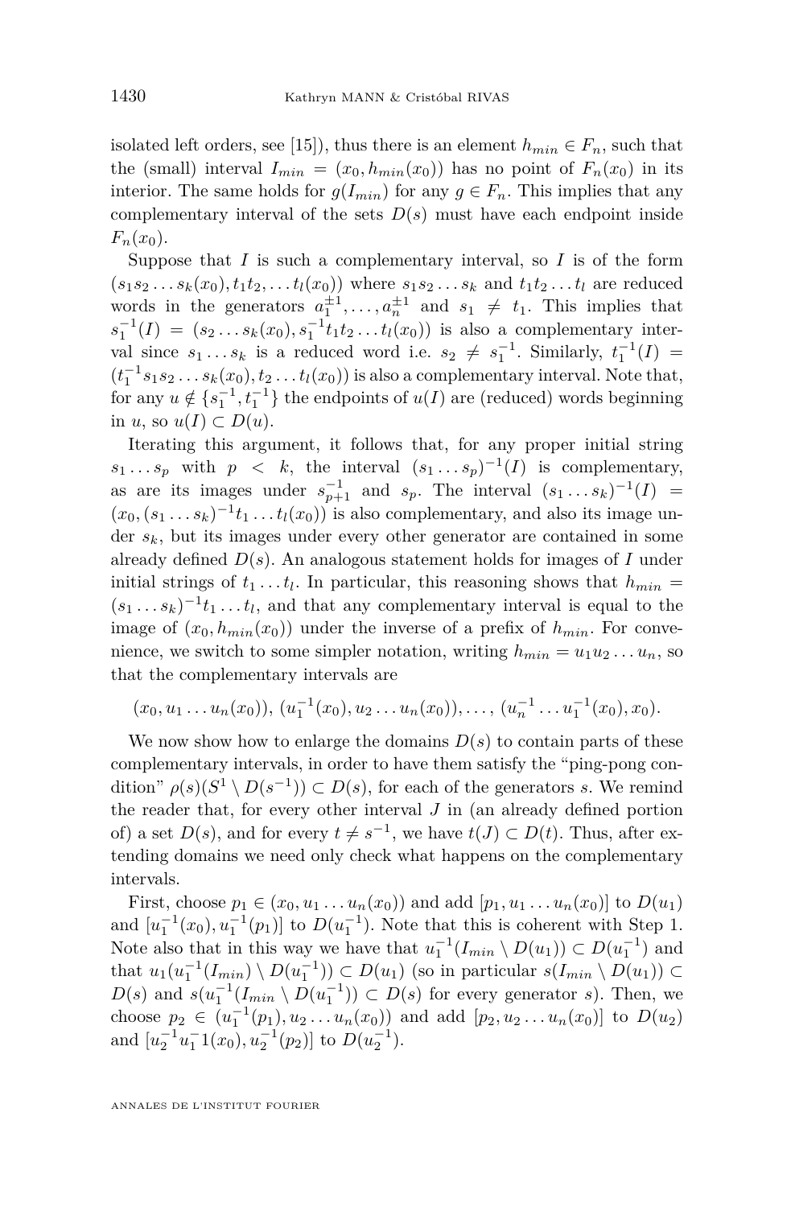isolated left orders, see [15]), thus there is an element $h_{min} \in F_n$, such that the (small) interval $I_{min} = (x_0, h_{min}(x_0))$ has no point of $F_n(x_0)$ in its interior. The same holds for $g(I_{min})$ for any $g \in F_n$. This implies that any complementary interval of the sets $D(s)$ must have each endpoint inside $F_n(x_0)$.

Suppose that $I$ is such a complementary interval, so $I$ is of the form $(s_1 s_2 \dots s_k(x_0), t_1 t_2, \dots t_l(x_0))$ where $s_1 s_2 \dots s_k$ and $t_1 t_2 \dots t_l$ are reduced words in the generators $a_1^{\pm 1}, \dots, a_n^{\pm 1}$ and $s_1 \neq t_1$. This implies that $s_1^{-1}(I) = (s_2 \dots s_k(x_0), s_1^{-1} t_1 t_2 \dots t_l(x_0))$ is also a complementary interval since $s_1 \dots s_k$ is a reduced word i.e. $s_2 \neq s_1^{-1}$. Similarly, $t_1^{-1}(I) = (t_1^{-1} s_1 s_2 \dots s_k(x_0), t_2 \dots t_l(x_0))$ is also a complementary interval. Note that, for any $u \notin \{s_1^{-1}, t_1^{-1}\}$ the endpoints of $u(I)$ are (reduced) words beginning in $u$, so $u(I) \subset D(u)$.

Iterating this argument, it follows that, for any proper initial string $s_1 \dots s_p$ with $p < k$, the interval $(s_1 \dots s_p)^{-1}(I)$ is complementary, as are its images under $s_{p+1}^{-1}$ and $s_p$. The interval $(s_1 \dots s_k)^{-1}(I) = (x_0, (s_1 \dots s_k)^{-1} t_1 \dots t_l(x_0))$ is also complementary, and also its image under $s_k$, but its images under every other generator are contained in some already defined $D(s)$. An analogous statement holds for images of $I$ under initial strings of $t_1 \dots t_l$. In particular, this reasoning shows that $h_{min} = (s_1 \dots s_k)^{-1} t_1 \dots t_l$, and that any complementary interval is equal to the image of $(x_0, h_{min}(x_0))$ under the inverse of a prefix of $h_{min}$. For convenience, we switch to some simpler notation, writing $h_{min} = u_1 u_2 \dots u_n$, so that the complementary intervals are

$$(x_0, u_1 \dots u_n(x_0)),\ (u_1^{-1}(x_0), u_2 \dots u_n(x_0)), \dots,\ (u_n^{-1} \dots u_1^{-1}(x_0), x_0).$$

We now show how to enlarge the domains $D(s)$ to contain parts of these complementary intervals, in order to have them satisfy the "ping-pong condition" $\rho(s)(S^1 \setminus D(s^{-1})) \subset D(s)$, for each of the generators $s$. We remind the reader that, for every other interval $J$ in (an already defined portion of) a set $D(s)$, and for every $t \neq s^{-1}$, we have $t(J) \subset D(t)$. Thus, after extending domains we need only check what happens on the complementary intervals.

First, choose $p_1 \in (x_0, u_1 \dots u_n(x_0))$ and add $[p_1, u_1 \dots u_n(x_0)]$ to $D(u_1)$ and $[u_1^{-1}(x_0), u_1^{-1}(p_1)]$ to $D(u_1^{-1})$. Note that this is coherent with Step 1. Note also that in this way we have that $u_1^{-1}(I_{min} \setminus D(u_1)) \subset D(u_1^{-1})$ and that $u_1(u_1^{-1}(I_{min}) \setminus D(u_1^{-1})) \subset D(u_1)$ (so in particular $s(I_{min} \setminus D(u_1)) \subset D(s)$ and $s(u_1^{-1}(I_{min} \setminus D(u_1^{-1})) \subset D(s)$ for every generator $s$). Then, we choose $p_2 \in (u_1^{-1}(p_1), u_2 \dots u_n(x_0))$ and add $[p_2, u_2 \dots u_n(x_0)]$ to $D(u_2)$ and $[u_2^{-1} u_1^{-1} 1(x_0), u_2^{-1}(p_2)]$ to $D(u_2^{-1})$.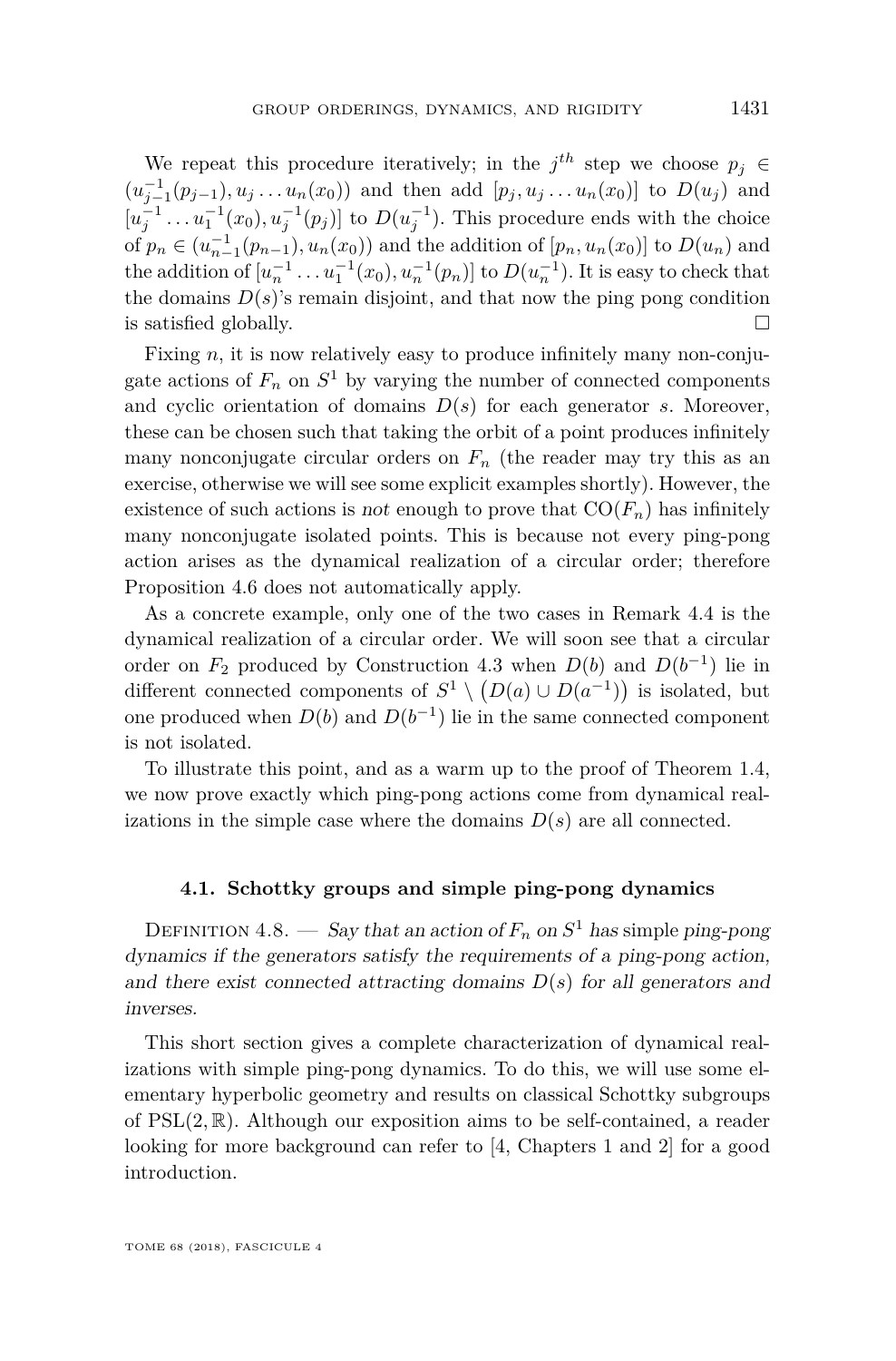We repeat this procedure iteratively; in the $j^{th}$ step we choose $p_j \in (u_{j-1}^{-1}(p_{j-1}), u_j \dots u_n(x_0))$ and then add $[p_j, u_j \dots u_n(x_0)]$ to $D(u_j)$ and $[u_j^{-1} \dots u_1^{-1}(x_0), u_j^{-1}(p_j)]$ to $D(u_j^{-1})$. This procedure ends with the choice of $p_n \in (u_{n-1}^{-1}(p_{n-1}), u_n(x_0))$ and the addition of $[p_n, u_n(x_0)]$ to $D(u_n)$ and the addition of $[u_n^{-1} \dots u_1^{-1}(x_0), u_n^{-1}(p_n)]$ to $D(u_n^{-1})$. It is easy to check that the domains $D(s)$'s remain disjoint, and that now the ping pong condition is satisfied globally. □

Fixing $n$, it is now relatively easy to produce infinitely many non-conjugate actions of $F_n$ on $S^1$ by varying the number of connected components and cyclic orientation of domains $D(s)$ for each generator $s$. Moreover, these can be chosen such that taking the orbit of a point produces infinitely many nonconjugate circular orders on $F_n$ (the reader may try this as an exercise, otherwise we will see some explicit examples shortly). However, the existence of such actions is *not* enough to prove that $\mathrm{CO}(F_n)$ has infinitely many nonconjugate isolated points. This is because not every ping-pong action arises as the dynamical realization of a circular order; therefore Proposition 4.6 does not automatically apply.

As a concrete example, only one of the two cases in Remark 4.4 is the dynamical realization of a circular order. We will soon see that a circular order on $F_2$ produced by Construction 4.3 when $D(b)$ and $D(b^{-1})$ lie in different connected components of $S^1 \setminus \big(D(a) \cup D(a^{-1})\big)$ is isolated, but one produced when $D(b)$ and $D(b^{-1})$ lie in the same connected component is not isolated.

To illustrate this point, and as a warm up to the proof of Theorem 1.4, we now prove exactly which ping-pong actions come from dynamical realizations in the simple case where the domains $D(s)$ are all connected.

### 4.1. Schottky groups and simple ping-pong dynamics

Definition 4.8. — *Say that an action of $F_n$ on $S^1$ has* simple ping-pong dynamics *if the generators satisfy the requirements of a ping-pong action, and there exist connected attracting domains $D(s)$ for all generators and inverses.*

This short section gives a complete characterization of dynamical realizations with simple ping-pong dynamics. To do this, we will use some elementary hyperbolic geometry and results on classical Schottky subgroups of $\mathrm{PSL}(2, \mathbb{R})$. Although our exposition aims to be self-contained, a reader looking for more background can refer to [4, Chapters 1 and 2] for a good introduction.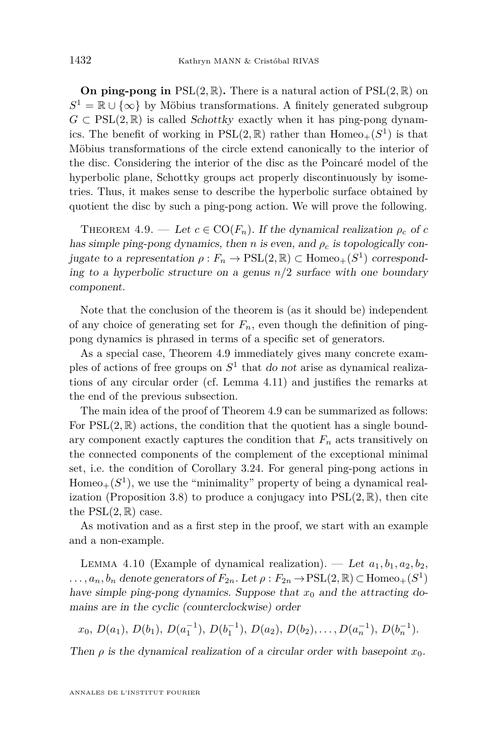**On ping-pong in** $\mathrm{PSL}(2,\mathbb{R})$**.** There is a natural action of $\mathrm{PSL}(2,\mathbb{R})$ on $S^1 = \mathbb{R}\cup\{\infty\}$ by Möbius transformations. A finitely generated subgroup $G \subset \mathrm{PSL}(2,\mathbb{R})$ is called *Schottky* exactly when it has ping-pong dynamics. The benefit of working in $\mathrm{PSL}(2,\mathbb{R})$ rather than $\mathrm{Homeo}_+(S^1)$ is that Möbius transformations of the circle extend canonically to the interior of the disc. Considering the interior of the disc as the Poincaré model of the hyperbolic plane, Schottky groups act properly discontinuously by isometries. Thus, it makes sense to describe the hyperbolic surface obtained by quotient the disc by such a ping-pong action. We will prove the following.

Theorem 4.9. — *Let $c \in \mathrm{CO}(F_n)$. If the dynamical realization $\rho_c$ of $c$ has simple ping-pong dynamics, then $n$ is even, and $\rho_c$ is topologically conjugate to a representation $\rho : F_n \to \mathrm{PSL}(2,\mathbb{R}) \subset \mathrm{Homeo}_+(S^1)$ corresponding to a hyperbolic structure on a genus $n/2$ surface with one boundary component.*

Note that the conclusion of the theorem is (as it should be) independent of any choice of generating set for $F_n$, even though the definition of ping-pong dynamics is phrased in terms of a specific set of generators.

As a special case, Theorem 4.9 immediately gives many concrete examples of actions of free groups on $S^1$ that *do not* arise as dynamical realizations of any circular order (cf. Lemma 4.11) and justifies the remarks at the end of the previous subsection.

The main idea of the proof of Theorem 4.9 can be summarized as follows: For $\mathrm{PSL}(2,\mathbb{R})$ actions, the condition that the quotient has a single boundary component exactly captures the condition that $F_n$ acts transitively on the connected components of the complement of the exceptional minimal set, i.e. the condition of Corollary 3.24. For general ping-pong actions in $\mathrm{Homeo}_+(S^1)$, we use the "minimality" property of being a dynamical realization (Proposition 3.8) to produce a conjugacy into $\mathrm{PSL}(2,\mathbb{R})$, then cite the $\mathrm{PSL}(2,\mathbb{R})$ case.

As motivation and as a first step in the proof, we start with an example and a non-example.

Lemma 4.10 (Example of dynamical realization). — *Let $a_1, b_1, a_2, b_2, \ldots, a_n, b_n$ denote generators of $F_{2n}$. Let $\rho : F_{2n} \to \mathrm{PSL}(2,\mathbb{R}) \subset \mathrm{Homeo}_+(S^1)$ have simple ping-pong dynamics. Suppose that $x_0$ and the attracting domains are in the cyclic (counterclockwise) order*

$$x_0,\ D(a_1),\ D(b_1),\ D(a_1^{-1}),\ D(b_1^{-1}),\ D(a_2),\ D(b_2),\ldots,D(a_n^{-1}),\ D(b_n^{-1}).$$

*Then $\rho$ is the dynamical realization of a circular order with basepoint $x_0$.*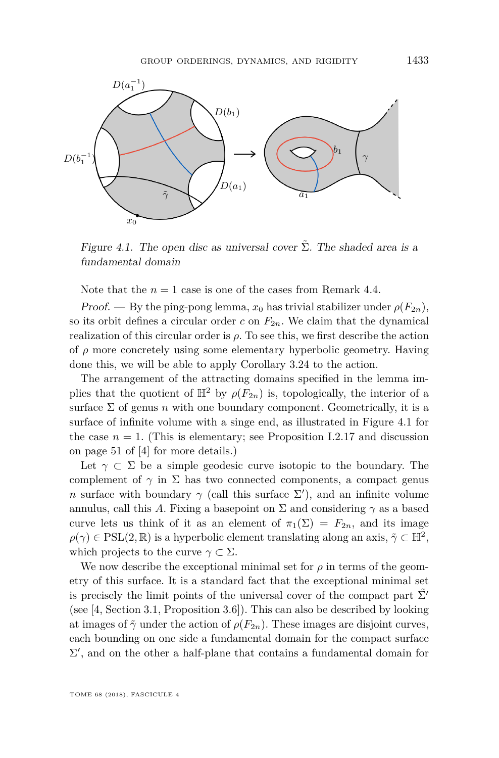*Figure 4.1. The open disc as universal cover $\tilde{\Sigma}$. The shaded area is a fundamental domain*

Note that the $n = 1$ case is one of the cases from Remark 4.4.

*Proof.* — By the ping-pong lemma, $x_0$ has trivial stabilizer under $\rho(F_{2n})$, so its orbit defines a circular order $c$ on $F_{2n}$. We claim that the dynamical realization of this circular order is $\rho$. To see this, we first describe the action of $\rho$ more concretely using some elementary hyperbolic geometry. Having done this, we will be able to apply Corollary 3.24 to the action.

The arrangement of the attracting domains specified in the lemma implies that the quotient of $\mathbb{H}^2$ by $\rho(F_{2n})$ is, topologically, the interior of a surface $\Sigma$ of genus $n$ with one boundary component. Geometrically, it is a surface of infinite volume with a singe end, as illustrated in Figure 4.1 for the case $n = 1$. (This is elementary; see Proposition I.2.17 and discussion on page 51 of [4] for more details.)

Let $\gamma \subset \Sigma$ be a simple geodesic curve isotopic to the boundary. The complement of $\gamma$ in $\Sigma$ has two connected components, a compact genus $n$ surface with boundary $\gamma$ (call this surface $\Sigma'$), and an infinite volume annulus, call this $A$. Fixing a basepoint on $\Sigma$ and considering $\gamma$ as a based curve lets us think of it as an element of $\pi_1(\Sigma) = F_{2n}$, and its image $\rho(\gamma) \in \mathrm{PSL}(2, \mathbb{R})$ is a hyperbolic element translating along an axis, $\tilde{\gamma} \subset \mathbb{H}^2$, which projects to the curve $\gamma \subset \Sigma$.

We now describe the exceptional minimal set for $\rho$ in terms of the geometry of this surface. It is a standard fact that the exceptional minimal set is precisely the limit points of the universal cover of the compact part $\tilde{\Sigma}'$ (see [4, Section 3.1, Proposition 3.6]). This can also be described by looking at images of $\tilde{\gamma}$ under the action of $\rho(F_{2n})$. These images are disjoint curves, each bounding on one side a fundamental domain for the compact surface $\Sigma'$, and on the other a half-plane that contains a fundamental domain for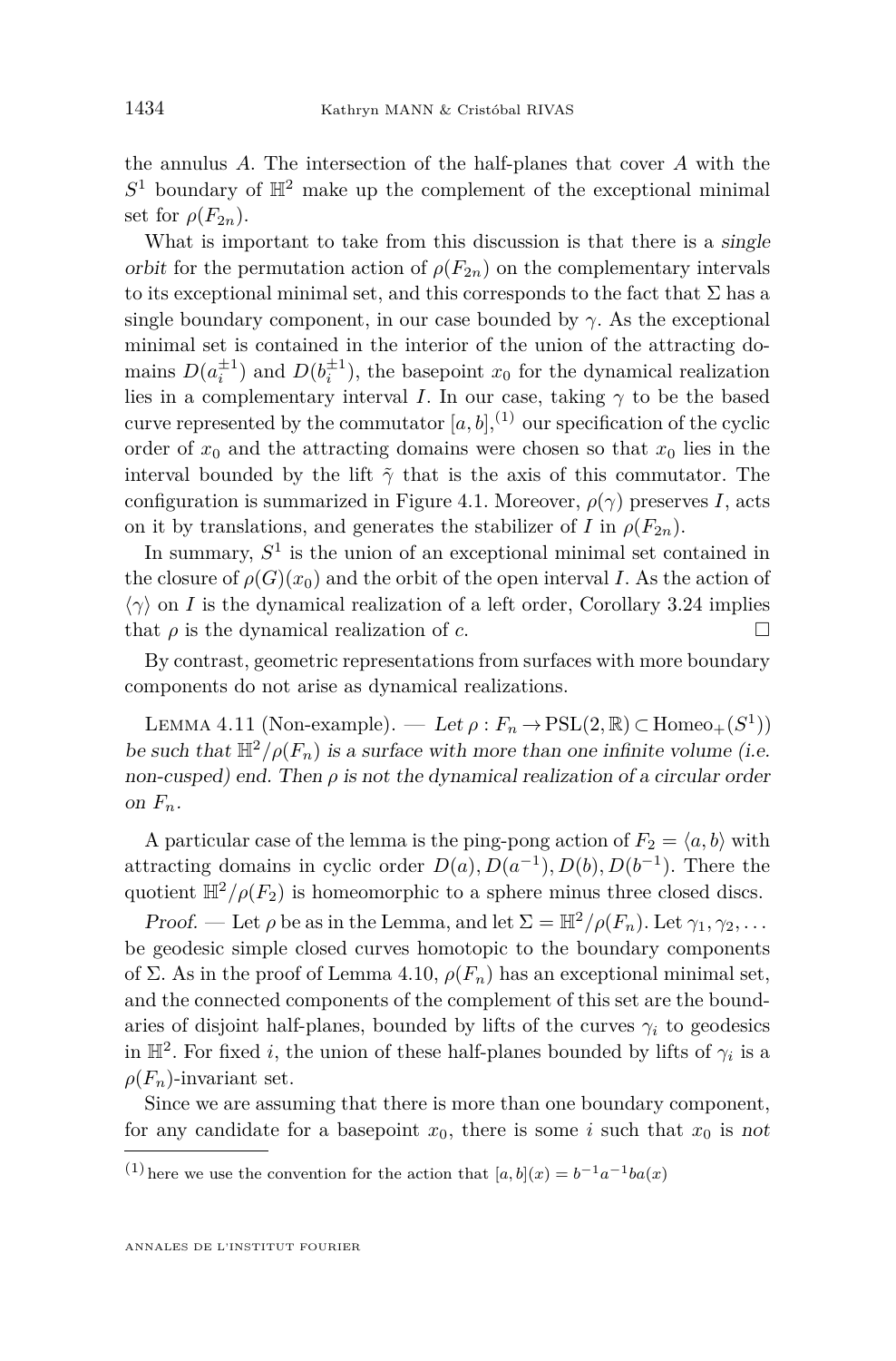the annulus $A$. The intersection of the half-planes that cover $A$ with the $S^1$ boundary of $\mathbb{H}^2$ make up the complement of the exceptional minimal set for $\rho(F_{2n})$.

What is important to take from this discussion is that there is a *single orbit* for the permutation action of $\rho(F_{2n})$ on the complementary intervals to its exceptional minimal set, and this corresponds to the fact that $\Sigma$ has a single boundary component, in our case bounded by $\gamma$. As the exceptional minimal set is contained in the interior of the union of the attracting domains $D(a_i^{\pm 1})$ and $D(b_i^{\pm 1})$, the basepoint $x_0$ for the dynamical realization lies in a complementary interval $I$. In our case, taking $\gamma$ to be the based curve represented by the commutator $[a, b]$,[(1)] our specification of the cyclic order of $x_0$ and the attracting domains were chosen so that $x_0$ lies in the interval bounded by the lift $\tilde{\gamma}$ that is the axis of this commutator. The configuration is summarized in Figure 4.1. Moreover, $\rho(\gamma)$ preserves $I$, acts on it by translations, and generates the stabilizer of $I$ in $\rho(F_{2n})$.

In summary, $S^1$ is the union of an exceptional minimal set contained in the closure of $\rho(G)(x_0)$ and the orbit of the open interval $I$. As the action of $\langle \gamma \rangle$ on $I$ is the dynamical realization of a left order, Corollary 3.24 implies that $\rho$ is the dynamical realization of $c$. □

By contrast, geometric representations from surfaces with more boundary components do not arise as dynamical realizations.

Lemma 4.11 (Non-example). — *Let $\rho : F_n \to \mathrm{PSL}(2, \mathbb{R}) \subset \mathrm{Homeo}_+(S^1)$ be such that $\mathbb{H}^2/\rho(F_n)$ is a surface with more than one infinite volume (i.e. non-cusped) end. Then $\rho$ is not the dynamical realization of a circular order on $F_n$.*

A particular case of the lemma is the ping-pong action of $F_2 = \langle a, b\rangle$ with attracting domains in cyclic order $D(a), D(a^{-1}), D(b), D(b^{-1})$. There the quotient $\mathbb{H}^2/\rho(F_2)$ is homeomorphic to a sphere minus three closed discs.

*Proof.* — Let $\rho$ be as in the Lemma, and let $\Sigma = \mathbb{H}^2/\rho(F_n)$. Let $\gamma_1, \gamma_2, \ldots$ be geodesic simple closed curves homotopic to the boundary components of $\Sigma$. As in the proof of Lemma 4.10, $\rho(F_n)$ has an exceptional minimal set, and the connected components of the complement of this set are the boundaries of disjoint half-planes, bounded by lifts of the curves $\gamma_i$ to geodesics in $\mathbb{H}^2$. For fixed $i$, the union of these half-planes bounded by lifts of $\gamma_i$ is a $\rho(F_n)$-invariant set.

Since we are assuming that there is more than one boundary component, for any candidate for a basepoint $x_0$, there is some $i$ such that $x_0$ is *not*

[(1)] here we use the convention for the action that $[a, b](x) = b^{-1}a^{-1}ba(x)$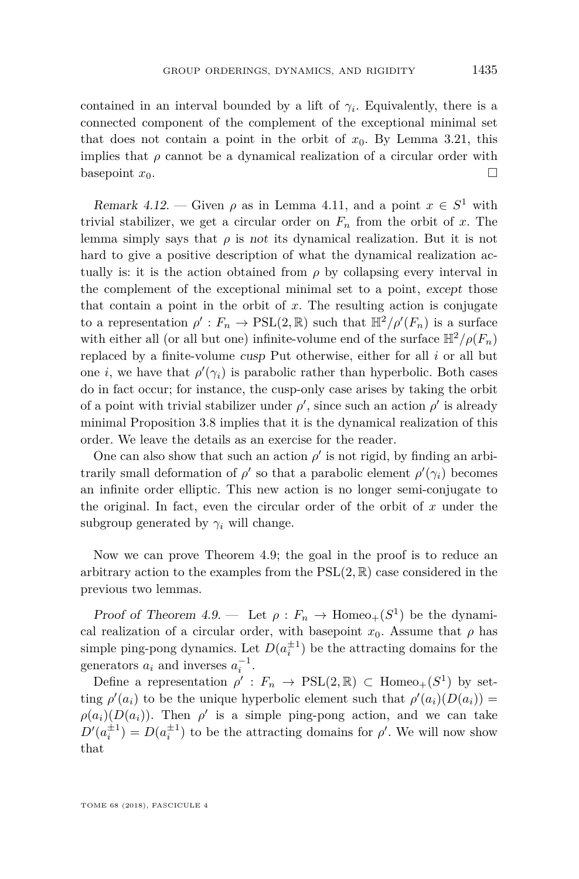contained in an interval bounded by a lift of $\gamma_i$. Equivalently, there is a connected component of the complement of the exceptional minimal set that does not contain a point in the orbit of $x_0$. By Lemma 3.21, this implies that $\rho$ cannot be a dynamical realization of a circular order with basepoint $x_0$. □

*Remark 4.12.* — Given $\rho$ as in Lemma 4.11, and a point $x \in S^1$ with trivial stabilizer, we get a circular order on $F_n$ from the orbit of $x$. The lemma simply says that $\rho$ is *not* its dynamical realization. But it is not hard to give a positive description of what the dynamical realization actually is: it is the action obtained from $\rho$ by collapsing every interval in the complement of the exceptional minimal set to a point, *except* those that contain a point in the orbit of $x$. The resulting action is conjugate to a representation $\rho' : F_n \to \mathrm{PSL}(2,\mathbb{R})$ such that $\mathbb{H}^2/\rho'(F_n)$ is a surface with either all (or all but one) infinite-volume end of the surface $\mathbb{H}^2/\rho(F_n)$ replaced by a finite-volume *cusp* Put otherwise, either for all $i$ or all but one $i$, we have that $\rho'(\gamma_i)$ is parabolic rather than hyperbolic. Both cases do in fact occur; for instance, the cusp-only case arises by taking the orbit of a point with trivial stabilizer under $\rho'$, since such an action $\rho'$ is already minimal Proposition 3.8 implies that it is the dynamical realization of this order. We leave the details as an exercise for the reader.

One can also show that such an action $\rho'$ is not rigid, by finding an arbitrarily small deformation of $\rho'$ so that a parabolic element $\rho'(\gamma_i)$ becomes an infinite order elliptic. This new action is no longer semi-conjugate to the original. In fact, even the circular order of the orbit of $x$ under the subgroup generated by $\gamma_i$ will change.

Now we can prove Theorem 4.9; the goal in the proof is to reduce an arbitrary action to the examples from the $\mathrm{PSL}(2,\mathbb{R})$ case considered in the previous two lemmas.

*Proof of Theorem 4.9.* — Let $\rho : F_n \to \mathrm{Homeo}_+(S^1)$ be the dynamical realization of a circular order, with basepoint $x_0$. Assume that $\rho$ has simple ping-pong dynamics. Let $D(a_i^{\pm 1})$ be the attracting domains for the generators $a_i$ and inverses $a_i^{-1}$.

Define a representation $\rho' : F_n \to \mathrm{PSL}(2,\mathbb{R}) \subset \mathrm{Homeo}_+(S^1)$ by setting $\rho'(a_i)$ to be the unique hyperbolic element such that $\rho'(a_i)(D(a_i)) = \rho(a_i)(D(a_i))$. Then $\rho'$ is a simple ping-pong action, and we can take $D'(a_i^{\pm 1}) = D(a_i^{\pm 1})$ to be the attracting domains for $\rho'$. We will now show that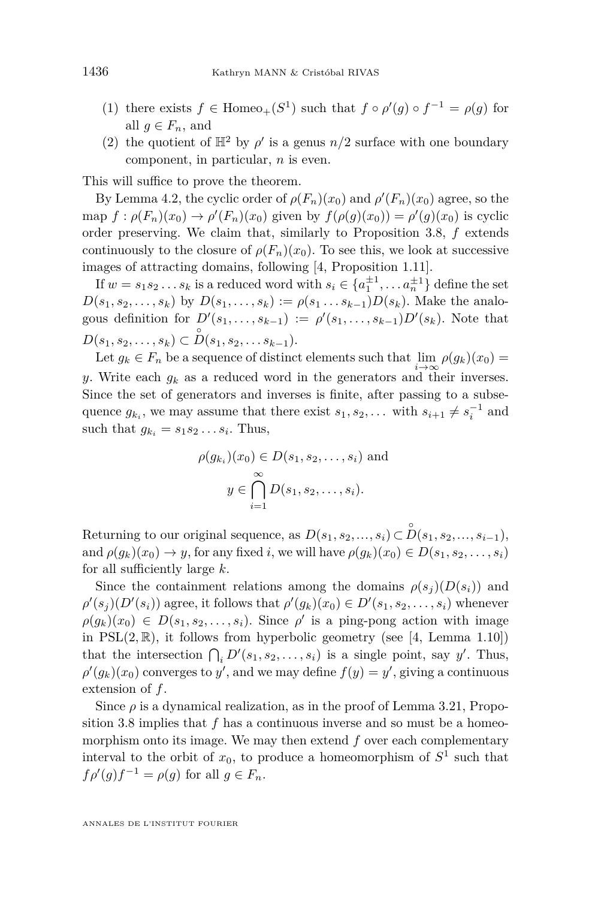(1) there exists $f \in \mathrm{Homeo}_+(S^1)$ such that $f \circ \rho'(g) \circ f^{-1} = \rho(g)$ for all $g \in F_n$, and
(2) the quotient of $\mathbb{H}^2$ by $\rho'$ is a genus $n/2$ surface with one boundary component, in particular, $n$ is even.

This will suffice to prove the theorem.

By Lemma 4.2, the cyclic order of $\rho(F_n)(x_0)$ and $\rho'(F_n)(x_0)$ agree, so the map $f : \rho(F_n)(x_0) \to \rho'(F_n)(x_0)$ given by $f(\rho(g)(x_0)) = \rho'(g)(x_0)$ is cyclic order preserving. We claim that, similarly to Proposition 3.8, $f$ extends continuously to the closure of $\rho(F_n)(x_0)$. To see this, we look at successive images of attracting domains, following [4, Proposition 1.11].

If $w = s_1 s_2 \dots s_k$ is a reduced word with $s_i \in \{a_1^{\pm 1}, \dots a_n^{\pm 1}\}$ define the set $D(s_1, s_2, \dots, s_k)$ by $D(s_1, \dots, s_k) := \rho(s_1 \dots s_{k-1}) D(s_k)$. Make the analogous definition for $D'(s_1, \dots, s_{k-1}) := \rho'(s_1, \dots, s_{k-1}) D'(s_k)$. Note that $D(s_1, s_2, \dots, s_k) \subset \overset{\circ}{D}(s_1, s_2, \dots s_{k-1})$.

Let $g_k \in F_n$ be a sequence of distinct elements such that $\lim_{i \to \infty} \rho(g_k)(x_0) = y$. Write each $g_k$ as a reduced word in the generators and their inverses. Since the set of generators and inverses is finite, after passing to a subsequence $g_{k_i}$, we may assume that there exist $s_1, s_2, \dots$ with $s_{i+1} \neq s_i^{-1}$ and such that $g_{k_i} = s_1 s_2 \dots s_i$. Thus,

$$\rho(g_{k_i})(x_0) \in D(s_1, s_2, \dots, s_i) \text{ and}$$
$$y \in \bigcap_{i=1}^{\infty} D(s_1, s_2, \dots, s_i).$$

Returning to our original sequence, as $D(s_1, s_2, \dots, s_i) \subset \overset{\circ}{D}(s_1, s_2, \dots, s_{i-1})$, and $\rho(g_k)(x_0) \to y$, for any fixed $i$, we will have $\rho(g_k)(x_0) \in D(s_1, s_2, \dots, s_i)$ for all sufficiently large $k$.

Since the containment relations among the domains $\rho(s_j)(D(s_i))$ and $\rho'(s_j)(D'(s_i))$ agree, it follows that $\rho'(g_k)(x_0) \in D'(s_1, s_2, \dots, s_i)$ whenever $\rho(g_k)(x_0) \in D(s_1, s_2, \dots, s_i)$. Since $\rho'$ is a ping-pong action with image in $\mathrm{PSL}(2, \mathbb{R})$, it follows from hyperbolic geometry (see [4, Lemma 1.10]) that the intersection $\bigcap_i D'(s_1, s_2, \dots, s_i)$ is a single point, say $y'$. Thus, $\rho'(g_k)(x_0)$ converges to $y'$, and we may define $f(y) = y'$, giving a continuous extension of $f$.

Since $\rho$ is a dynamical realization, as in the proof of Lemma 3.21, Proposition 3.8 implies that $f$ has a continuous inverse and so must be a homeomorphism onto its image. We may then extend $f$ over each complementary interval to the orbit of $x_0$, to produce a homeomorphism of $S^1$ such that $f \rho'(g) f^{-1} = \rho(g)$ for all $g \in F_n$.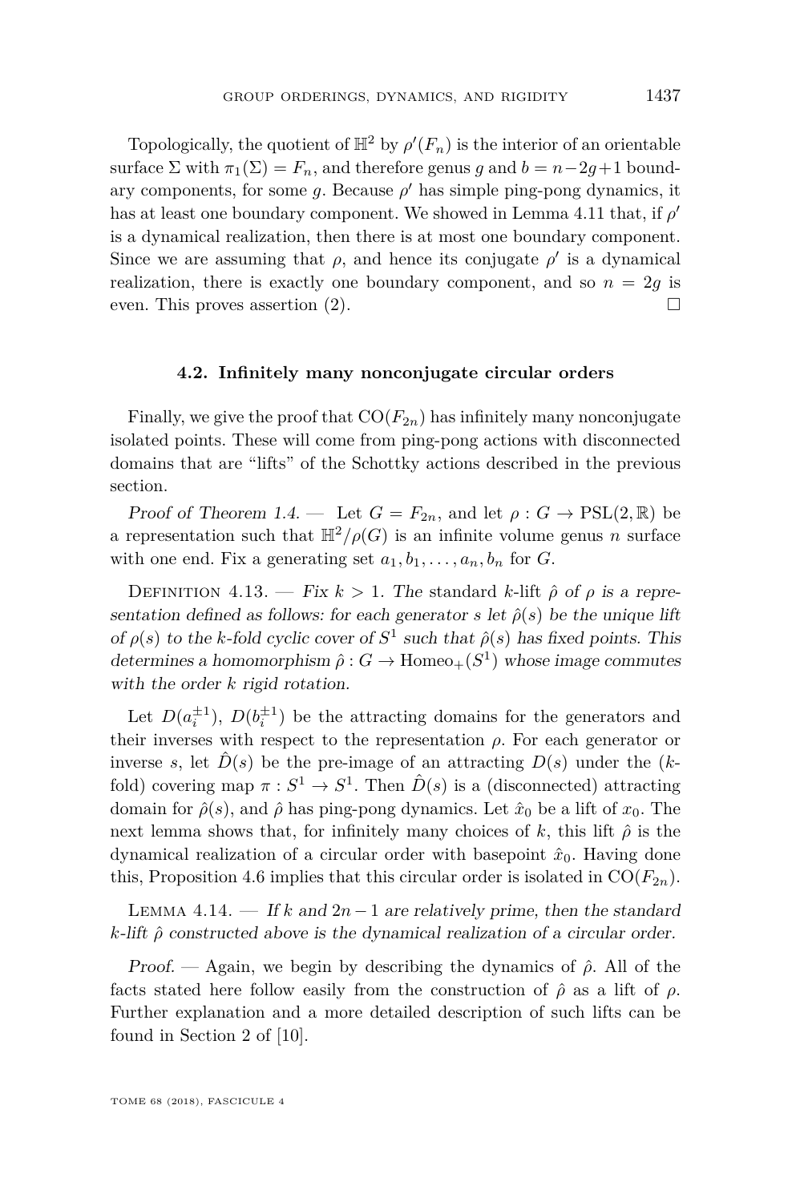Topologically, the quotient of $\mathbb{H}^2$ by $\rho'(F_n)$ is the interior of an orientable surface $\Sigma$ with $\pi_1(\Sigma) = F_n$, and therefore genus $g$ and $b = n-2g+1$ boundary components, for some $g$. Because $\rho'$ has simple ping-pong dynamics, it has at least one boundary component. We showed in Lemma 4.11 that, if $\rho'$ is a dynamical realization, then there is at most one boundary component. Since we are assuming that $\rho$, and hence its conjugate $\rho'$ is a dynamical realization, there is exactly one boundary component, and so $n = 2g$ is even. This proves assertion (2). □

### 4.2. Infinitely many nonconjugate circular orders

Finally, we give the proof that $\mathrm{CO}(F_{2n})$ has infinitely many nonconjugate isolated points. These will come from ping-pong actions with disconnected domains that are "lifts" of the Schottky actions described in the previous section.

*Proof of Theorem 1.4.* — Let $G = F_{2n}$, and let $\rho : G \to \mathrm{PSL}(2,\mathbb{R})$ be a representation such that $\mathbb{H}^2/\rho(G)$ is an infinite volume genus $n$ surface with one end. Fix a generating set $a_1, b_1, \ldots, a_n, b_n$ for $G$.

Definition 4.13. — *Fix $k > 1$. The* standard $k$-lift $\hat{\rho}$ *of $\rho$ is a representation defined as follows: for each generator $s$ let $\hat{\rho}(s)$ be the unique lift of $\rho(s)$ to the $k$-fold cyclic cover of $S^1$ such that $\hat{\rho}(s)$ has fixed points. This determines a homomorphism $\hat{\rho} : G \to \mathrm{Homeo}_+(S^1)$ whose image commutes with the order $k$ rigid rotation.*

Let $D(a_i^{\pm1})$, $D(b_i^{\pm1})$ be the attracting domains for the generators and their inverses with respect to the representation $\rho$. For each generator or inverse $s$, let $\hat{D}(s)$ be the pre-image of an attracting $D(s)$ under the ($k$-fold) covering map $\pi : S^1 \to S^1$. Then $\hat{D}(s)$ is a (disconnected) attracting domain for $\hat{\rho}(s)$, and $\hat{\rho}$ has ping-pong dynamics. Let $\hat{x}_0$ be a lift of $x_0$. The next lemma shows that, for infinitely many choices of $k$, this lift $\hat{\rho}$ is the dynamical realization of a circular order with basepoint $\hat{x}_0$. Having done this, Proposition 4.6 implies that this circular order is isolated in $\mathrm{CO}(F_{2n})$.

Lemma 4.14. — *If $k$ and $2n-1$ are relatively prime, then the standard $k$-lift $\hat{\rho}$ constructed above is the dynamical realization of a circular order.*

*Proof.* — Again, we begin by describing the dynamics of $\hat{\rho}$. All of the facts stated here follow easily from the construction of $\hat{\rho}$ as a lift of $\rho$. Further explanation and a more detailed description of such lifts can be found in Section 2 of [10].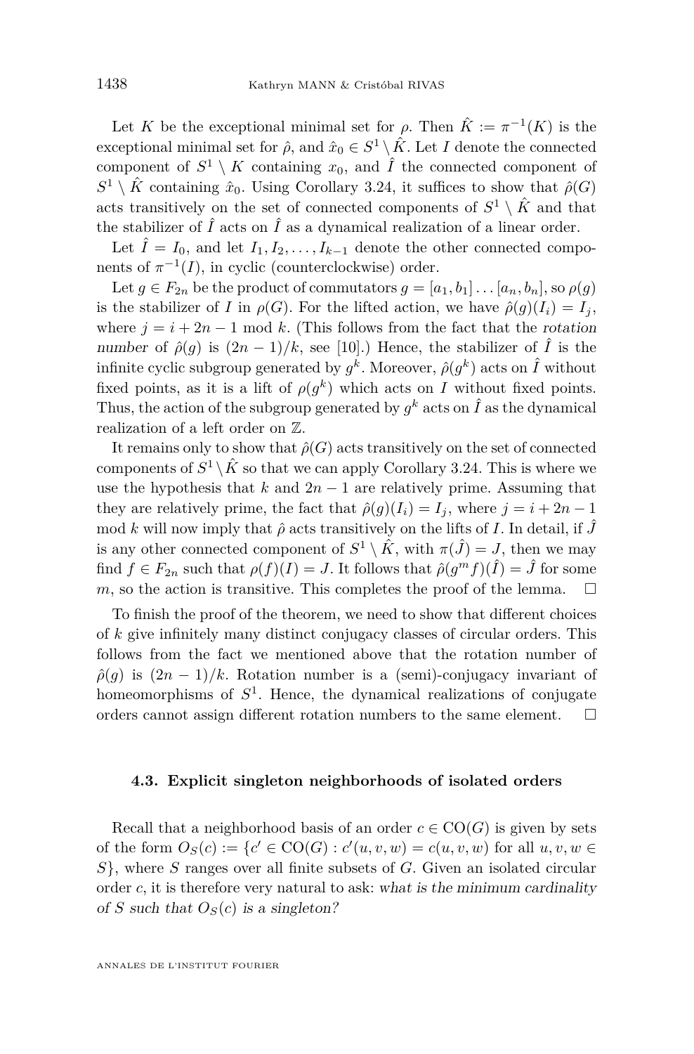Let $K$ be the exceptional minimal set for $\rho$. Then $\hat{K} := \pi^{-1}(K)$ is the exceptional minimal set for $\hat{\rho}$, and $\hat{x}_0 \in S^1 \setminus \hat{K}$. Let $I$ denote the connected component of $S^1 \setminus K$ containing $x_0$, and $\hat{I}$ the connected component of $S^1 \setminus \hat{K}$ containing $\hat{x}_0$. Using Corollary 3.24, it suffices to show that $\hat{\rho}(G)$ acts transitively on the set of connected components of $S^1 \setminus \hat{K}$ and that the stabilizer of $\hat{I}$ acts on $\hat{I}$ as a dynamical realization of a linear order.

Let $\hat{I} = I_0$, and let $I_1, I_2, \dots, I_{k-1}$ denote the other connected components of $\pi^{-1}(I)$, in cyclic (counterclockwise) order.

Let $g \in F_{2n}$ be the product of commutators $g = [a_1, b_1] \dots [a_n, b_n]$, so $\rho(g)$ is the stabilizer of $I$ in $\rho(G)$. For the lifted action, we have $\hat{\rho}(g)(I_i) = I_j$, where $j = i + 2n - 1 \mod k$. (This follows from the fact that the *rotation number* of $\hat{\rho}(g)$ is $(2n-1)/k$, see [10].) Hence, the stabilizer of $\hat{I}$ is the infinite cyclic subgroup generated by $g^k$. Moreover, $\hat{\rho}(g^k)$ acts on $\hat{I}$ without fixed points, as it is a lift of $\rho(g^k)$ which acts on $I$ without fixed points. Thus, the action of the subgroup generated by $g^k$ acts on $\hat{I}$ as the dynamical realization of a left order on $\mathbb{Z}$.

It remains only to show that $\hat{\rho}(G)$ acts transitively on the set of connected components of $S^1 \setminus \hat{K}$ so that we can apply Corollary 3.24. This is where we use the hypothesis that $k$ and $2n-1$ are relatively prime. Assuming that they are relatively prime, the fact that $\hat{\rho}(g)(I_i) = I_j$, where $j = i + 2n - 1 \mod k$ will now imply that $\hat{\rho}$ acts transitively on the lifts of $I$. In detail, if $\hat{J}$ is any other connected component of $S^1 \setminus \hat{K}$, with $\pi(\hat{J}) = J$, then we may find $f \in F_{2n}$ such that $\rho(f)(I) = J$. It follows that $\hat{\rho}(g^m f)(\hat{I}) = \hat{J}$ for some $m$, so the action is transitive. This completes the proof of the lemma. $\square$

To finish the proof of the theorem, we need to show that different choices of $k$ give infinitely many distinct conjugacy classes of circular orders. This follows from the fact we mentioned above that the rotation number of $\hat{\rho}(g)$ is $(2n-1)/k$. Rotation number is a (semi)-conjugacy invariant of homeomorphisms of $S^1$. Hence, the dynamical realizations of conjugate orders cannot assign different rotation numbers to the same element. $\square$

### 4.3. Explicit singleton neighborhoods of isolated orders

Recall that a neighborhood basis of an order $c \in \mathrm{CO}(G)$ is given by sets of the form $O_S(c) := \{c' \in \mathrm{CO}(G) : c'(u, v, w) = c(u, v, w)$ for all $u, v, w \in S\}$, where $S$ ranges over all finite subsets of $G$. Given an isolated circular order $c$, it is therefore very natural to ask: *what is the minimum cardinality of $S$ such that $O_S(c)$ is a singleton?*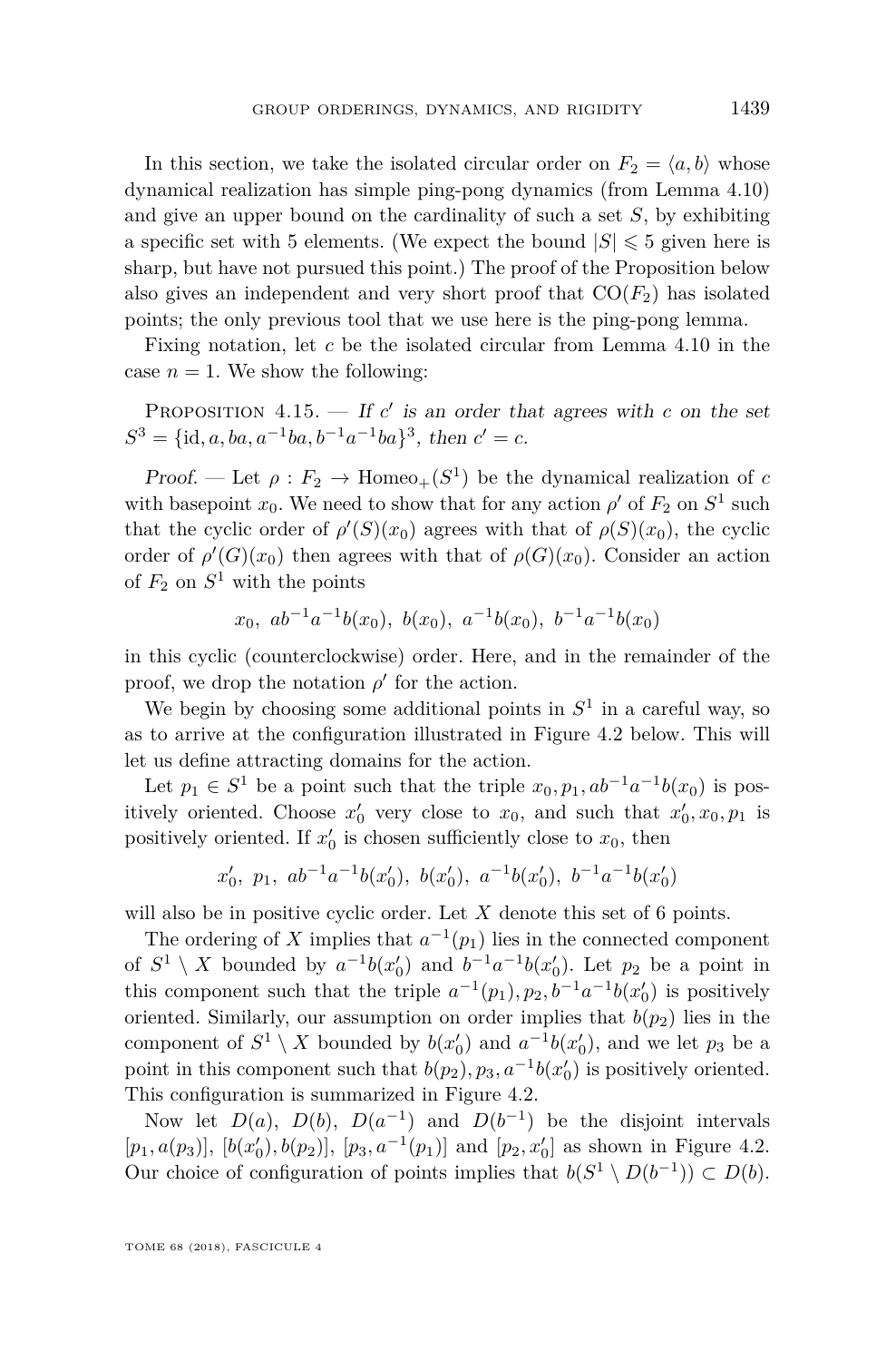In this section, we take the isolated circular order on $F_2 = \langle a, b\rangle$ whose dynamical realization has simple ping-pong dynamics (from Lemma 4.10) and give an upper bound on the cardinality of such a set $S$, by exhibiting a specific set with 5 elements. (We expect the bound $|S| \leqslant 5$ given here is sharp, but have not pursued this point.) The proof of the Proposition below also gives an independent and very short proof that $\mathrm{CO}(F_2)$ has isolated points; the only previous tool that we use here is the ping-pong lemma.

Fixing notation, let $c$ be the isolated circular from Lemma 4.10 in the case $n = 1$. We show the following:

Proposition 4.15. — *If $c'$ is an order that agrees with $c$ on the set $S^3 = \{\mathrm{id}, a, ba, a^{-1}ba, b^{-1}a^{-1}ba\}^3$, then $c' = c$.*

*Proof.* — Let $\rho : F_2 \to \mathrm{Homeo}_+(S^1)$ be the dynamical realization of $c$ with basepoint $x_0$. We need to show that for any action $\rho'$ of $F_2$ on $S^1$ such that the cyclic order of $\rho'(S)(x_0)$ agrees with that of $\rho(S)(x_0)$, the cyclic order of $\rho'(G)(x_0)$ then agrees with that of $\rho(G)(x_0)$. Consider an action of $F_2$ on $S^1$ with the points

$$x_0,\ ab^{-1}a^{-1}b(x_0),\ b(x_0),\ a^{-1}b(x_0),\ b^{-1}a^{-1}b(x_0)$$

in this cyclic (counterclockwise) order. Here, and in the remainder of the proof, we drop the notation $\rho'$ for the action.

We begin by choosing some additional points in $S^1$ in a careful way, so as to arrive at the configuration illustrated in Figure 4.2 below. This will let us define attracting domains for the action.

Let $p_1 \in S^1$ be a point such that the triple $x_0, p_1, ab^{-1}a^{-1}b(x_0)$ is positively oriented. Choose $x_0'$ very close to $x_0$, and such that $x_0', x_0, p_1$ is positively oriented. If $x_0'$ is chosen sufficiently close to $x_0$, then

$$x_0',\ p_1,\ ab^{-1}a^{-1}b(x_0'),\ b(x_0'),\ a^{-1}b(x_0'),\ b^{-1}a^{-1}b(x_0')$$

will also be in positive cyclic order. Let $X$ denote this set of 6 points.

The ordering of $X$ implies that $a^{-1}(p_1)$ lies in the connected component of $S^1 \setminus X$ bounded by $a^{-1}b(x_0')$ and $b^{-1}a^{-1}b(x_0')$. Let $p_2$ be a point in this component such that the triple $a^{-1}(p_1), p_2, b^{-1}a^{-1}b(x_0')$ is positively oriented. Similarly, our assumption on order implies that $b(p_2)$ lies in the component of $S^1 \setminus X$ bounded by $b(x_0')$ and $a^{-1}b(x_0')$, and we let $p_3$ be a point in this component such that $b(p_2), p_3, a^{-1}b(x_0')$ is positively oriented. This configuration is summarized in Figure 4.2.

Now let $D(a)$, $D(b)$, $D(a^{-1})$ and $D(b^{-1})$ be the disjoint intervals $[p_1, a(p_3)]$, $[b(x_0'), b(p_2)]$, $[p_3, a^{-1}(p_1)]$ and $[p_2, x_0']$ as shown in Figure 4.2. Our choice of configuration of points implies that $b(S^1 \setminus D(b^{-1})) \subset D(b)$.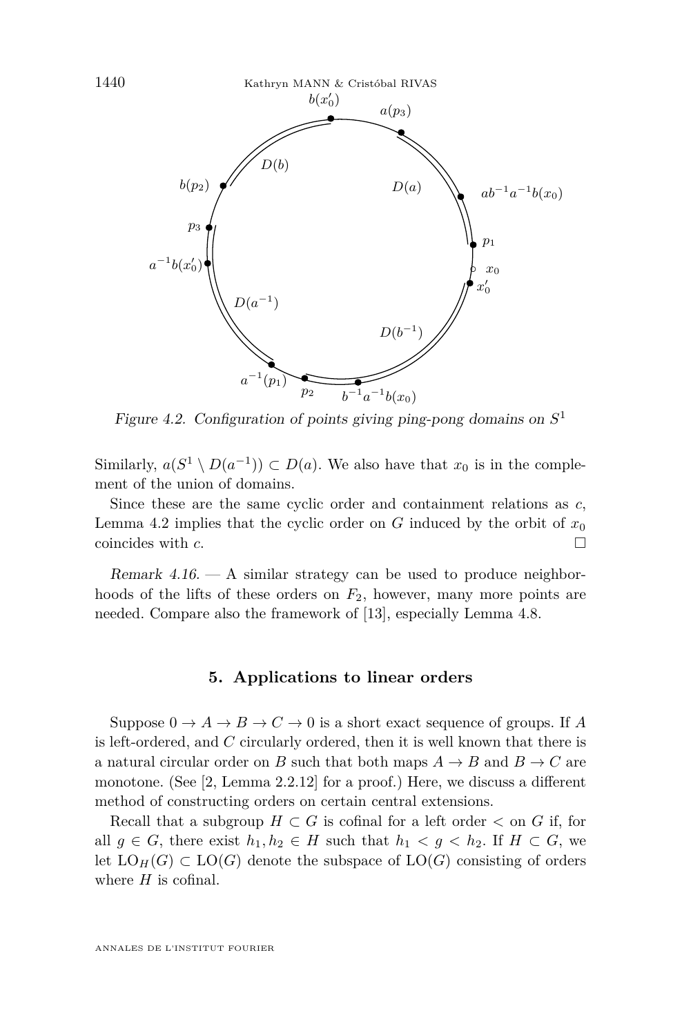Figure 4.2. Configuration of points giving ping-pong domains on $S^1$

Similarly, $a(S^1 \setminus D(a^{-1})) \subset D(a)$. We also have that $x_0$ is in the complement of the union of domains.

Since these are the same cyclic order and containment relations as $c$, Lemma 4.2 implies that the cyclic order on $G$ induced by the orbit of $x_0$ coincides with $c$. □

*Remark 4.16.* — A similar strategy can be used to produce neighborhoods of the lifts of these orders on $F_2$, however, many more points are needed. Compare also the framework of [13], especially Lemma 4.8.

## 5. Applications to linear orders

Suppose $0 \to A \to B \to C \to 0$ is a short exact sequence of groups. If $A$ is left-ordered, and $C$ circularly ordered, then it is well known that there is a natural circular order on $B$ such that both maps $A \to B$ and $B \to C$ are monotone. (See [2, Lemma 2.2.12] for a proof.) Here, we discuss a different method of constructing orders on certain central extensions.

Recall that a subgroup $H \subset G$ is cofinal for a left order $<$ on $G$ if, for all $g \in G$, there exist $h_1, h_2 \in H$ such that $h_1 < g < h_2$. If $H \subset G$, we let $\mathrm{LO}_H(G) \subset \mathrm{LO}(G)$ denote the subspace of $\mathrm{LO}(G)$ consisting of orders where $H$ is cofinal.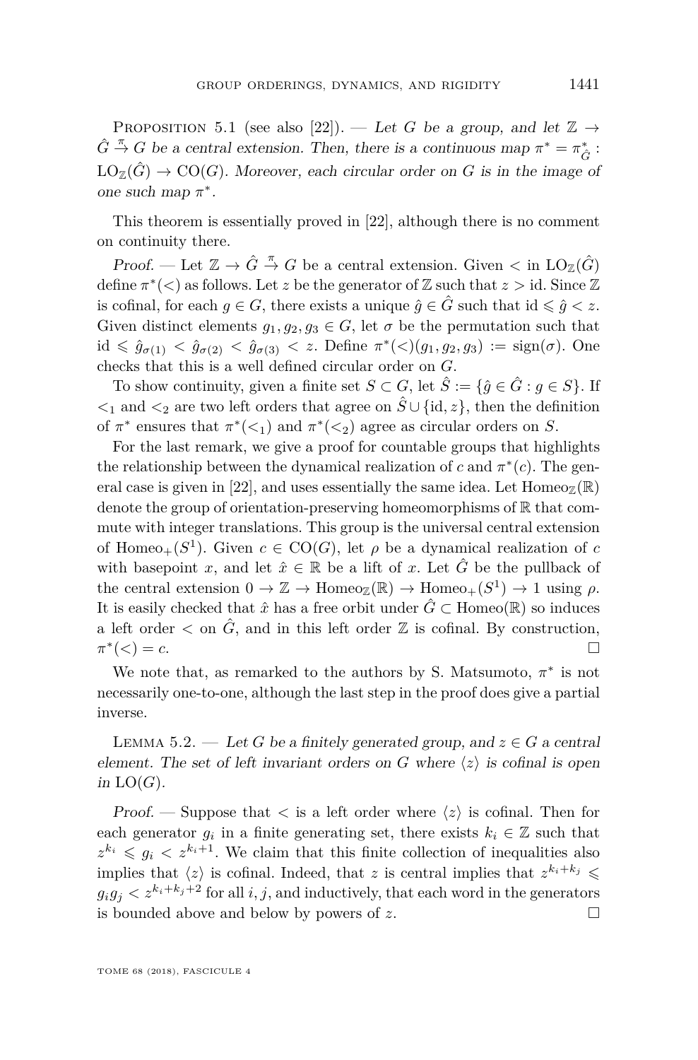Proposition 5.1 (see also [22]). — *Let $G$ be a group, and let $\mathbb{Z} \to \hat{G} \overset{\pi}{\to} G$ be a central extension. Then, there is a continuous map $\pi^* = \pi^*_{\hat{G}} : \mathrm{LO}_{\mathbb{Z}}(\hat{G}) \to \mathrm{CO}(G)$. Moreover, each circular order on $G$ is in the image of one such map $\pi^*$.*

This theorem is essentially proved in [22], although there is no comment on continuity there.

*Proof.* — Let $\mathbb{Z} \to \hat{G} \overset{\pi}{\to} G$ be a central extension. Given $<$ in $\mathrm{LO}_{\mathbb{Z}}(\hat{G})$ define $\pi^*(<)$ as follows. Let $z$ be the generator of $\mathbb{Z}$ such that $z > \mathrm{id}$. Since $\mathbb{Z}$ is cofinal, for each $g \in G$, there exists a unique $\hat{g} \in \hat{G}$ such that $\mathrm{id} \leqslant \hat{g} < z$. Given distinct elements $g_1, g_2, g_3 \in G$, let $\sigma$ be the permutation such that $\mathrm{id} \leqslant \hat{g}_{\sigma(1)} < \hat{g}_{\sigma(2)} < \hat{g}_{\sigma(3)} < z$. Define $\pi^*(<)(g_1, g_2, g_3) := \mathrm{sign}(\sigma)$. One checks that this is a well defined circular order on $G$.

To show continuity, given a finite set $S \subset G$, let $\hat{S} := \{\hat{g} \in \hat{G} : g \in S\}$. If $<_1$ and $<_2$ are two left orders that agree on $\hat{S} \cup \{\mathrm{id}, z\}$, then the definition of $\pi^*$ ensures that $\pi^*(<_1)$ and $\pi^*(<_2)$ agree as circular orders on $S$.

For the last remark, we give a proof for countable groups that highlights the relationship between the dynamical realization of $c$ and $\pi^*(c)$. The general case is given in [22], and uses essentially the same idea. Let $\mathrm{Homeo}_{\mathbb{Z}}(\mathbb{R})$ denote the group of orientation-preserving homeomorphisms of $\mathbb{R}$ that commute with integer translations. This group is the universal central extension of $\mathrm{Homeo}_+(S^1)$. Given $c \in \mathrm{CO}(G)$, let $\rho$ be a dynamical realization of $c$ with basepoint $x$, and let $\hat{x} \in \mathbb{R}$ be a lift of $x$. Let $\hat{G}$ be the pullback of the central extension $0 \to \mathbb{Z} \to \mathrm{Homeo}_{\mathbb{Z}}(\mathbb{R}) \to \mathrm{Homeo}_+(S^1) \to 1$ using $\rho$. It is easily checked that $\hat{x}$ has a free orbit under $\hat{G} \subset \mathrm{Homeo}(\mathbb{R})$ so induces a left order $<$ on $\hat{G}$, and in this left order $\mathbb{Z}$ is cofinal. By construction, $\pi^*(<) = c$. $\square$

We note that, as remarked to the authors by S. Matsumoto, $\pi^*$ is not necessarily one-to-one, although the last step in the proof does give a partial inverse.

Lemma 5.2. — *Let $G$ be a finitely generated group, and $z \in G$ a central element. The set of left invariant orders on $G$ where $\langle z \rangle$ is cofinal is open in $\mathrm{LO}(G)$.*

*Proof.* — Suppose that $<$ is a left order where $\langle z \rangle$ is cofinal. Then for each generator $g_i$ in a finite generating set, there exists $k_i \in \mathbb{Z}$ such that $z^{k_i} \leqslant g_i < z^{k_i+1}$. We claim that this finite collection of inequalities also implies that $\langle z \rangle$ is cofinal. Indeed, that $z$ is central implies that $z^{k_i+k_j} \leqslant g_i g_j < z^{k_i+k_j+2}$ for all $i, j$, and inductively, that each word in the generators is bounded above and below by powers of $z$. $\square$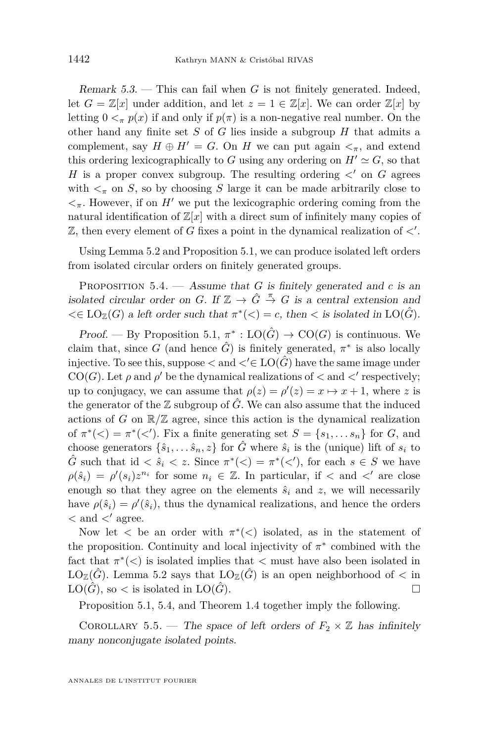*Remark 5.3.* — This can fail when $G$ is not finitely generated. Indeed, let $G = \mathbb{Z}[x]$ under addition, and let $z = 1 \in \mathbb{Z}[x]$. We can order $\mathbb{Z}[x]$ by letting $0 <_\pi p(x)$ if and only if $p(\pi)$ is a non-negative real number. On the other hand any finite set $S$ of $G$ lies inside a subgroup $H$ that admits a complement, say $H \oplus H' = G$. On $H$ we can put again $<_\pi$, and extend this ordering lexicographically to $G$ using any ordering on $H' \simeq G$, so that $H$ is a proper convex subgroup. The resulting ordering $<'$ on $G$ agrees with $<_\pi$ on $S$, so by choosing $S$ large it can be made arbitrarily close to $<_\pi$. However, if on $H'$ we put the lexicographic ordering coming from the natural identification of $\mathbb{Z}[x]$ with a direct sum of infinitely many copies of $\mathbb{Z}$, then every element of $G$ fixes a point in the dynamical realization of $<'$.

Using Lemma 5.2 and Proposition 5.1, we can produce isolated left orders from isolated circular orders on finitely generated groups.

Proposition 5.4. — *Assume that $G$ is finitely generated and $c$ is an isolated circular order on $G$. If $\mathbb{Z} \to \hat{G} \xrightarrow{\pi} G$ is a central extension and $< \in \mathrm{LO}_{\mathbb{Z}}(G)$ a left order such that $\pi^*(<) = c$, then $<$ is isolated in $\mathrm{LO}(\hat{G})$.*

*Proof.* — By Proposition 5.1, $\pi^* : \mathrm{LO}(\hat{G}) \to \mathrm{CO}(G)$ is continuous. We claim that, since $G$ (and hence $\hat{G}$) is finitely generated, $\pi^*$ is also locally injective. To see this, suppose $<$ and $<' \in \mathrm{LO}(\hat{G})$ have the same image under $\mathrm{CO}(G)$. Let $\rho$ and $\rho'$ be the dynamical realizations of $<$ and $<'$ respectively; up to conjugacy, we can assume that $\rho(z) = \rho'(z) = x \mapsto x + 1$, where $z$ is the generator of the $\mathbb{Z}$ subgroup of $\hat{G}$. We can also assume that the induced actions of $G$ on $\mathbb{R}/\mathbb{Z}$ agree, since this action is the dynamical realization of $\pi^*(<) = \pi^*(<')$. Fix a finite generating set $S = \{s_1, \dots s_n\}$ for $G$, and choose generators $\{\hat{s}_1, \dots \hat{s}_n, z\}$ for $\hat{G}$ where $\hat{s}_i$ is the (unique) lift of $s_i$ to $\hat{G}$ such that $\mathrm{id} < \hat{s}_i < z$. Since $\pi^*(<) = \pi^*(<')$, for each $s \in S$ we have $\rho(\hat{s}_i) = \rho'(s_i) z^{n_i}$ for some $n_i \in \mathbb{Z}$. In particular, if $<$ and $<'$ are close enough so that they agree on the elements $\hat{s}_i$ and $z$, we will necessarily have $\rho(\hat{s}_i) = \rho'(\hat{s}_i)$, thus the dynamical realizations, and hence the orders $<$ and $<'$ agree.

Now let $<$ be an order with $\pi^*(<)$ isolated, as in the statement of the proposition. Continuity and local injectivity of $\pi^*$ combined with the fact that $\pi^*(<)$ is isolated implies that $<$ must have also been isolated in $\mathrm{LO}_{\mathbb{Z}}(\hat{G})$. Lemma 5.2 says that $\mathrm{LO}_{\mathbb{Z}}(\hat{G})$ is an open neighborhood of $<$ in $\mathrm{LO}(\hat{G})$, so $<$ is isolated in $\mathrm{LO}(\hat{G})$. □

Proposition 5.1, 5.4, and Theorem 1.4 together imply the following.

Corollary 5.5. — *The space of left orders of $F_2 \times \mathbb{Z}$ has infinitely many nonconjugate isolated points.*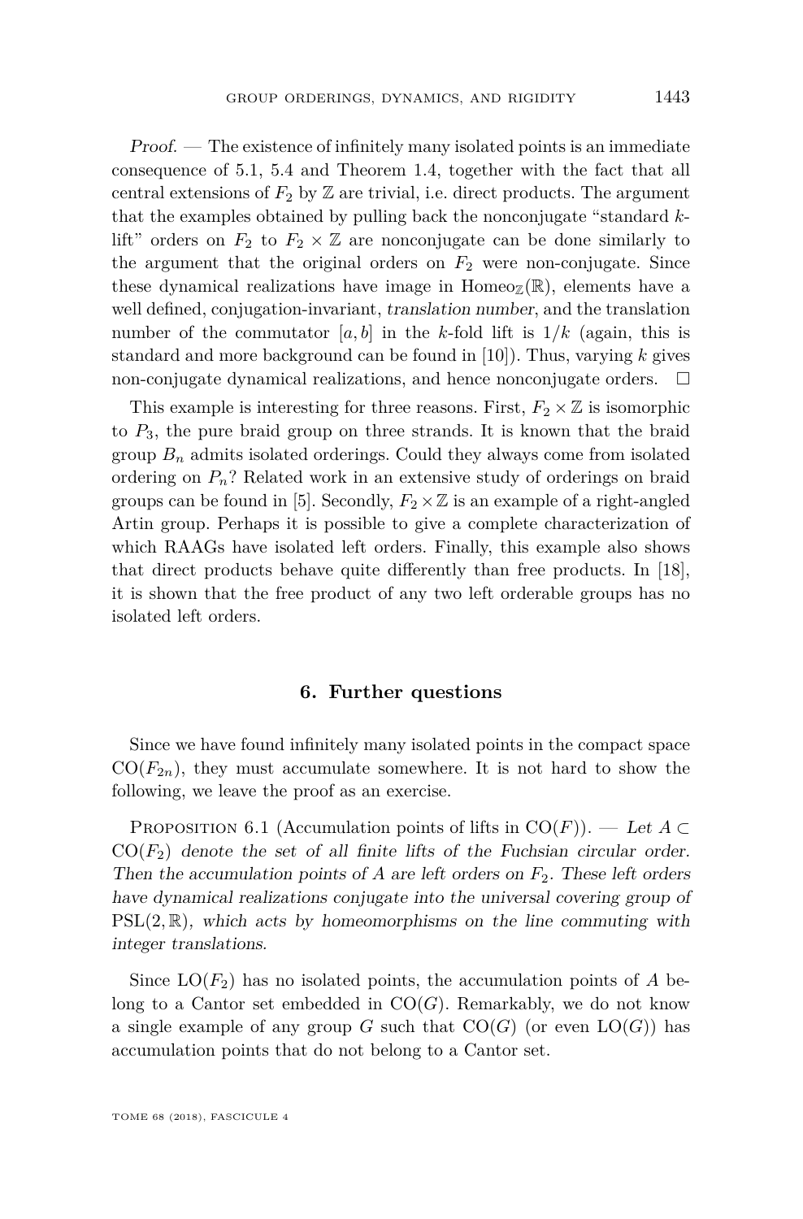*Proof.* — The existence of infinitely many isolated points is an immediate consequence of 5.1, 5.4 and Theorem 1.4, together with the fact that all central extensions of $F_2$ by $\mathbb{Z}$ are trivial, i.e. direct products. The argument that the examples obtained by pulling back the nonconjugate "standard $k$-lift" orders on $F_2$ to $F_2 \times \mathbb{Z}$ are nonconjugate can be done similarly to the argument that the original orders on $F_2$ were non-conjugate. Since these dynamical realizations have image in $\mathrm{Homeo}_{\mathbb{Z}}(\mathbb{R})$, elements have a well defined, conjugation-invariant, *translation number*, and the translation number of the commutator $[a, b]$ in the $k$-fold lift is $1/k$ (again, this is standard and more background can be found in [10]). Thus, varying $k$ gives non-conjugate dynamical realizations, and hence nonconjugate orders. □

This example is interesting for three reasons. First, $F_2 \times \mathbb{Z}$ is isomorphic to $P_3$, the pure braid group on three strands. It is known that the braid group $B_n$ admits isolated orderings. Could they always come from isolated ordering on $P_n$? Related work in an extensive study of orderings on braid groups can be found in [5]. Secondly, $F_2 \times \mathbb{Z}$ is an example of a right-angled Artin group. Perhaps it is possible to give a complete characterization of which RAAGs have isolated left orders. Finally, this example also shows that direct products behave quite differently than free products. In [18], it is shown that the free product of any two left orderable groups has no isolated left orders.

## 6. Further questions

Since we have found infinitely many isolated points in the compact space $\mathrm{CO}(F_{2n})$, they must accumulate somewhere. It is not hard to show the following, we leave the proof as an exercise.

Proposition 6.1 (Accumulation points of lifts in $\mathrm{CO}(F)$). — *Let $A \subset \mathrm{CO}(F_2)$ denote the set of all finite lifts of the Fuchsian circular order. Then the accumulation points of $A$ are left orders on $F_2$. These left orders have dynamical realizations conjugate into the universal covering group of $\mathrm{PSL}(2, \mathbb{R})$, which acts by homeomorphisms on the line commuting with integer translations.*

Since $\mathrm{LO}(F_2)$ has no isolated points, the accumulation points of $A$ belong to a Cantor set embedded in $\mathrm{CO}(G)$. Remarkably, we do not know a single example of any group $G$ such that $\mathrm{CO}(G)$ (or even $\mathrm{LO}(G)$) has accumulation points that do not belong to a Cantor set.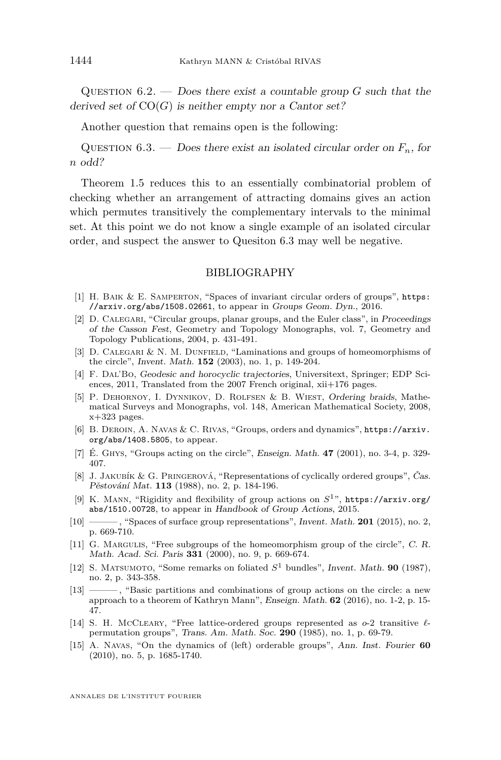Question 6.2. — *Does there exist a countable group $G$ such that the derived set of $\mathrm{CO}(G)$ is neither empty nor a Cantor set?*

Another question that remains open is the following:

Question 6.3. — *Does there exist an isolated circular order on $F_n$, for $n$ odd?*

Theorem 1.5 reduces this to an essentially combinatorial problem of checking whether an arrangement of attracting domains gives an action which permutes transitively the complementary intervals to the minimal set. At this point we do not know a single example of an isolated circular order, and suspect the answer to Quesiton 6.3 may well be negative.

## BIBLIOGRAPHY

[1] H. Baik & E. Samperton, "Spaces of invariant circular orders of groups", https://arxiv.org/abs/1508.02661, to appear in *Groups Geom. Dyn.*, 2016.

[2] D. Calegari, "Circular groups, planar groups, and the Euler class", in *Proceedings of the Casson Fest*, Geometry and Topology Monographs, vol. 7, Geometry and Topology Publications, 2004, p. 431-491.

[3] D. Calegari & N. M. Dunfield, "Laminations and groups of homeomorphisms of the circle", *Invent. Math.* **152** (2003), no. 1, p. 149-204.

[4] F. Dal'Bo, *Geodesic and horocyclic trajectories*, Universitext, Springer; EDP Sciences, 2011, Translated from the 2007 French original, xii+176 pages.

[5] P. Dehornoy, I. Dynnikov, D. Rolfsen & B. Wiest, *Ordering braids*, Mathematical Surveys and Monographs, vol. 148, American Mathematical Society, 2008, x+323 pages.

[6] B. Deroin, A. Navas & C. Rivas, "Groups, orders and dynamics", https://arxiv.org/abs/1408.5805, to appear.

[7] É. Ghys, "Groups acting on the circle", *Enseign. Math.* **47** (2001), no. 3-4, p. 329-407.

[8] J. Jakubík & G. Pringerová, "Representations of cyclically ordered groups", *Čas. Pěstování Mat.* **113** (1988), no. 2, p. 184-196.

[9] K. Mann, "Rigidity and flexibility of group actions on $S^1$", https://arxiv.org/abs/1510.00728, to appear in *Handbook of Group Actions*, 2015.

[10] ———, "Spaces of surface group representations", *Invent. Math.* **201** (2015), no. 2, p. 669-710.

[11] G. Margulis, "Free subgroups of the homeomorphism group of the circle", *C. R. Math. Acad. Sci. Paris* **331** (2000), no. 9, p. 669-674.

[12] S. Matsumoto, "Some remarks on foliated $S^1$ bundles", *Invent. Math.* **90** (1987), no. 2, p. 343-358.

[13] ———, "Basic partitions and combinations of group actions on the circle: a new approach to a theorem of Kathryn Mann", *Enseign. Math.* **62** (2016), no. 1-2, p. 15-47.

[14] S. H. McCleary, "Free lattice-ordered groups represented as $o$-2 transitive $\ell$-permutation groups", *Trans. Am. Math. Soc.* **290** (1985), no. 1, p. 69-79.

[15] A. Navas, "On the dynamics of (left) orderable groups", *Ann. Inst. Fourier* **60** (2010), no. 5, p. 1685-1740.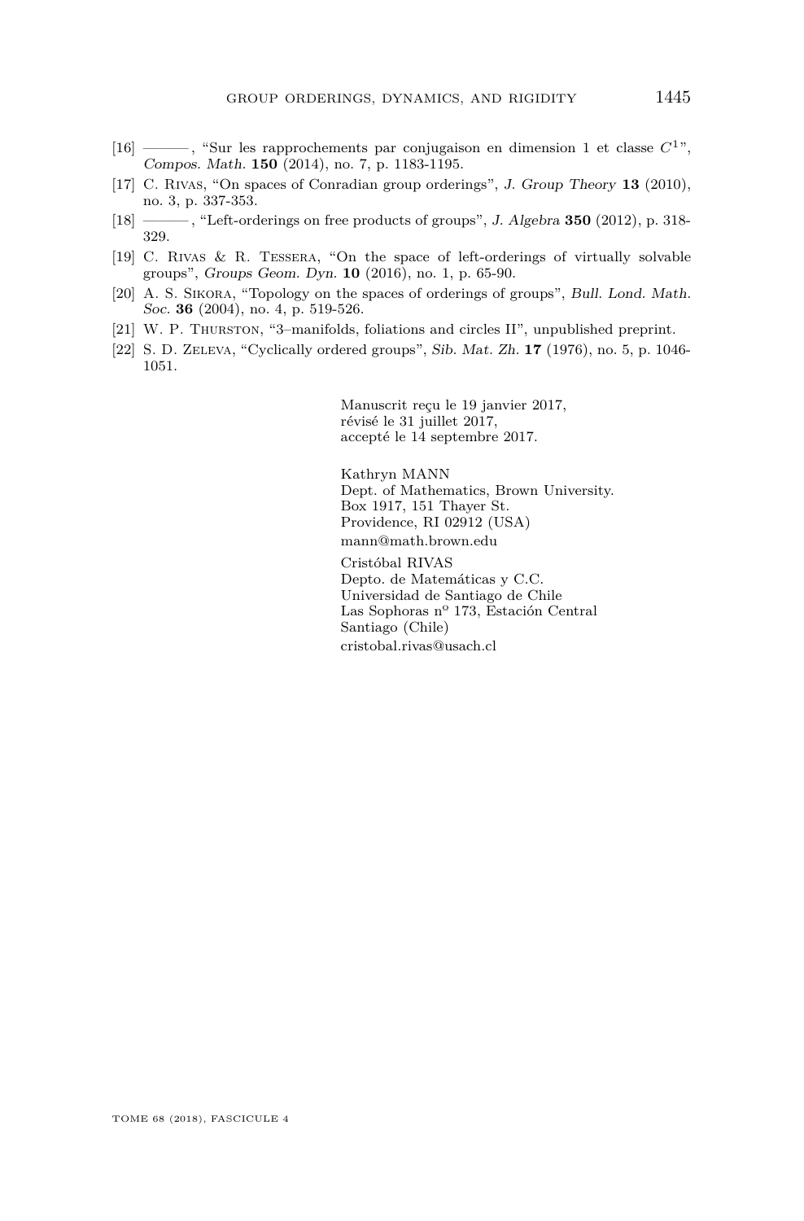[16] ———, "Sur les rapprochements par conjugaison en dimension 1 et classe $C^1$", *Compos. Math.* **150** (2014), no. 7, p. 1183-1195.

[17] C. Rivas, "On spaces of Conradian group orderings", *J. Group Theory* **13** (2010), no. 3, p. 337-353.

[18] ———, "Left-orderings on free products of groups", *J. Algebra* **350** (2012), p. 318-329.

[19] C. Rivas & R. Tessera, "On the space of left-orderings of virtually solvable groups", *Groups Geom. Dyn.* **10** (2016), no. 1, p. 65-90.

[20] A. S. Sikora, "Topology on the spaces of orderings of groups", *Bull. Lond. Math. Soc.* **36** (2004), no. 4, p. 519-526.

[21] W. P. Thurston, "3–manifolds, foliations and circles II", unpublished preprint.

[22] S. D. Zeleva, "Cyclically ordered groups", *Sib. Mat. Zh.* **17** (1976), no. 5, p. 1046-1051.

Manuscrit reçu le 19 janvier 2017,
révisé le 31 juillet 2017,
accepté le 14 septembre 2017.

Kathryn MANN
Dept. of Mathematics, Brown University.
Box 1917, 151 Thayer St.
Providence, RI 02912 (USA)
mann@math.brown.edu

Cristóbal RIVAS
Depto. de Matemáticas y C.C.
Universidad de Santiago de Chile
Las Sophoras nº 173, Estación Central
Santiago (Chile)
cristobal.rivas@usach.cl